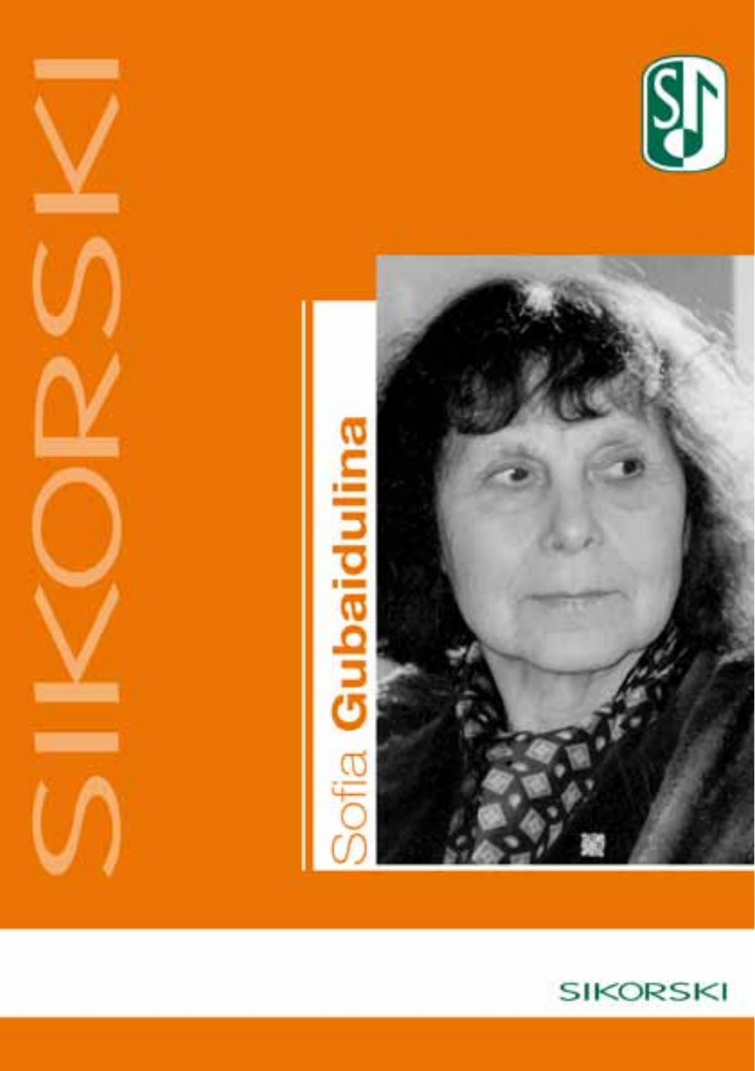# Sofia Gubaidulina

SIKORSKI

SIKORSKI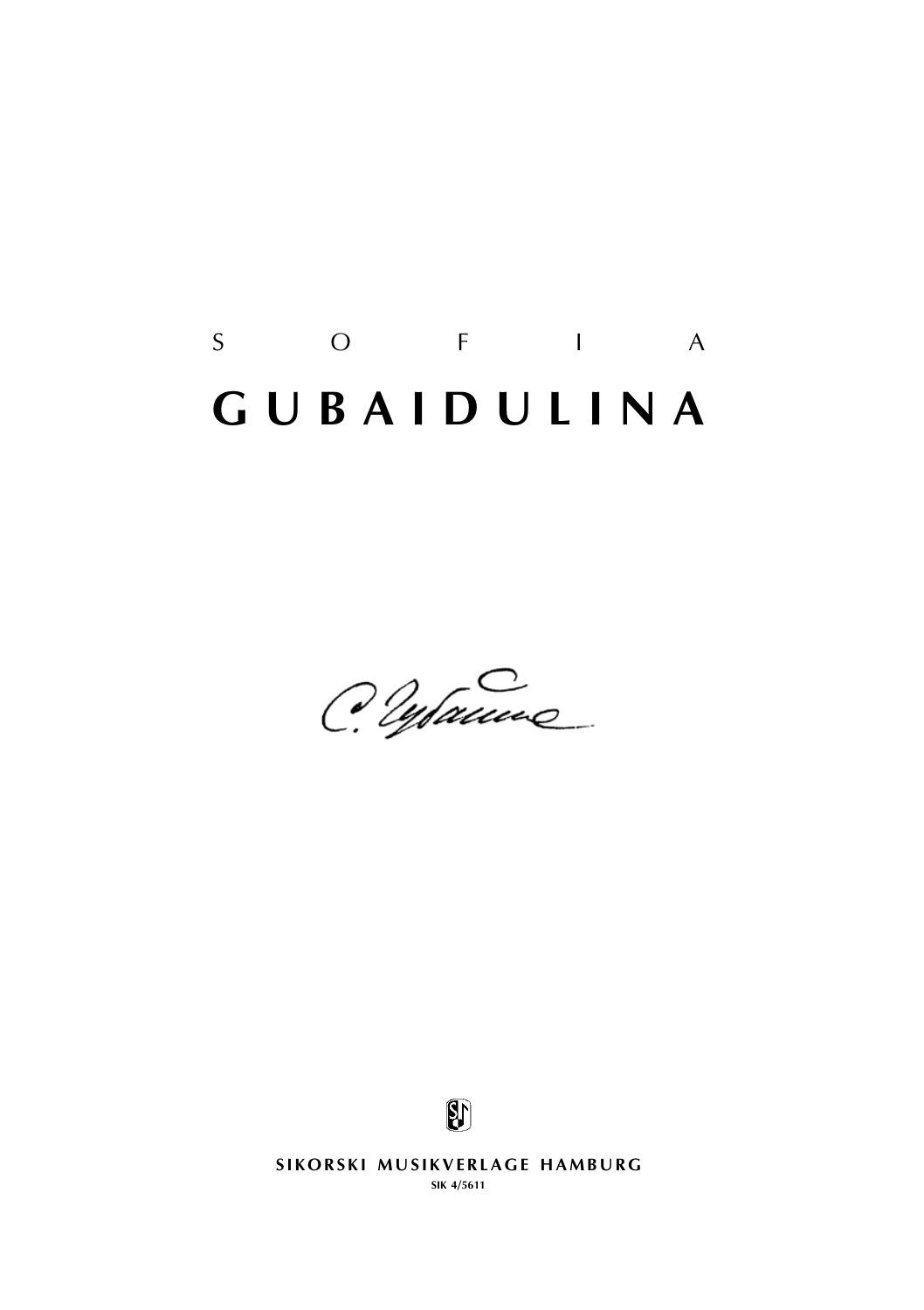S O F I A

# G U B A I D U L I N A

SIKORSKI MUSIKVERLAGE HAMBURG

SIK 4/5611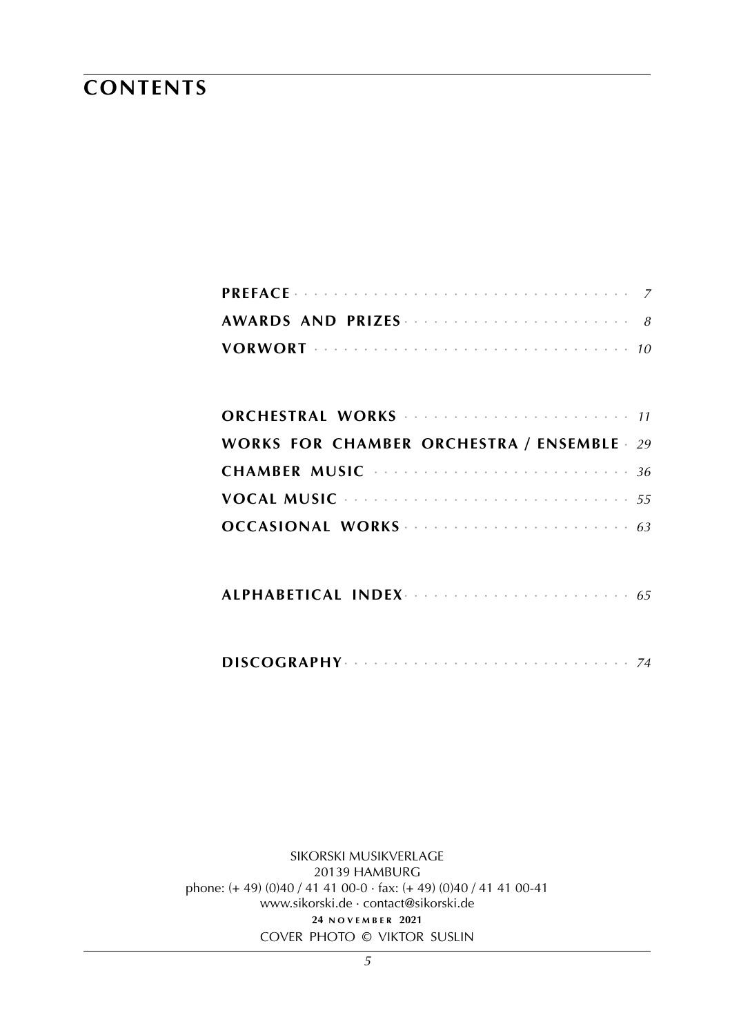# CONTENTS

**PREFACE** · · · · · · · · · · · · · · · · · · · · · · · · · · · · · · · · · · *7*
**AWARDS AND PRIZES** · · · · · · · · · · · · · · · · · · · · · · · *8*
**VORWORT** · · · · · · · · · · · · · · · · · · · · · · · · · · · · · · · · *10*

**ORCHESTRAL WORKS** · · · · · · · · · · · · · · · · · · · · · · · · *11*
**WORKS FOR CHAMBER ORCHESTRA / ENSEMBLE** · *29*
**CHAMBER MUSIC** · · · · · · · · · · · · · · · · · · · · · · · · · · *36*
**VOCAL MUSIC** · · · · · · · · · · · · · · · · · · · · · · · · · · · · · *55*
**OCCASIONAL WORKS** · · · · · · · · · · · · · · · · · · · · · · · *63*

**ALPHABETICAL INDEX** · · · · · · · · · · · · · · · · · · · · · · · *65*

**DISCOGRAPHY** · · · · · · · · · · · · · · · · · · · · · · · · · · · · · *74*

SIKORSKI MUSIKVERLAGE
20139 HAMBURG
phone: (+ 49) (0)40 / 41 41 00-0 · fax: (+ 49) (0)40 / 41 41 00-41
www.sikorski.de · contact@sikorski.de
**24 NOVEMBER 2021**
COVER PHOTO © VIKTOR SUSLIN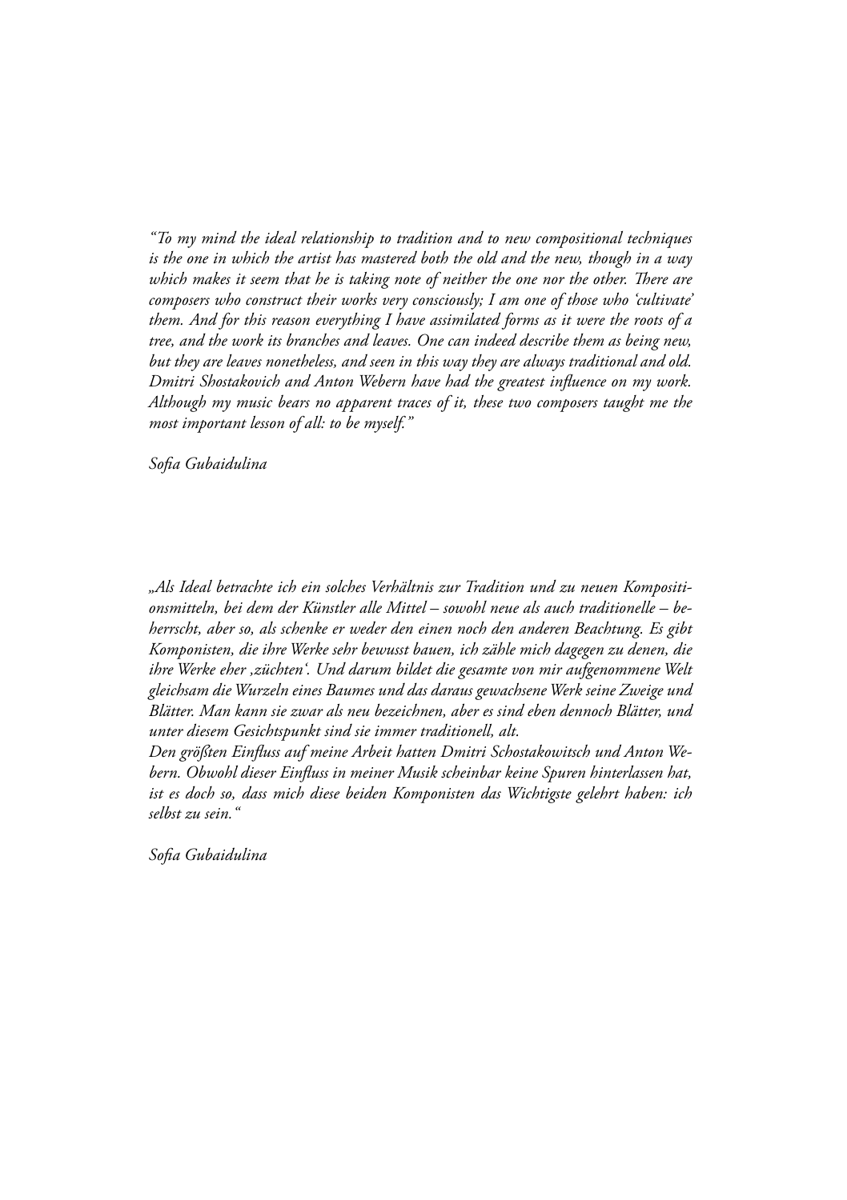*"To my mind the ideal relationship to tradition and to new compositional techniques is the one in which the artist has mastered both the old and the new, though in a way which makes it seem that he is taking note of neither the one nor the other. There are composers who construct their works very consciously; I am one of those who 'cultivate' them. And for this reason everything I have assimilated forms as it were the roots of a tree, and the work its branches and leaves. One can indeed describe them as being new, but they are leaves nonetheless, and seen in this way they are always traditional and old. Dmitri Shostakovich and Anton Webern have had the greatest influence on my work. Although my music bears no apparent traces of it, these two composers taught me the most important lesson of all: to be myself."*

*Sofia Gubaidulina*

*„Als Ideal betrachte ich ein solches Verhältnis zur Tradition und zu neuen Kompositionsmitteln, bei dem der Künstler alle Mittel – sowohl neue als auch traditionelle – beherrscht, aber so, als schenke er weder den einen noch den anderen Beachtung. Es gibt Komponisten, die ihre Werke sehr bewusst bauen, ich zähle mich dagegen zu denen, die ihre Werke eher ‚züchten'. Und darum bildet die gesamte von mir aufgenommene Welt gleichsam die Wurzeln eines Baumes und das daraus gewachsene Werk seine Zweige und Blätter. Man kann sie zwar als neu bezeichnen, aber es sind eben dennoch Blätter, und unter diesem Gesichtspunkt sind sie immer traditionell, alt.*
*Den größten Einfluss auf meine Arbeit hatten Dmitri Schostakowitsch und Anton Webern. Obwohl dieser Einfluss in meiner Musik scheinbar keine Spuren hinterlassen hat, ist es doch so, dass mich diese beiden Komponisten das Wichtigste gelehrt haben: ich selbst zu sein."*

*Sofia Gubaidulina*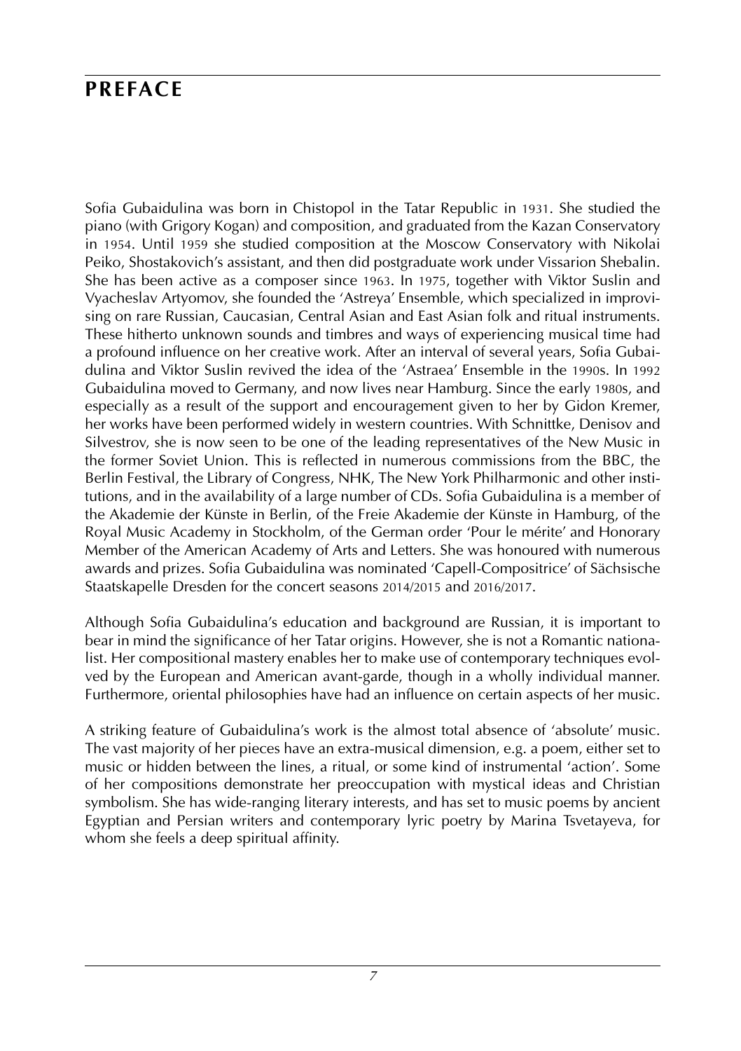# PREFACE

Sofia Gubaidulina was born in Chistopol in the Tatar Republic in 1931. She studied the piano (with Grigory Kogan) and composition, and graduated from the Kazan Conservatory in 1954. Until 1959 she studied composition at the Moscow Conservatory with Nikolai Peiko, Shostakovich's assistant, and then did postgraduate work under Vissarion Shebalin. She has been active as a composer since 1963. In 1975, together with Viktor Suslin and Vyacheslav Artyomov, she founded the 'Astreya' Ensemble, which specialized in improvising on rare Russian, Caucasian, Central Asian and East Asian folk and ritual instruments. These hitherto unknown sounds and timbres and ways of experiencing musical time had a profound influence on her creative work. After an interval of several years, Sofia Gubaidulina and Viktor Suslin revived the idea of the 'Astraea' Ensemble in the 1990s. In 1992 Gubaidulina moved to Germany, and now lives near Hamburg. Since the early 1980s, and especially as a result of the support and encouragement given to her by Gidon Kremer, her works have been performed widely in western countries. With Schnittke, Denisov and Silvestrov, she is now seen to be one of the leading representatives of the New Music in the former Soviet Union. This is reflected in numerous commissions from the BBC, the Berlin Festival, the Library of Congress, NHK, The New York Philharmonic and other institutions, and in the availability of a large number of CDs. Sofia Gubaidulina is a member of the Akademie der Künste in Berlin, of the Freie Akademie der Künste in Hamburg, of the Royal Music Academy in Stockholm, of the German order 'Pour le mérite' and Honorary Member of the American Academy of Arts and Letters. She was honoured with numerous awards and prizes. Sofia Gubaidulina was nominated 'Capell-Compositrice' of Sächsische Staatskapelle Dresden for the concert seasons 2014/2015 and 2016/2017.

Although Sofia Gubaidulina's education and background are Russian, it is important to bear in mind the significance of her Tatar origins. However, she is not a Romantic nationalist. Her compositional mastery enables her to make use of contemporary techniques evolved by the European and American avant-garde, though in a wholly individual manner. Furthermore, oriental philosophies have had an influence on certain aspects of her music.

A striking feature of Gubaidulina's work is the almost total absence of 'absolute' music. The vast majority of her pieces have an extra-musical dimension, e.g. a poem, either set to music or hidden between the lines, a ritual, or some kind of instrumental 'action'. Some of her compositions demonstrate her preoccupation with mystical ideas and Christian symbolism. She has wide-ranging literary interests, and has set to music poems by ancient Egyptian and Persian writers and contemporary lyric poetry by Marina Tsvetayeva, for whom she feels a deep spiritual affinity.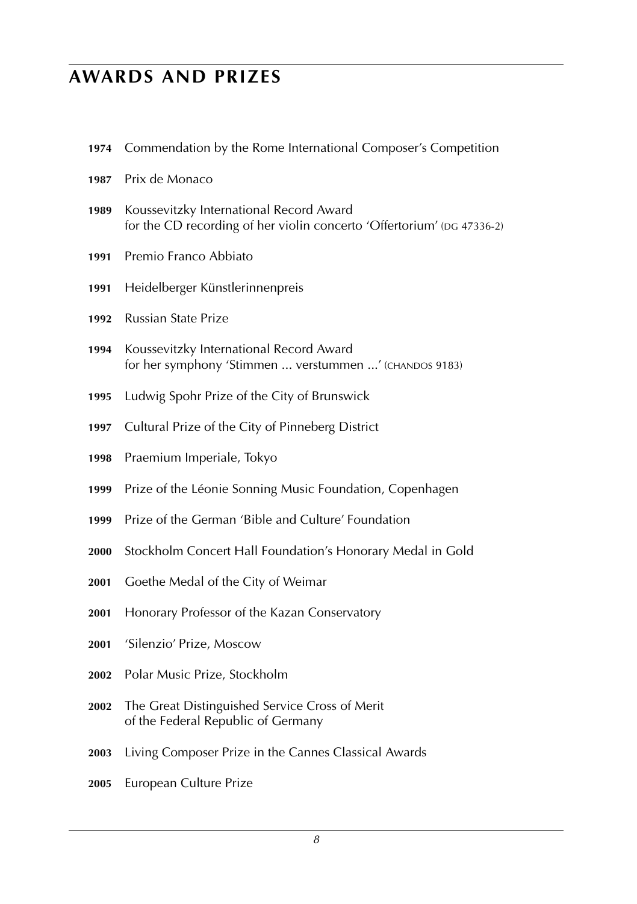# AWARDS AND PRIZES

**1974** Commendation by the Rome International Composer's Competition

**1987** Prix de Monaco

**1989** Koussevitzky International Record Award
for the CD recording of her violin concerto 'Offertorium' (DG 47336-2)

**1991** Premio Franco Abbiato

**1991** Heidelberger Künstlerinnenpreis

**1992** Russian State Prize

**1994** Koussevitzky International Record Award
for her symphony 'Stimmen ... verstummen ...' (CHANDOS 9183)

**1995** Ludwig Spohr Prize of the City of Brunswick

**1997** Cultural Prize of the City of Pinneberg District

**1998** Praemium Imperiale, Tokyo

**1999** Prize of the Léonie Sonning Music Foundation, Copenhagen

**1999** Prize of the German 'Bible and Culture' Foundation

**2000** Stockholm Concert Hall Foundation's Honorary Medal in Gold

**2001** Goethe Medal of the City of Weimar

**2001** Honorary Professor of the Kazan Conservatory

**2001** 'Silenzio' Prize, Moscow

**2002** Polar Music Prize, Stockholm

**2002** The Great Distinguished Service Cross of Merit
of the Federal Republic of Germany

**2003** Living Composer Prize in the Cannes Classical Awards

**2005** European Culture Prize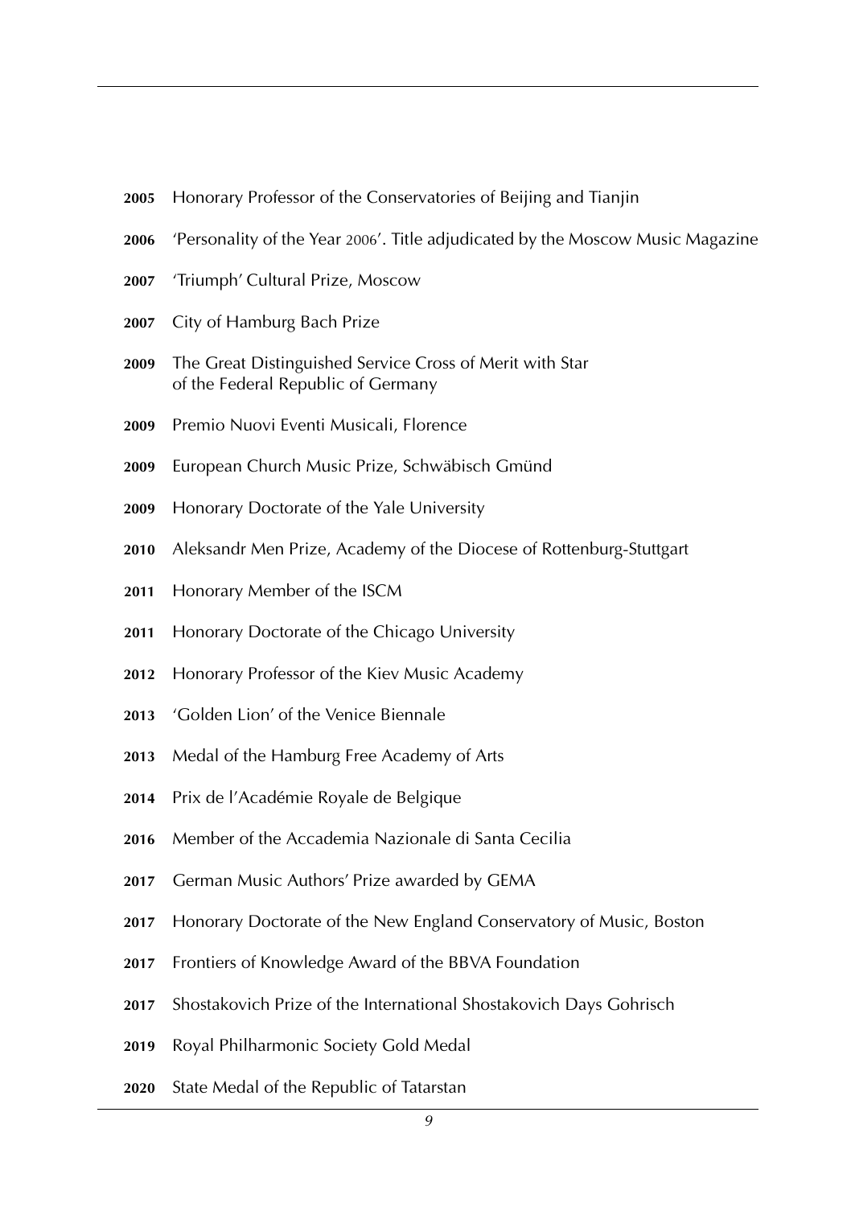**2005** Honorary Professor of the Conservatories of Beijing and Tianjin

**2006** 'Personality of the Year 2006'. Title adjudicated by the Moscow Music Magazine

**2007** 'Triumph' Cultural Prize, Moscow

**2007** City of Hamburg Bach Prize

**2009** The Great Distinguished Service Cross of Merit with Star of the Federal Republic of Germany

**2009** Premio Nuovi Eventi Musicali, Florence

**2009** European Church Music Prize, Schwäbisch Gmünd

**2009** Honorary Doctorate of the Yale University

**2010** Aleksandr Men Prize, Academy of the Diocese of Rottenburg-Stuttgart

**2011** Honorary Member of the ISCM

**2011** Honorary Doctorate of the Chicago University

**2012** Honorary Professor of the Kiev Music Academy

**2013** 'Golden Lion' of the Venice Biennale

**2013** Medal of the Hamburg Free Academy of Arts

**2014** Prix de l'Académie Royale de Belgique

**2016** Member of the Accademia Nazionale di Santa Cecilia

**2017** German Music Authors' Prize awarded by GEMA

**2017** Honorary Doctorate of the New England Conservatory of Music, Boston

**2017** Frontiers of Knowledge Award of the BBVA Foundation

**2017** Shostakovich Prize of the International Shostakovich Days Gohrisch

**2019** Royal Philharmonic Society Gold Medal

**2020** State Medal of the Republic of Tatarstan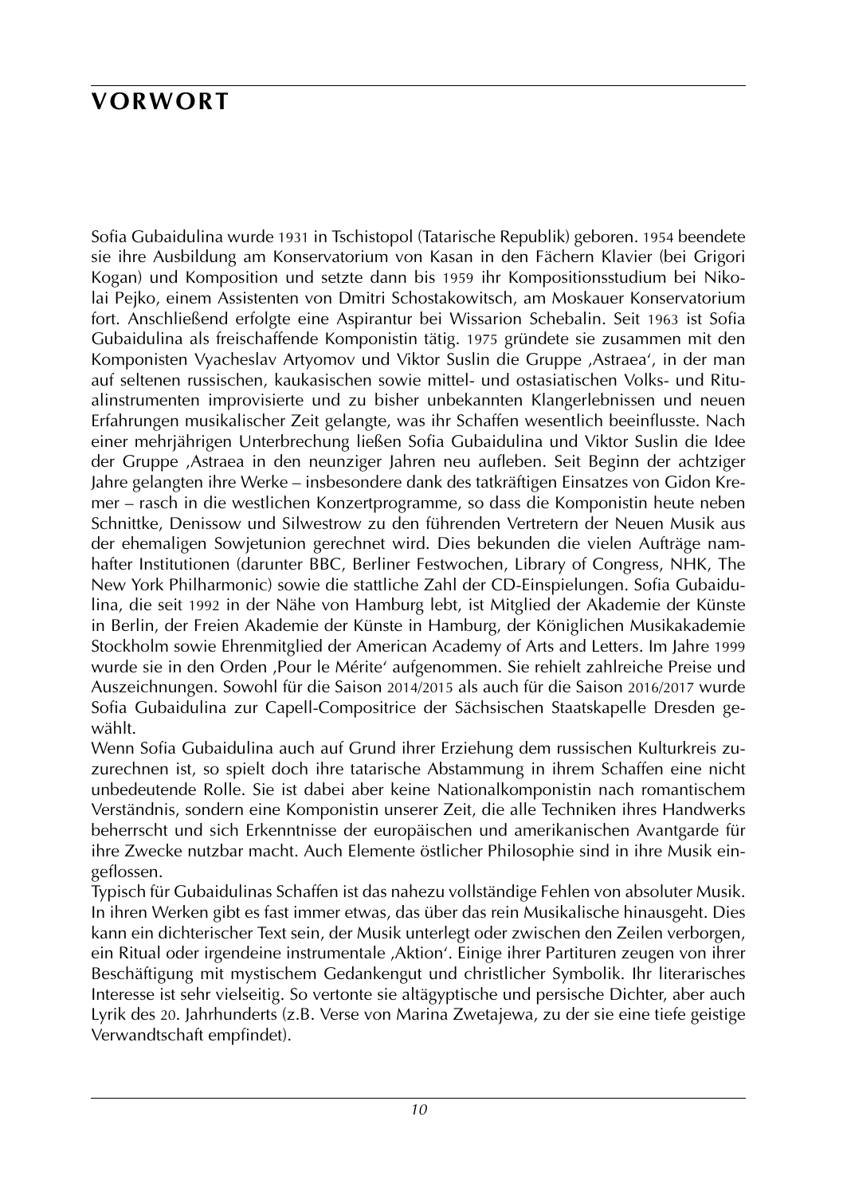# VORWORT

Sofia Gubaidulina wurde 1931 in Tschistopol (Tatarische Republik) geboren. 1954 beendete sie ihre Ausbildung am Konservatorium von Kasan in den Fächern Klavier (bei Grigori Kogan) und Komposition und setzte dann bis 1959 ihr Kompositionsstudium bei Nikolai Pejko, einem Assistenten von Dmitri Schostakowitsch, am Moskauer Konservatorium fort. Anschließend erfolgte eine Aspirantur bei Wissarion Schebalin. Seit 1963 ist Sofia Gubaidulina als freischaffende Komponistin tätig. 1975 gründete sie zusammen mit den Komponisten Vyacheslav Artyomov und Viktor Suslin die Gruppe ‚Astraea', in der man auf seltenen russischen, kaukasischen sowie mittel- und ostasiatischen Volks- und Ritualinstrumenten improvisierte und zu bisher unbekannten Klangerlebnissen und neuen Erfahrungen musikalischer Zeit gelangte, was ihr Schaffen wesentlich beeinflusste. Nach einer mehrjährigen Unterbrechung ließen Sofia Gubaidulina und Viktor Suslin die Idee der Gruppe ‚Astraea in den neunziger Jahren neu aufleben. Seit Beginn der achtziger Jahre gelangten ihre Werke – insbesondere dank des tatkräftigen Einsatzes von Gidon Kremer – rasch in die westlichen Konzertprogramme, so dass die Komponistin heute neben Schnittke, Denissow und Silwestrow zu den führenden Vertretern der Neuen Musik aus der ehemaligen Sowjetunion gerechnet wird. Dies bekunden die vielen Aufträge namhafter Institutionen (darunter BBC, Berliner Festwochen, Library of Congress, NHK, The New York Philharmonic) sowie die stattliche Zahl der CD-Einspielungen. Sofia Gubaidulina, die seit 1992 in der Nähe von Hamburg lebt, ist Mitglied der Akademie der Künste in Berlin, der Freien Akademie der Künste in Hamburg, der Königlichen Musikakademie Stockholm sowie Ehrenmitglied der American Academy of Arts and Letters. Im Jahre 1999 wurde sie in den Orden ‚Pour le Mérite' aufgenommen. Sie rehielt zahlreiche Preise und Auszeichnungen. Sowohl für die Saison 2014/2015 als auch für die Saison 2016/2017 wurde Sofia Gubaidulina zur Capell-Compositrice der Sächsischen Staatskapelle Dresden gewählt.

Wenn Sofia Gubaidulina auch auf Grund ihrer Erziehung dem russischen Kulturkreis zuzurechnen ist, so spielt doch ihre tatarische Abstammung in ihrem Schaffen eine nicht unbedeutende Rolle. Sie ist dabei aber keine Nationalkomponistin nach romantischem Verständnis, sondern eine Komponistin unserer Zeit, die alle Techniken ihres Handwerks beherrscht und sich Erkenntnisse der europäischen und amerikanischen Avantgarde für ihre Zwecke nutzbar macht. Auch Elemente östlicher Philosophie sind in ihre Musik eingeflossen.

Typisch für Gubaidulinas Schaffen ist das nahezu vollständige Fehlen von absoluter Musik. In ihren Werken gibt es fast immer etwas, das über das rein Musikalische hinausgeht. Dies kann ein dichterischer Text sein, der Musik unterlegt oder zwischen den Zeilen verborgen, ein Ritual oder irgendeine instrumentale ‚Aktion'. Einige ihrer Partituren zeugen von ihrer Beschäftigung mit mystischem Gedankengut und christlicher Symbolik. Ihr literarisches Interesse ist sehr vielseitig. So vertonte sie altägyptische und persische Dichter, aber auch Lyrik des 20. Jahrhunderts (z.B. Verse von Marina Zwetajewa, zu der sie eine tiefe geistige Verwandtschaft empfindet).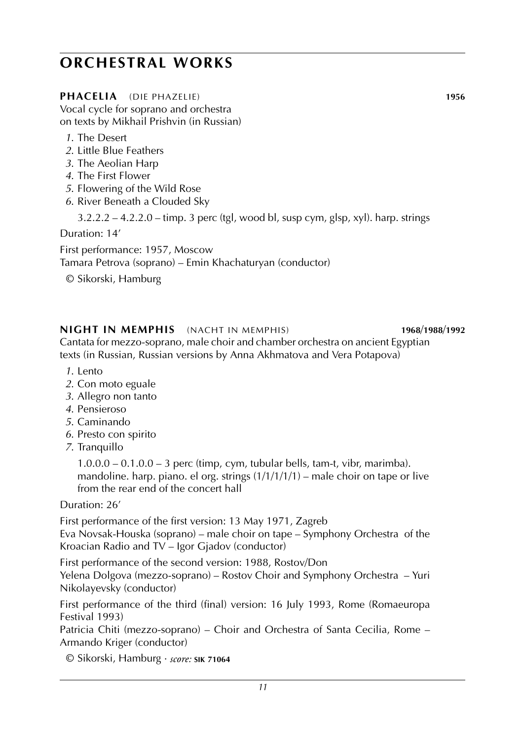# ORCHESTRAL WORKS

### PHACELIA (DIE PHAZELIE) **1956**

Vocal cycle for soprano and orchestra
on texts by Mikhail Prishvin (in Russian)

*1*. The Desert
*2*. Little Blue Feathers
*3*. The Aeolian Harp
*4*. The First Flower
*5*. Flowering of the Wild Rose
*6*. River Beneath a Clouded Sky

3.2.2.2 – 4.2.2.0 – timp. 3 perc (tgl, wood bl, susp cym, glsp, xyl). harp. strings

Duration: 14'

First performance: 1957, Moscow
Tamara Petrova (soprano) – Emin Khachaturyan (conductor)

© Sikorski, Hamburg

### NIGHT IN MEMPHIS (NACHT IN MEMPHIS) **1968/1988/1992**

Cantata for mezzo-soprano, male choir and chamber orchestra on ancient Egyptian texts (in Russian, Russian versions by Anna Akhmatova and Vera Potapova)

*1*. Lento
*2*. Con moto eguale
*3*. Allegro non tanto
*4*. Pensieroso
*5*. Caminando
*6*. Presto con spirito
*7*. Tranquillo

1.0.0.0 – 0.1.0.0 – 3 perc (timp, cym, tubular bells, tam-t, vibr, marimba). mandoline. harp. piano. el org. strings (1/1/1/1/1) – male choir on tape or live from the rear end of the concert hall

Duration: 26'

First performance of the first version: 13 May 1971, Zagreb
Eva Novsak-Houska (soprano) – male choir on tape – Symphony Orchestra of the Kroacian Radio and TV – Igor Gjadov (conductor)

First performance of the second version: 1988, Rostov/Don
Yelena Dolgova (mezzo-soprano) – Rostov Choir and Symphony Orchestra – Yuri Nikolayevsky (conductor)

First performance of the third (final) version: 16 July 1993, Rome (Romaeuropa Festival 1993)
Patricia Chiti (mezzo-soprano) – Choir and Orchestra of Santa Cecilia, Rome – Armando Kriger (conductor)

© Sikorski, Hamburg · *score:* **SIK 71064**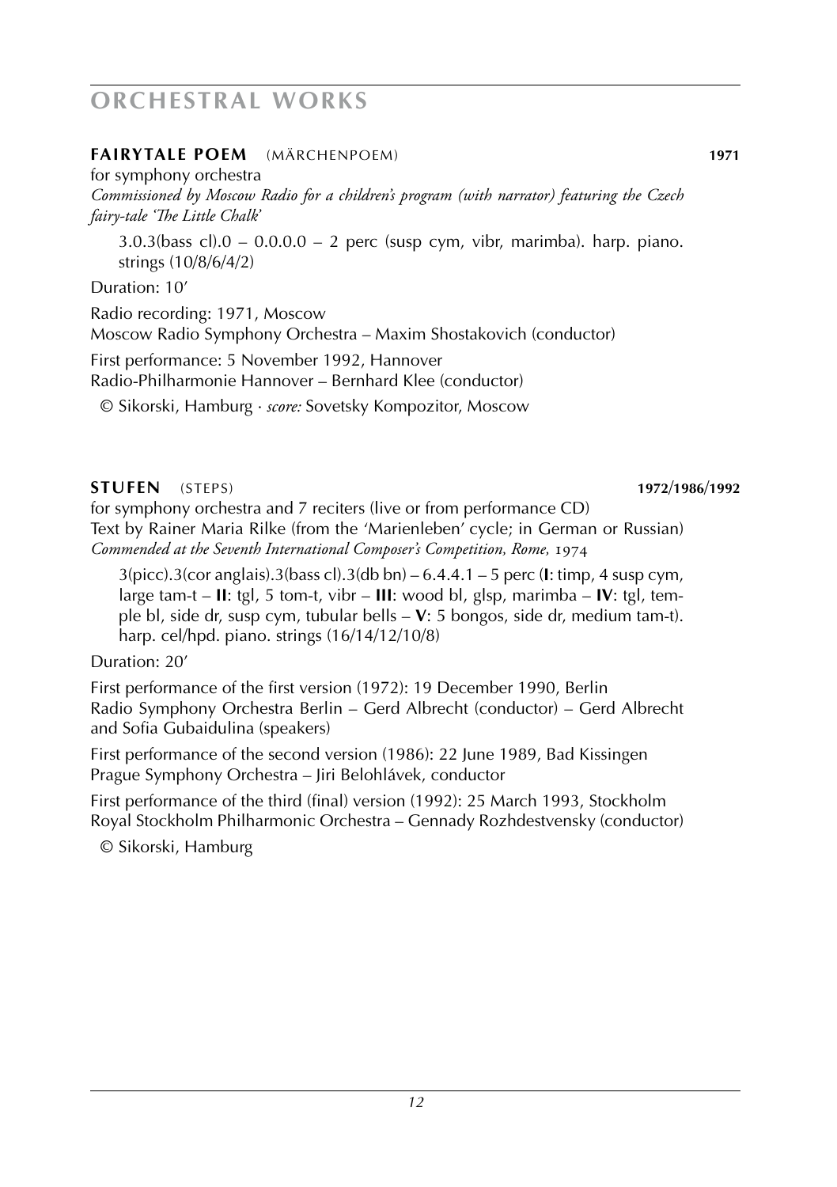# ORCHESTRAL WORKS

## FAIRYTALE POEM (MÄRCHENPOEM) 1971

for symphony orchestra

*Commissioned by Moscow Radio for a children's program (with narrator) featuring the Czech fairy-tale 'The Little Chalk'*

3.0.3(bass cl).0 – 0.0.0.0 – 2 perc (susp cym, vibr, marimba). harp. piano. strings (10/8/6/4/2)

Duration: 10'

Radio recording: 1971, Moscow
Moscow Radio Symphony Orchestra – Maxim Shostakovich (conductor)

First performance: 5 November 1992, Hannover
Radio-Philharmonie Hannover – Bernhard Klee (conductor)

© Sikorski, Hamburg · *score:* Sovetsky Kompozitor, Moscow

## STUFEN (STEPS) 1972/1986/1992

for symphony orchestra and 7 reciters (live or from performance CD)
Text by Rainer Maria Rilke (from the 'Marienleben' cycle; in German or Russian)
*Commended at the Seventh International Composer's Competition, Rome, 1974*

3(picc).3(cor anglais).3(bass cl).3(db bn) – 6.4.4.1 – 5 perc (**I**: timp, 4 susp cym, large tam-t – **II**: tgl, 5 tom-t, vibr – **III**: wood bl, glsp, marimba – **IV**: tgl, temple bl, side dr, susp cym, tubular bells – **V**: 5 bongos, side dr, medium tam-t). harp. cel/hpd. piano. strings (16/14/12/10/8)

Duration: 20'

First performance of the first version (1972): 19 December 1990, Berlin
Radio Symphony Orchestra Berlin – Gerd Albrecht (conductor) – Gerd Albrecht and Sofia Gubaidulina (speakers)

First performance of the second version (1986): 22 June 1989, Bad Kissingen
Prague Symphony Orchestra – Jiri Belohlávek, conductor

First performance of the third (final) version (1992): 25 March 1993, Stockholm
Royal Stockholm Philharmonic Orchestra – Gennady Rozhdestvensky (conductor)

© Sikorski, Hamburg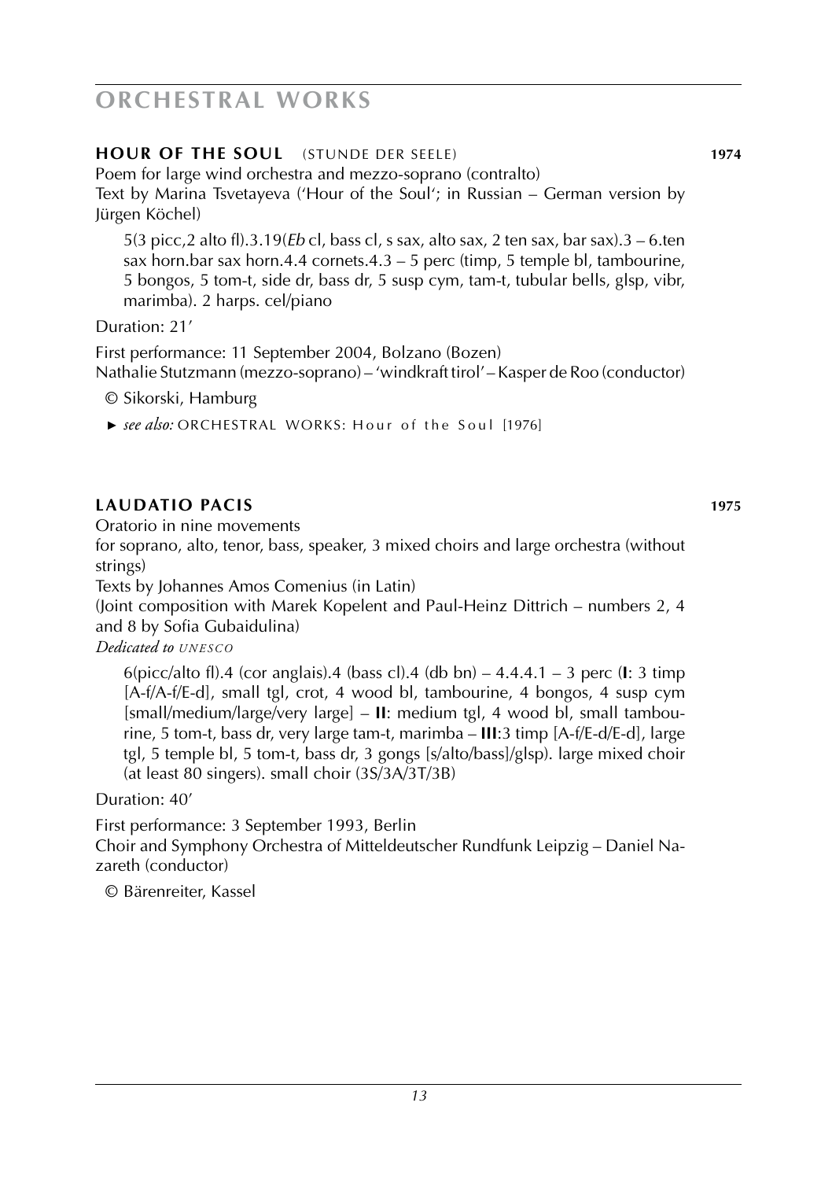# ORCHESTRAL WORKS

## HOUR OF THE SOUL (STUNDE DER SEELE) 1974

Poem for large wind orchestra and mezzo-soprano (contralto)
Text by Marina Tsvetayeva ('Hour of the Soul'; in Russian – German version by Jürgen Köchel)

5(3 picc,2 alto fl).3.19(*Eb* cl, bass cl, s sax, alto sax, 2 ten sax, bar sax).3 – 6.ten sax horn.bar sax horn.4.4 cornets.4.3 – 5 perc (timp, 5 temple bl, tambourine, 5 bongos, 5 tom-t, side dr, bass dr, 5 susp cym, tam-t, tubular bells, glsp, vibr, marimba). 2 harps. cel/piano

Duration: 21'

First performance: 11 September 2004, Bolzano (Bozen)
Nathalie Stutzmann (mezzo-soprano) – 'windkraft tirol' – Kasper de Roo (conductor)

© Sikorski, Hamburg

► *see also:* ORCHESTRAL WORKS: Hour of the Soul [1976]

## LAUDATIO PACIS 1975

Oratorio in nine movements
for soprano, alto, tenor, bass, speaker, 3 mixed choirs and large orchestra (without strings)
Texts by Johannes Amos Comenius (in Latin)
(Joint composition with Marek Kopelent and Paul-Heinz Dittrich – numbers 2, 4 and 8 by Sofia Gubaidulina)
*Dedicated to UNESCO*

6(picc/alto fl).4 (cor anglais).4 (bass cl).4 (db bn) – 4.4.4.1 – 3 perc (**I**: 3 timp [A-f/A-f/E-d], small tgl, crot, 4 wood bl, tambourine, 4 bongos, 4 susp cym [small/medium/large/very large] – **II**: medium tgl, 4 wood bl, small tambourine, 5 tom-t, bass dr, very large tam-t, marimba – **III**:3 timp [A-f/E-d/E-d], large tgl, 5 temple bl, 5 tom-t, bass dr, 3 gongs [s/alto/bass]/glsp). large mixed choir (at least 80 singers). small choir (3S/3A/3T/3B)

Duration: 40'

First performance: 3 September 1993, Berlin
Choir and Symphony Orchestra of Mitteldeutscher Rundfunk Leipzig – Daniel Nazareth (conductor)

© Bärenreiter, Kassel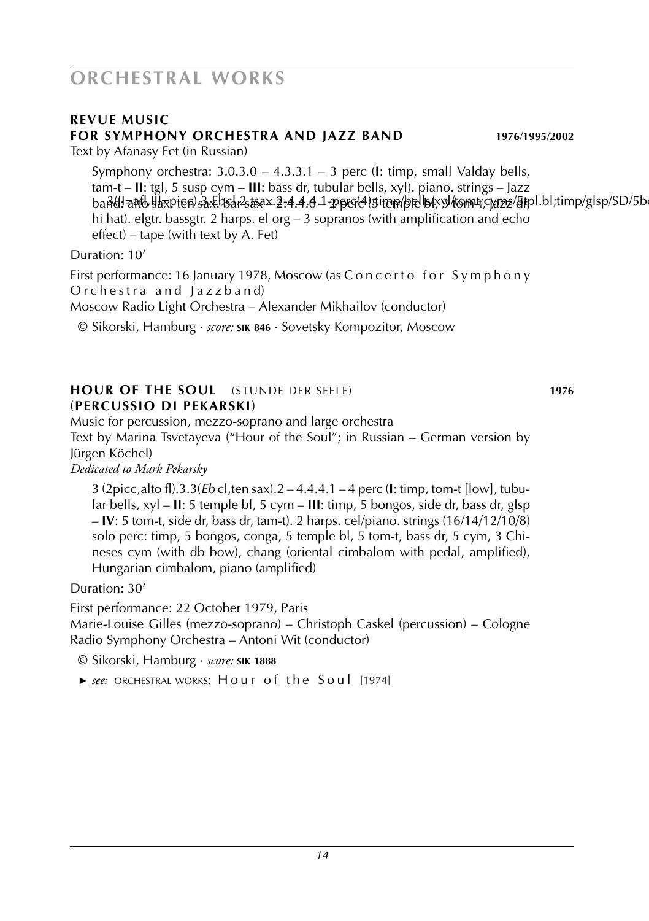### REVUE MUSIC FOR SYMPHONY ORCHESTRA AND JAZZ BAND **1976/1995/2002**

Text by Afanasy Fet (in Russian)

Symphony orchestra: 3.0.3.0 – 4.3.3.1 – 3 perc (**I**: timp, small Valday bells, tam-t – **II**: tgl, 5 susp cym – **III**: bass dr, tubular bells, xyl). piano. strings – Jazz band: alto sax. ten sax. bar sax – 2.4.4.0 – 2 perc (5 temple bl, 3 tom-t, jazz dr, hi hat). elgtr. bassgtr. 2 harps. el org – 3 sopranos (with amplification and echo effect) – tape (with text by A. Fet)

Duration: 10'

First performance: 16 January 1978, Moscow (as Concerto for Symphony Orchestra and Jazzband)
Moscow Radio Light Orchestra – Alexander Mikhailov (conductor)

© Sikorski, Hamburg · *score:* **SIK 846** · Sovetsky Kompozitor, Moscow

### HOUR OF THE SOUL (STUNDE DER SEELE) (PERCUSSIO DI PEKARSKI) **1976**

Music for percussion, mezzo-soprano and large orchestra
Text by Marina Tsvetayeva ("Hour of the Soul"; in Russian – German version by Jürgen Köchel)
*Dedicated to Mark Pekarsky*

3 (2picc,alto fl).3.3(*Eb* cl,ten sax).2 – 4.4.4.1 – 4 perc (**I**: timp, tom-t [low], tubular bells, xyl – **II**: 5 temple bl, 5 cym – **III**: timp, 5 bongos, side dr, bass dr, glsp – **IV**: 5 tom-t, side dr, bass dr, tam-t). 2 harps. cel/piano. strings (16/14/12/10/8) solo perc: timp, 5 bongos, conga, 5 temple bl, 5 tom-t, bass dr, 5 cym, 3 Chineses cym (with db bow), chang (oriental cimbalom with pedal, amplified), Hungarian cimbalom, piano (amplified)

Duration: 30'

First performance: 22 October 1979, Paris
Marie-Louise Gilles (mezzo-soprano) – Christoph Caskel (percussion) – Cologne Radio Symphony Orchestra – Antoni Wit (conductor)

© Sikorski, Hamburg · *score:* **SIK 1888**

► *see:* ORCHESTRAL WORKS: Hour of the Soul [1974]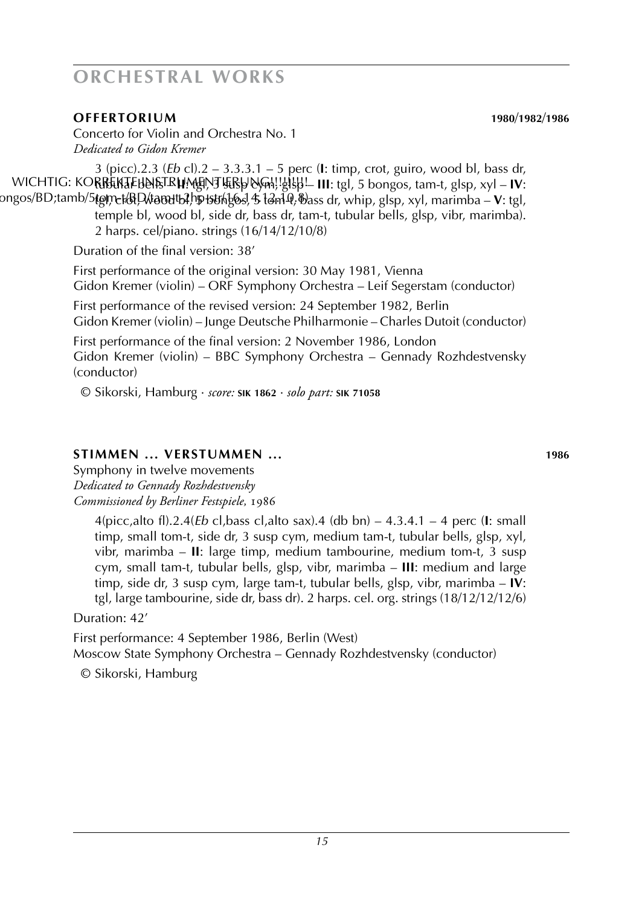## OFFERTORIUM 1980/1982/1986

Concerto for Violin and Orchestra No. 1
*Dedicated to Gidon Kremer*

3 (picc).2.3 (*Eb* cl).2 – 3.3.3.1 – 5 perc (**I**: timp, crot, guiro, wood bl, bass dr, tubular bells – **II**: tgl, 3 susp cym, glsp – **III**: tgl, 5 bongos, tam-t, glsp, xyl – **IV**: tgl, crot, wood bl, 5 bongos, 5 tom-t, bass dr, whip, glsp, xyl, marimba – **V**: tgl, temple bl, wood bl, side dr, bass dr, tam-t, tubular bells, glsp, vibr, marimba). 2 harps. cel/piano. strings (16/14/12/10/8)

Duration of the final version: 38'

First performance of the original version: 30 May 1981, Vienna
Gidon Kremer (violin) – ORF Symphony Orchestra – Leif Segerstam (conductor)

First performance of the revised version: 24 September 1982, Berlin
Gidon Kremer (violin) – Junge Deutsche Philharmonie – Charles Dutoit (conductor)

First performance of the final version: 2 November 1986, London
Gidon Kremer (violin) – BBC Symphony Orchestra – Gennady Rozhdestvensky (conductor)

© Sikorski, Hamburg · *score:* **SIK 1862** · *solo part:* **SIK 71058**

## STIMMEN ... VERSTUMMEN ... 1986

Symphony in twelve movements
*Dedicated to Gennady Rozhdestvensky*
*Commissioned by Berliner Festspiele, 1986*

4(picc,alto fl).2.4(*Eb* cl,bass cl,alto sax).4 (db bn) – 4.3.4.1 – 4 perc (**I**: small timp, small tom-t, side dr, 3 susp cym, medium tam-t, tubular bells, glsp, xyl, vibr, marimba – **II**: large timp, medium tambourine, medium tom-t, 3 susp cym, small tam-t, tubular bells, glsp, vibr, marimba – **III**: medium and large timp, side dr, 3 susp cym, large tam-t, tubular bells, glsp, vibr, marimba – **IV**: tgl, large tambourine, side dr, bass dr). 2 harps. cel. org. strings (18/12/12/12/6)

Duration: 42'

First performance: 4 September 1986, Berlin (West)
Moscow State Symphony Orchestra – Gennady Rozhdestvensky (conductor)

© Sikorski, Hamburg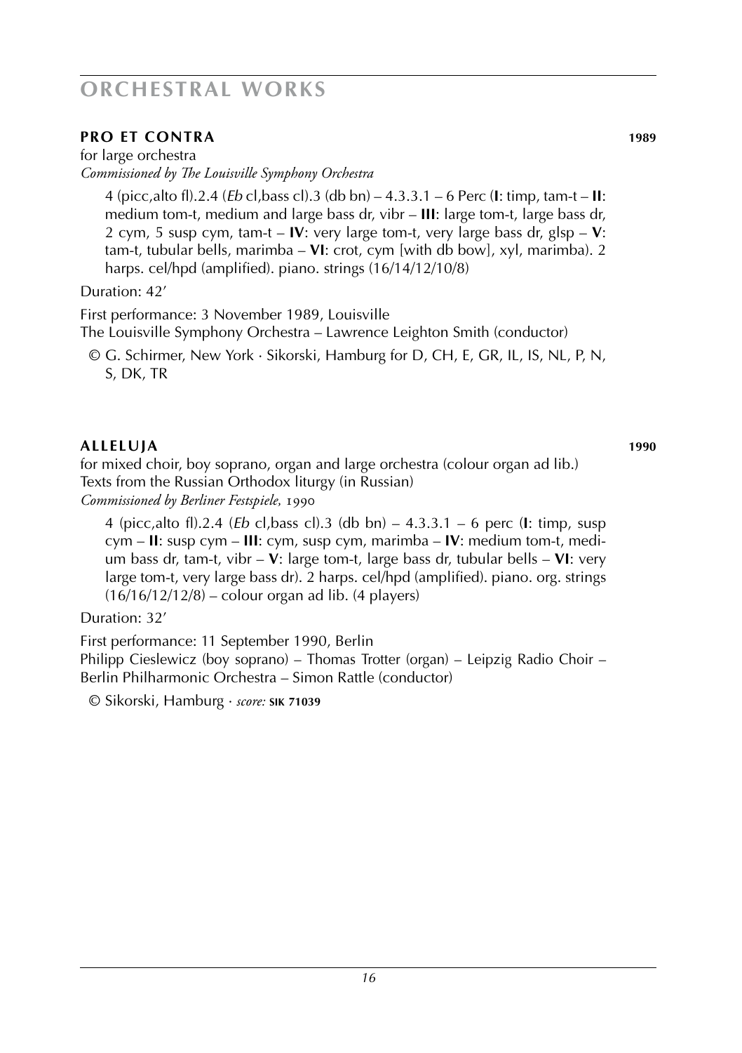# ORCHESTRAL WORKS

## PRO ET CONTRA 1989

for large orchestra
*Commissioned by The Louisville Symphony Orchestra*

4 (picc,alto fl).2.4 (*Eb* cl,bass cl).3 (db bn) – 4.3.3.1 – 6 Perc (**I**: timp, tam-t – **II**: medium tom-t, medium and large bass dr, vibr – **III**: large tom-t, large bass dr, 2 cym, 5 susp cym, tam-t – **IV**: very large tom-t, very large bass dr, glsp – **V**: tam-t, tubular bells, marimba – **VI**: crot, cym [with db bow], xyl, marimba). 2 harps. cel/hpd (amplified). piano. strings (16/14/12/10/8)

Duration: 42'

First performance: 3 November 1989, Louisville
The Louisville Symphony Orchestra – Lawrence Leighton Smith (conductor)

© G. Schirmer, New York · Sikorski, Hamburg for D, CH, E, GR, IL, IS, NL, P, N, S, DK, TR

## ALLELUJA 1990

for mixed choir, boy soprano, organ and large orchestra (colour organ ad lib.)
Texts from the Russian Orthodox liturgy (in Russian)
*Commissioned by Berliner Festspiele, 1990*

4 (picc,alto fl).2.4 (*Eb* cl,bass cl).3 (db bn) – 4.3.3.1 – 6 perc (**I**: timp, susp cym – **II**: susp cym – **III**: cym, susp cym, marimba – **IV**: medium tom-t, medium bass dr, tam-t, vibr – **V**: large tom-t, large bass dr, tubular bells – **VI**: very large tom-t, very large bass dr). 2 harps. cel/hpd (amplified). piano. org. strings (16/16/12/12/8) – colour organ ad lib. (4 players)

Duration: 32'

First performance: 11 September 1990, Berlin
Philipp Cieslewicz (boy soprano) – Thomas Trotter (organ) – Leipzig Radio Choir – Berlin Philharmonic Orchestra – Simon Rattle (conductor)

© Sikorski, Hamburg · *score:* **SIK 71039**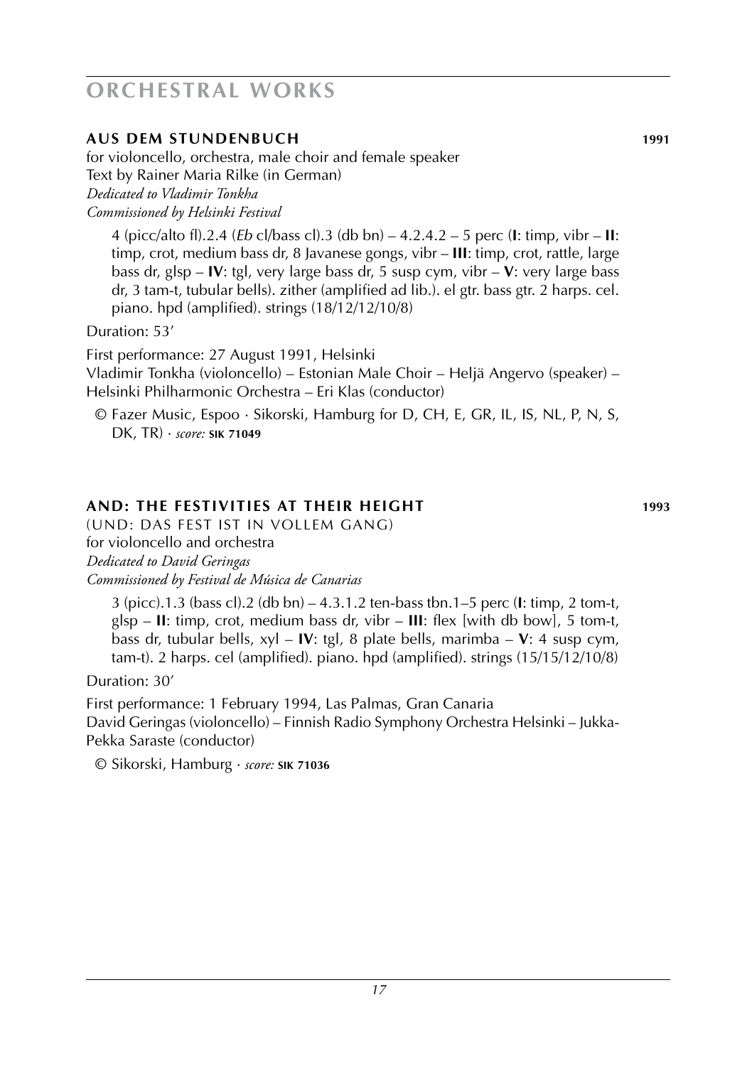# ORCHESTRAL WORKS

## AUS DEM STUNDENBUCH 1991

for violoncello, orchestra, male choir and female speaker
Text by Rainer Maria Rilke (in German)
*Dedicated to Vladimir Tonkha*
*Commissioned by Helsinki Festival*

4 (picc/alto fl).2.4 (*Eb* cl/bass cl).3 (db bn) – 4.2.4.2 – 5 perc (**I**: timp, vibr – **II**: timp, crot, medium bass dr, 8 Javanese gongs, vibr – **III**: timp, crot, rattle, large bass dr, glsp – **IV**: tgl, very large bass dr, 5 susp cym, vibr – **V**: very large bass dr, 3 tam-t, tubular bells). zither (amplified ad lib.). el gtr. bass gtr. 2 harps. cel. piano. hpd (amplified). strings (18/12/12/10/8)

Duration: 53'

First performance: 27 August 1991, Helsinki
Vladimir Tonkha (violoncello) – Estonian Male Choir – Heljä Angervo (speaker) – Helsinki Philharmonic Orchestra – Eri Klas (conductor)

© Fazer Music, Espoo · Sikorski, Hamburg for D, CH, E, GR, IL, IS, NL, P, N, S, DK, TR) · *score:* **SIK 71049**

## AND: THE FESTIVITIES AT THEIR HEIGHT 1993

(UND: DAS FEST IST IN VOLLEM GANG)
for violoncello and orchestra
*Dedicated to David Geringas*
*Commissioned by Festival de Música de Canarias*

3 (picc).1.3 (bass cl).2 (db bn) – 4.3.1.2 ten-bass tbn.1–5 perc (**I**: timp, 2 tom-t, glsp – **II**: timp, crot, medium bass dr, vibr – **III**: flex [with db bow], 5 tom-t, bass dr, tubular bells, xyl – **IV**: tgl, 8 plate bells, marimba – **V**: 4 susp cym, tam-t). 2 harps. cel (amplified). piano. hpd (amplified). strings (15/15/12/10/8)

Duration: 30'

First performance: 1 February 1994, Las Palmas, Gran Canaria
David Geringas (violoncello) – Finnish Radio Symphony Orchestra Helsinki – Jukka-Pekka Saraste (conductor)

© Sikorski, Hamburg · *score:* **SIK 71036**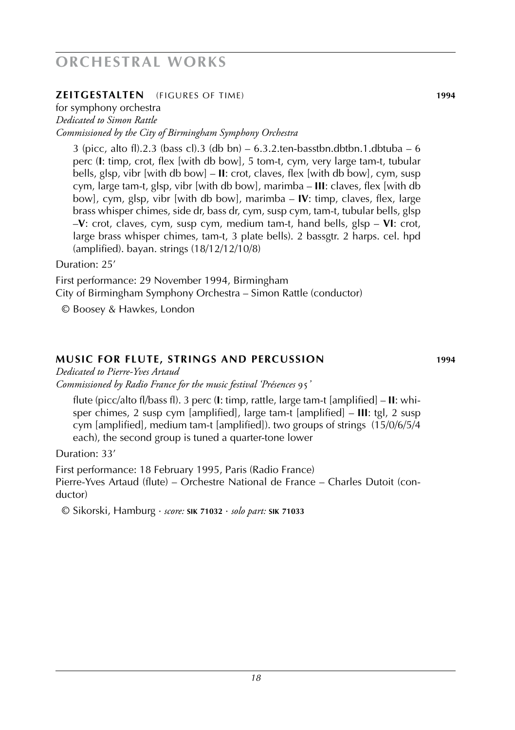# ORCHESTRAL WORKS

## ZEITGESTALTEN (FIGURES OF TIME) 1994

for symphony orchestra
*Dedicated to Simon Rattle*
*Commissioned by the City of Birmingham Symphony Orchestra*

3 (picc, alto fl).2.3 (bass cl).3 (db bn) – 6.3.2.ten-basstbn.dbtbn.1.dbtuba – 6 perc (**I**: timp, crot, flex [with db bow], 5 tom-t, cym, very large tam-t, tubular bells, glsp, vibr [with db bow] – **II**: crot, claves, flex [with db bow], cym, susp cym, large tam-t, glsp, vibr [with db bow], marimba – **III**: claves, flex [with db bow], cym, glsp, vibr [with db bow], marimba – **IV**: timp, claves, flex, large brass whisper chimes, side dr, bass dr, cym, susp cym, tam-t, tubular bells, glsp –**V**: crot, claves, cym, susp cym, medium tam-t, hand bells, glsp – **VI**: crot, large brass whisper chimes, tam-t, 3 plate bells). 2 bassgtr. 2 harps. cel. hpd (amplified). bayan. strings (18/12/12/10/8)

Duration: 25'

First performance: 29 November 1994, Birmingham
City of Birmingham Symphony Orchestra – Simon Rattle (conductor)

© Boosey & Hawkes, London

## MUSIC FOR FLUTE, STRINGS AND PERCUSSION 1994

*Dedicated to Pierre-Yves Artaud*
*Commissioned by Radio France for the music festival 'Présences 95'*

flute (picc/alto fl/bass fl). 3 perc (**I**: timp, rattle, large tam-t [amplified] – **II**: whisper chimes, 2 susp cym [amplified], large tam-t [amplified] – **III**: tgl, 2 susp cym [amplified], medium tam-t [amplified]). two groups of strings (15/0/6/5/4 each), the second group is tuned a quarter-tone lower

Duration: 33'

First performance: 18 February 1995, Paris (Radio France)
Pierre-Yves Artaud (flute) – Orchestre National de France – Charles Dutoit (conductor)

© Sikorski, Hamburg · *score:* **SIK 71032** · *solo part:* **SIK 71033**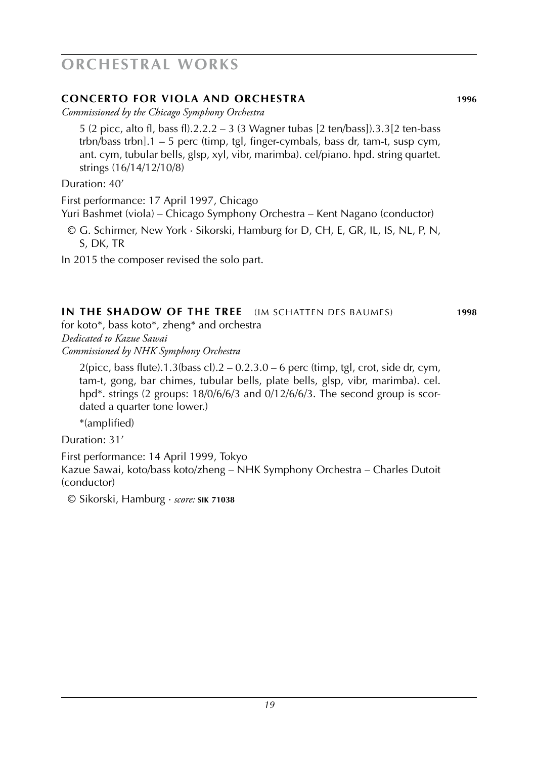# ORCHESTRAL WORKS

## CONCERTO FOR VIOLA AND ORCHESTRA **1996**

*Commissioned by the Chicago Symphony Orchestra*

5 (2 picc, alto fl, bass fl).2.2.2 – 3 (3 Wagner tubas [2 ten/bass]).3.3[2 ten-bass trbn/bass trbn].1 – 5 perc (timp, tgl, finger-cymbals, bass dr, tam-t, susp cym, ant. cym, tubular bells, glsp, xyl, vibr, marimba). cel/piano. hpd. string quartet. strings (16/14/12/10/8)

Duration: 40'

First performance: 17 April 1997, Chicago
Yuri Bashmet (viola) – Chicago Symphony Orchestra – Kent Nagano (conductor)

© G. Schirmer, New York · Sikorski, Hamburg for D, CH, E, GR, IL, IS, NL, P, N, S, DK, TR

In 2015 the composer revised the solo part.

## IN THE SHADOW OF THE TREE (IM SCHATTEN DES BAUMES) **1998**

for koto*, bass koto*, zheng* and orchestra
*Dedicated to Kazue Sawai*
*Commissioned by NHK Symphony Orchestra*

2(picc, bass flute).1.3(bass cl).2 – 0.2.3.0 – 6 perc (timp, tgl, crot, side dr, cym, tam-t, gong, bar chimes, tubular bells, plate bells, glsp, vibr, marimba). cel. hpd*. strings (2 groups: 18/0/6/6/3 and 0/12/6/6/3. The second group is scordated a quarter tone lower.)

*(amplified)

Duration: 31'

First performance: 14 April 1999, Tokyo
Kazue Sawai, koto/bass koto/zheng – NHK Symphony Orchestra – Charles Dutoit (conductor)

© Sikorski, Hamburg · *score:* **SIK 71038**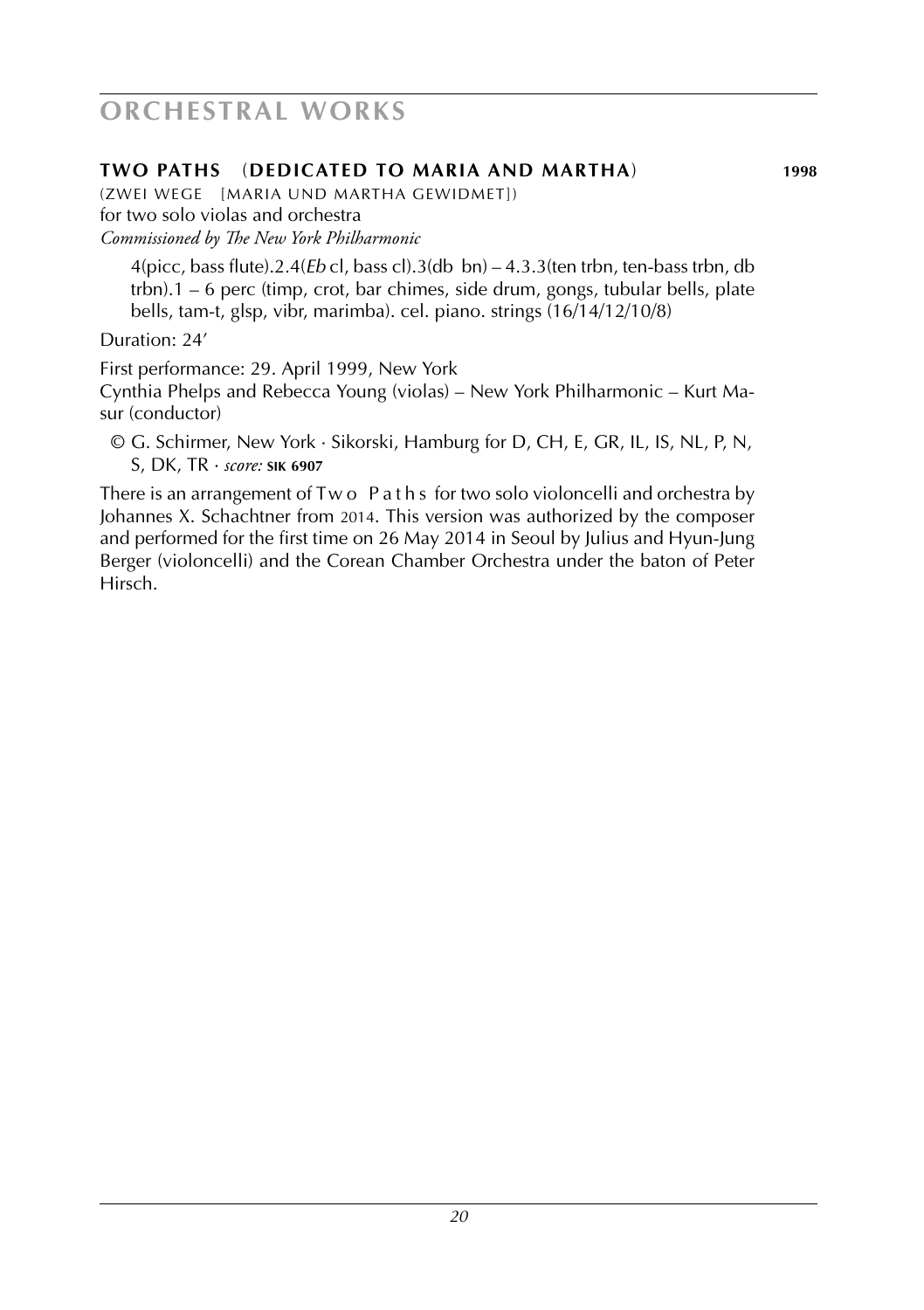# ORCHESTRAL WORKS

**TWO PATHS** (**DEDICATED TO MARIA AND MARTHA**) **1998**

(ZWEI WEGE [MARIA UND MARTHA GEWIDMET])
for two solo violas and orchestra
*Commissioned by The New York Philharmonic*

4(picc, bass flute).2.4(*Eb* cl, bass cl).3(db bn) – 4.3.3(ten trbn, ten-bass trbn, db trbn).1 – 6 perc (timp, crot, bar chimes, side drum, gongs, tubular bells, plate bells, tam-t, glsp, vibr, marimba). cel. piano. strings (16/14/12/10/8)

Duration: 24’

First performance: 29. April 1999, New York
Cynthia Phelps and Rebecca Young (violas) – New York Philharmonic – Kurt Masur (conductor)

© G. Schirmer, New York · Sikorski, Hamburg for D, CH, E, GR, IL, IS, NL, P, N, S, DK, TR · *score:* **SIK 6907**

There is an arrangement of Two Paths for two solo violoncelli and orchestra by Johannes X. Schachtner from 2014. This version was authorized by the composer and performed for the first time on 26 May 2014 in Seoul by Julius and Hyun-Jung Berger (violoncelli) and the Corean Chamber Orchestra under the baton of Peter Hirsch.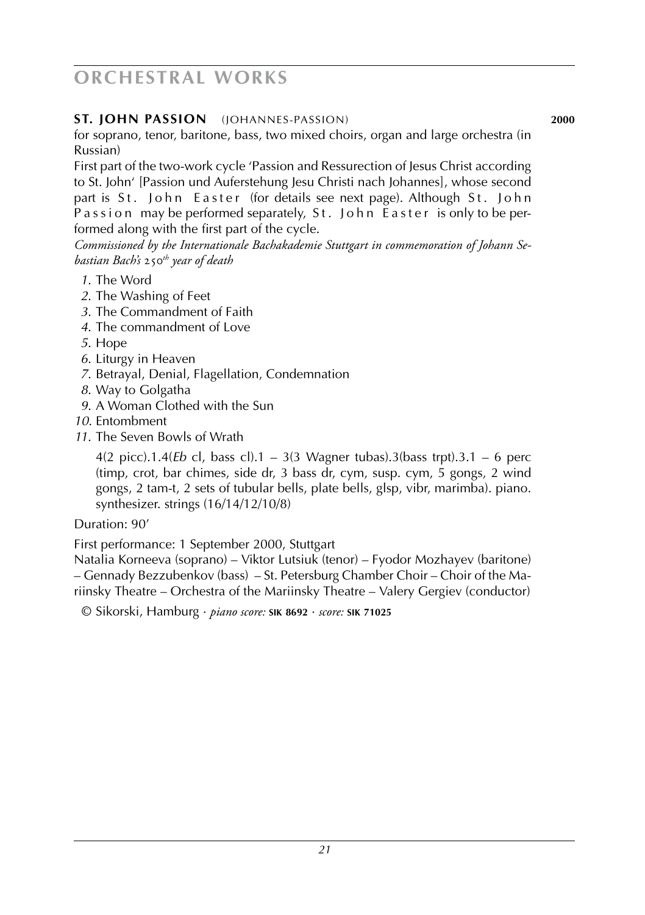# ORCHESTRAL WORKS

## ST. JOHN PASSION (JOHANNES-PASSION) 2000

for soprano, tenor, baritone, bass, two mixed choirs, organ and large orchestra (in Russian)

First part of the two-work cycle 'Passion and Ressurection of Jesus Christ according to St. John' [Passion und Auferstehung Jesu Christi nach Johannes], whose second part is St. John Easter (for details see next page). Although St. John Passion may be performed separately, St. John Easter is only to be performed along with the first part of the cycle.

*Commissioned by the Internationale Bachakademie Stuttgart in commemoration of Johann Sebastian Bach's 250th year of death*

1. The Word
2. The Washing of Feet
3. The Commandment of Faith
4. The commandment of Love
5. Hope
6. Liturgy in Heaven
7. Betrayal, Denial, Flagellation, Condemnation
8. Way to Golgatha
9. A Woman Clothed with the Sun
10. Entombment
11. The Seven Bowls of Wrath

4(2 picc).1.4(*Eb* cl, bass cl).1 – 3(3 Wagner tubas).3(bass trpt).3.1 – 6 perc (timp, crot, bar chimes, side dr, 3 bass dr, cym, susp. cym, 5 gongs, 2 wind gongs, 2 tam-t, 2 sets of tubular bells, plate bells, glsp, vibr, marimba). piano. synthesizer. strings (16/14/12/10/8)

Duration: 90'

First performance: 1 September 2000, Stuttgart
Natalia Korneeva (soprano) – Viktor Lutsiuk (tenor) – Fyodor Mozhayev (baritone) – Gennady Bezzubenkov (bass) – St. Petersburg Chamber Choir – Choir of the Mariinsky Theatre – Orchestra of the Mariinsky Theatre – Valery Gergiev (conductor)

© Sikorski, Hamburg · *piano score:* **SIK 8692** · *score:* **SIK 71025**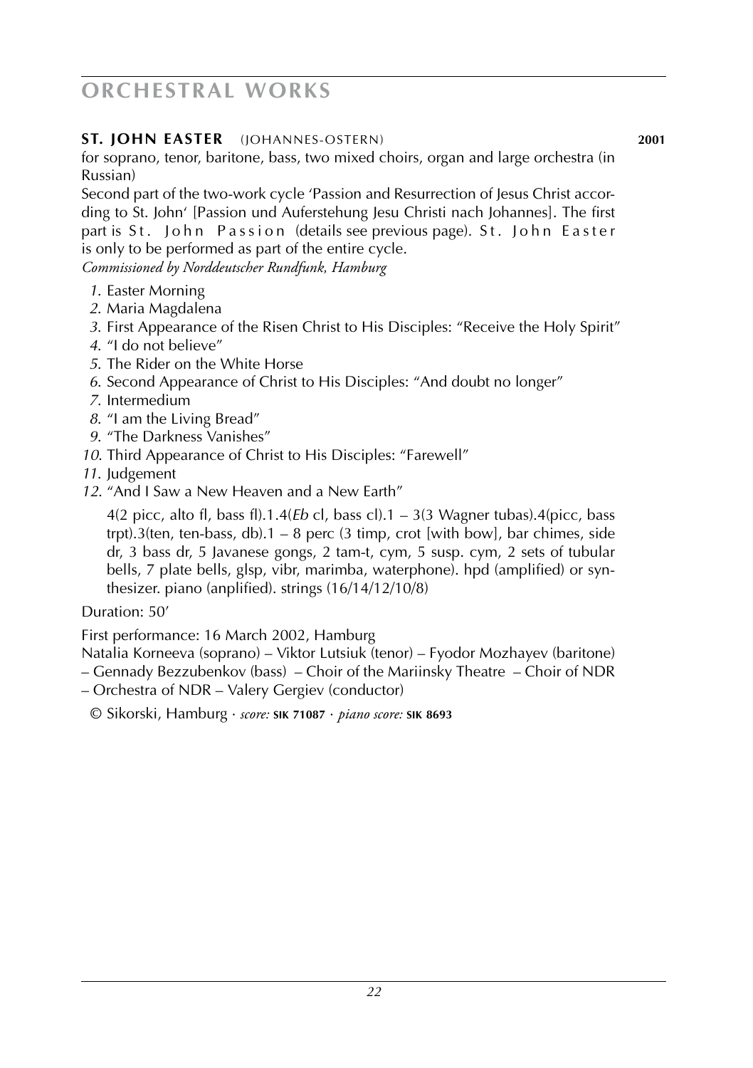# ORCHESTRAL WORKS

**ST. JOHN EASTER** (JOHANNES-OSTERN) **2001**

for soprano, tenor, baritone, bass, two mixed choirs, organ and large orchestra (in Russian)

Second part of the two-work cycle 'Passion and Resurrection of Jesus Christ according to St. John' [Passion und Auferstehung Jesu Christi nach Johannes]. The first part is St. John Passion (details see previous page). St. John Easter is only to be performed as part of the entire cycle.

*Commissioned by Norddeutscher Rundfunk, Hamburg*

1. Easter Morning
2. Maria Magdalena
3. First Appearance of the Risen Christ to His Disciples: "Receive the Holy Spirit"
4. "I do not believe"
5. The Rider on the White Horse
6. Second Appearance of Christ to His Disciples: "And doubt no longer"
7. Intermedium
8. "I am the Living Bread"
9. "The Darkness Vanishes"
10. Third Appearance of Christ to His Disciples: "Farewell"
11. Judgement
12. "And I Saw a New Heaven and a New Earth"

4(2 picc, alto fl, bass fl).1.4(*Eb* cl, bass cl).1 – 3(3 Wagner tubas).4(picc, bass trpt).3(ten, ten-bass, db).1 – 8 perc (3 timp, crot [with bow], bar chimes, side dr, 3 bass dr, 5 Javanese gongs, 2 tam-t, cym, 5 susp. cym, 2 sets of tubular bells, 7 plate bells, glsp, vibr, marimba, waterphone). hpd (amplified) or synthesizer. piano (anplified). strings (16/14/12/10/8)

Duration: 50'

First performance: 16 March 2002, Hamburg

Natalia Korneeva (soprano) – Viktor Lutsiuk (tenor) – Fyodor Mozhayev (baritone) – Gennady Bezzubenkov (bass) – Choir of the Mariinsky Theatre – Choir of NDR – Orchestra of NDR – Valery Gergiev (conductor)

© Sikorski, Hamburg · *score:* **SIK 71087** · *piano score:* **SIK 8693**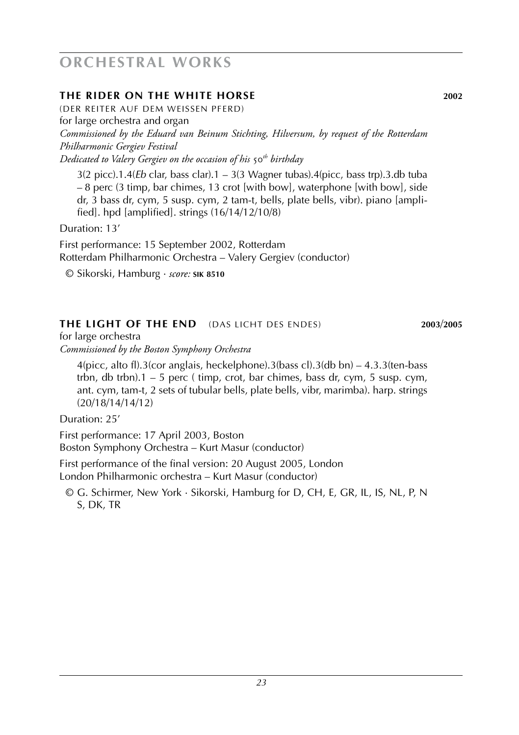# ORCHESTRAL WORKS

### THE RIDER ON THE WHITE HORSE — 2002

(DER REITER AUF DEM WEISSEN PFERD)
for large orchestra and organ
*Commissioned by the Eduard van Beinum Stichting, Hilversum, by request of the Rotterdam Philharmonic Gergiev Festival*
*Dedicated to Valery Gergiev on the occasion of his 50th birthday*

3(2 picc).1.4(*Eb* clar, bass clar).1 – 3(3 Wagner tubas).4(picc, bass trp).3.db tuba – 8 perc (3 timp, bar chimes, 13 crot [with bow], waterphone [with bow], side dr, 3 bass dr, cym, 5 susp. cym, 2 tam-t, bells, plate bells, vibr). piano [amplified]. hpd [amplified]. strings (16/14/12/10/8)

Duration: 13'

First performance: 15 September 2002, Rotterdam
Rotterdam Philharmonic Orchestra – Valery Gergiev (conductor)

© Sikorski, Hamburg · *score:* **SIK 8510**

### THE LIGHT OF THE END (DAS LICHT DES ENDES) — 2003/2005

for large orchestra
*Commissioned by the Boston Symphony Orchestra*

4(picc, alto fl).3(cor anglais, heckelphone).3(bass cl).3(db bn) – 4.3.3(ten-bass trbn, db trbn).1 – 5 perc ( timp, crot, bar chimes, bass dr, cym, 5 susp. cym, ant. cym, tam-t, 2 sets of tubular bells, plate bells, vibr, marimba). harp. strings (20/18/14/14/12)

Duration: 25'

First performance: 17 April 2003, Boston
Boston Symphony Orchestra – Kurt Masur (conductor)

First performance of the final version: 20 August 2005, London
London Philharmonic orchestra – Kurt Masur (conductor)

© G. Schirmer, New York · Sikorski, Hamburg for D, CH, E, GR, IL, IS, NL, P, N S, DK, TR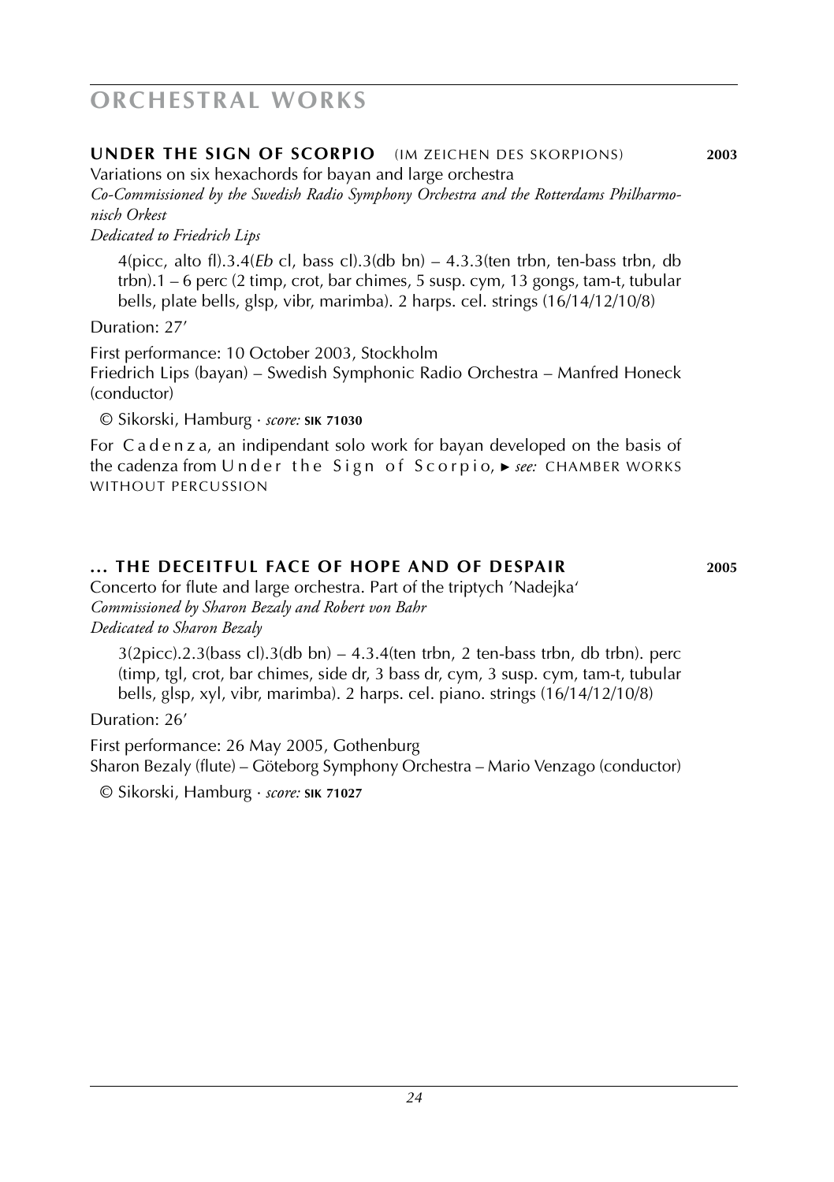# ORCHESTRAL WORKS

## UNDER THE SIGN OF SCORPIO (IM ZEICHEN DES SKORPIONS) 2003

Variations on six hexachords for bayan and large orchestra
*Co-Commissioned by the Swedish Radio Symphony Orchestra and the Rotterdams Philharmonisch Orkest*
*Dedicated to Friedrich Lips*

4(picc, alto fl).3.4(*Eb* cl, bass cl).3(db bn) – 4.3.3(ten trbn, ten-bass trbn, db trbn).1 – 6 perc (2 timp, crot, bar chimes, 5 susp. cym, 13 gongs, tam-t, tubular bells, plate bells, glsp, vibr, marimba). 2 harps. cel. strings (16/14/12/10/8)

Duration: 27'

First performance: 10 October 2003, Stockholm
Friedrich Lips (bayan) – Swedish Symphonic Radio Orchestra – Manfred Honeck (conductor)

© Sikorski, Hamburg · *score:* **SIK 71030**

For Cadenza, an indipendant solo work for bayan developed on the basis of the cadenza from Under the Sign of Scorpio, ► *see:* CHAMBER WORKS WITHOUT PERCUSSION

## ... THE DECEITFUL FACE OF HOPE AND OF DESPAIR 2005

Concerto for flute and large orchestra. Part of the triptych 'Nadejka'
*Commissioned by Sharon Bezaly and Robert von Bahr*
*Dedicated to Sharon Bezaly*

3(2picc).2.3(bass cl).3(db bn) – 4.3.4(ten trbn, 2 ten-bass trbn, db trbn). perc (timp, tgl, crot, bar chimes, side dr, 3 bass dr, cym, 3 susp. cym, tam-t, tubular bells, glsp, xyl, vibr, marimba). 2 harps. cel. piano. strings (16/14/12/10/8)

Duration: 26'

First performance: 26 May 2005, Gothenburg
Sharon Bezaly (flute) – Göteborg Symphony Orchestra – Mario Venzago (conductor)

© Sikorski, Hamburg · *score:* **SIK 71027**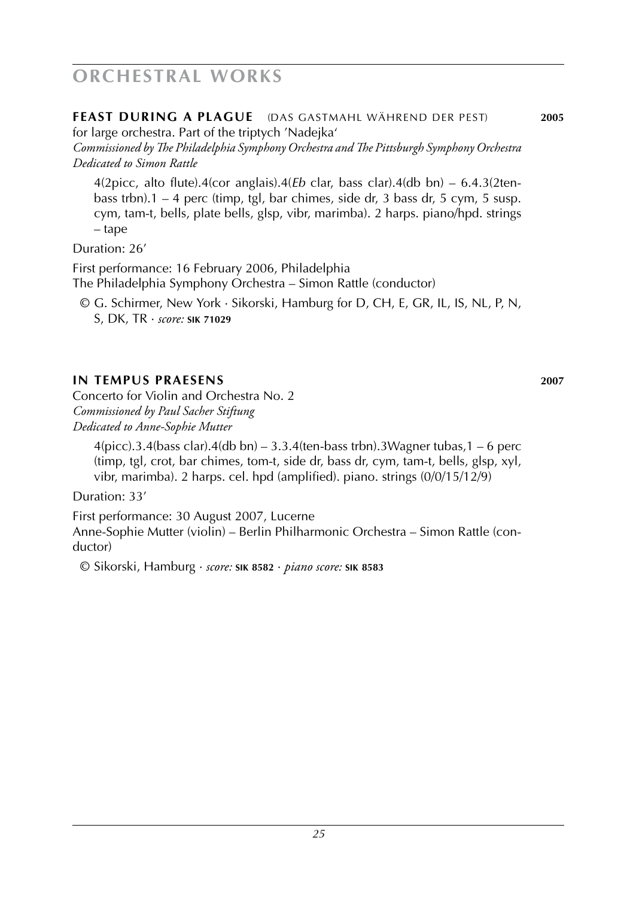# ORCHESTRAL WORKS

**FEAST DURING A PLAGUE** (DAS GASTMAHL WÄHREND DER PEST) **2005**

for large orchestra. Part of the triptych 'Nadejka'
*Commissioned by The Philadelphia Symphony Orchestra and The Pittsburgh Symphony Orchestra*
*Dedicated to Simon Rattle*

4(2picc, alto flute).4(cor anglais).4(*Eb* clar, bass clar).4(db bn) – 6.4.3(2ten-bass trbn).1 – 4 perc (timp, tgl, bar chimes, side dr, 3 bass dr, 5 cym, 5 susp. cym, tam-t, bells, plate bells, glsp, vibr, marimba). 2 harps. piano/hpd. strings – tape

Duration: 26'

First performance: 16 February 2006, Philadelphia
The Philadelphia Symphony Orchestra – Simon Rattle (conductor)

© G. Schirmer, New York · Sikorski, Hamburg for D, CH, E, GR, IL, IS, NL, P, N, S, DK, TR · *score:* **SIK 71029**

**IN TEMPUS PRAESENS** **2007**

Concerto for Violin and Orchestra No. 2
*Commissioned by Paul Sacher Stiftung*
*Dedicated to Anne-Sophie Mutter*

4(picc).3.4(bass clar).4(db bn) – 3.3.4(ten-bass trbn).3Wagner tubas,1 – 6 perc (timp, tgl, crot, bar chimes, tom-t, side dr, bass dr, cym, tam-t, bells, glsp, xyl, vibr, marimba). 2 harps. cel. hpd (amplified). piano. strings (0/0/15/12/9)

Duration: 33'

First performance: 30 August 2007, Lucerne
Anne-Sophie Mutter (violin) – Berlin Philharmonic Orchestra – Simon Rattle (conductor)

© Sikorski, Hamburg · *score:* **SIK 8582** · *piano score:* **SIK 8583**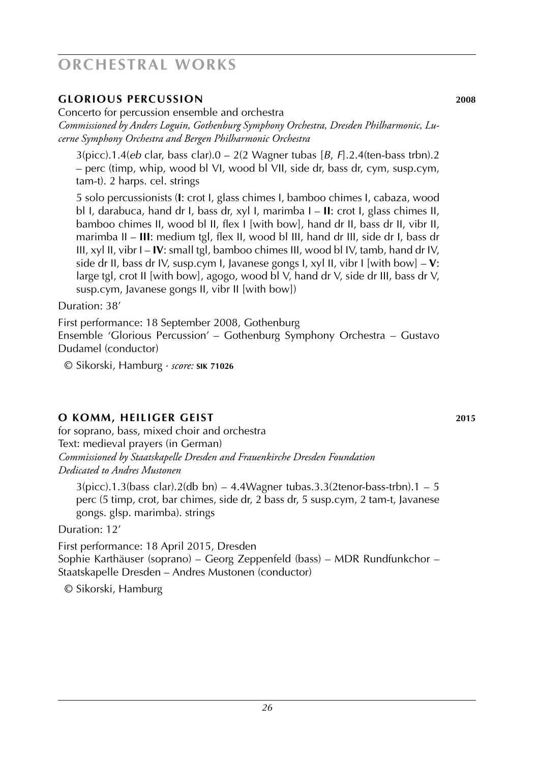# ORCHESTRAL WORKS

## GLORIOUS PERCUSSION 2008

Concerto for percussion ensemble and orchestra

*Commissioned by Anders Loguin, Gothenburg Symphony Orchestra, Dresden Philharmonic, Lucerne Symphony Orchestra and Bergen Philharmonic Orchestra*

3(picc).1.4(*eb* clar, bass clar).0 – 2(2 Wagner tubas [*B*, *F*].2.4(ten-bass trbn).2 – perc (timp, whip, wood bl VI, wood bl VII, side dr, bass dr, cym, susp.cym, tam-t). 2 harps. cel. strings

5 solo percussionists (**I**: crot I, glass chimes I, bamboo chimes I, cabaza, wood bl I, darabuca, hand dr I, bass dr, xyl I, marimba I – **II**: crot I, glass chimes II, bamboo chimes II, wood bl II, flex I [with bow], hand dr II, bass dr II, vibr II, marimba II – **III**: medium tgl, flex II, wood bl III, hand dr III, side dr I, bass dr III, xyl II, vibr I – **IV**: small tgl, bamboo chimes III, wood bl IV, tamb, hand dr IV, side dr II, bass dr IV, susp.cym I, Javanese gongs I, xyl II, vibr I [with bow] – **V**: large tgl, crot II [with bow], agogo, wood bl V, hand dr V, side dr III, bass dr V, susp.cym, Javanese gongs II, vibr II [with bow])

Duration: 38'

First performance: 18 September 2008, Gothenburg
Ensemble 'Glorious Percussion' – Gothenburg Symphony Orchestra – Gustavo Dudamel (conductor)

© Sikorski, Hamburg · *score:* **SIK 71026**

## O KOMM, HEILIGER GEIST 2015

for soprano, bass, mixed choir and orchestra
Text: medieval prayers (in German)
*Commissioned by Staatskapelle Dresden and Frauenkirche Dresden Foundation*
*Dedicated to Andres Mustonen*

3(picc).1.3(bass clar).2(db bn) – 4.4Wagner tubas.3.3(2tenor-bass-trbn).1 – 5 perc (5 timp, crot, bar chimes, side dr, 2 bass dr, 5 susp.cym, 2 tam-t, Javanese gongs. glsp. marimba). strings

Duration: 12'

First performance: 18 April 2015, Dresden
Sophie Karthäuser (soprano) – Georg Zeppenfeld (bass) – MDR Rundfunkchor – Staatskapelle Dresden – Andres Mustonen (conductor)

© Sikorski, Hamburg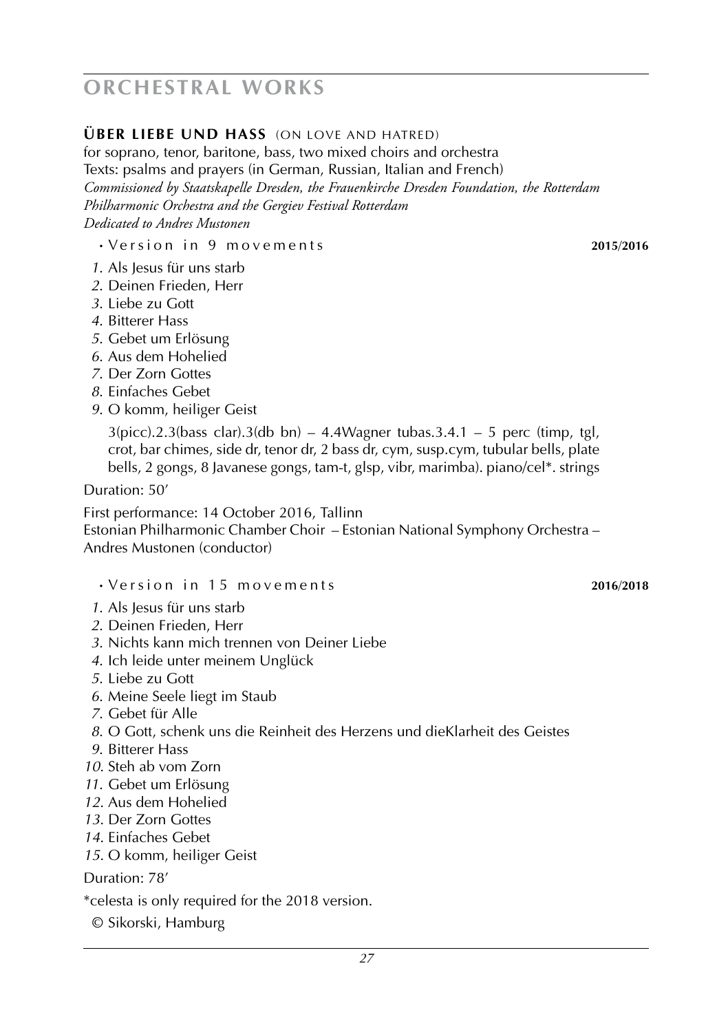# ORCHESTRAL WORKS

## ÜBER LIEBE UND HASS (ON LOVE AND HATRED)

for soprano, tenor, baritone, bass, two mixed choirs and orchestra
Texts: psalms and prayers (in German, Russian, Italian and French)
*Commissioned by Staatskapelle Dresden, the Frauenkirche Dresden Foundation, the Rotterdam Philharmonic Orchestra and the Gergiev Festival Rotterdam*
*Dedicated to Andres Mustonen*

• Version in 9 movements **2015/2016**

*1.* Als Jesus für uns starb
*2.* Deinen Frieden, Herr
*3.* Liebe zu Gott
*4.* Bitterer Hass
*5.* Gebet um Erlösung
*6.* Aus dem Hohelied
*7.* Der Zorn Gottes
*8.* Einfaches Gebet
*9.* O komm, heiliger Geist

3(picc).2.3(bass clar).3(db bn) – 4.4Wagner tubas.3.4.1 – 5 perc (timp, tgl, crot, bar chimes, side dr, tenor dr, 2 bass dr, cym, susp.cym, tubular bells, plate bells, 2 gongs, 8 Javanese gongs, tam-t, glsp, vibr, marimba). piano/cel*. strings

Duration: 50′

First performance: 14 October 2016, Tallinn
Estonian Philharmonic Chamber Choir – Estonian National Symphony Orchestra – Andres Mustonen (conductor)

• Version in 15 movements **2016/2018**

*1.* Als Jesus für uns starb
*2.* Deinen Frieden, Herr
*3.* Nichts kann mich trennen von Deiner Liebe
*4.* Ich leide unter meinem Unglück
*5.* Liebe zu Gott
*6.* Meine Seele liegt im Staub
*7.* Gebet für Alle
*8.* O Gott, schenk uns die Reinheit des Herzens und dieKlarheit des Geistes
*9.* Bitterer Hass
*10.* Steh ab vom Zorn
*11.* Gebet um Erlösung
*12.* Aus dem Hohelied
*13.* Der Zorn Gottes
*14.* Einfaches Gebet
*15.* O komm, heiliger Geist

Duration: 78′

*celesta is only required for the 2018 version.

© Sikorski, Hamburg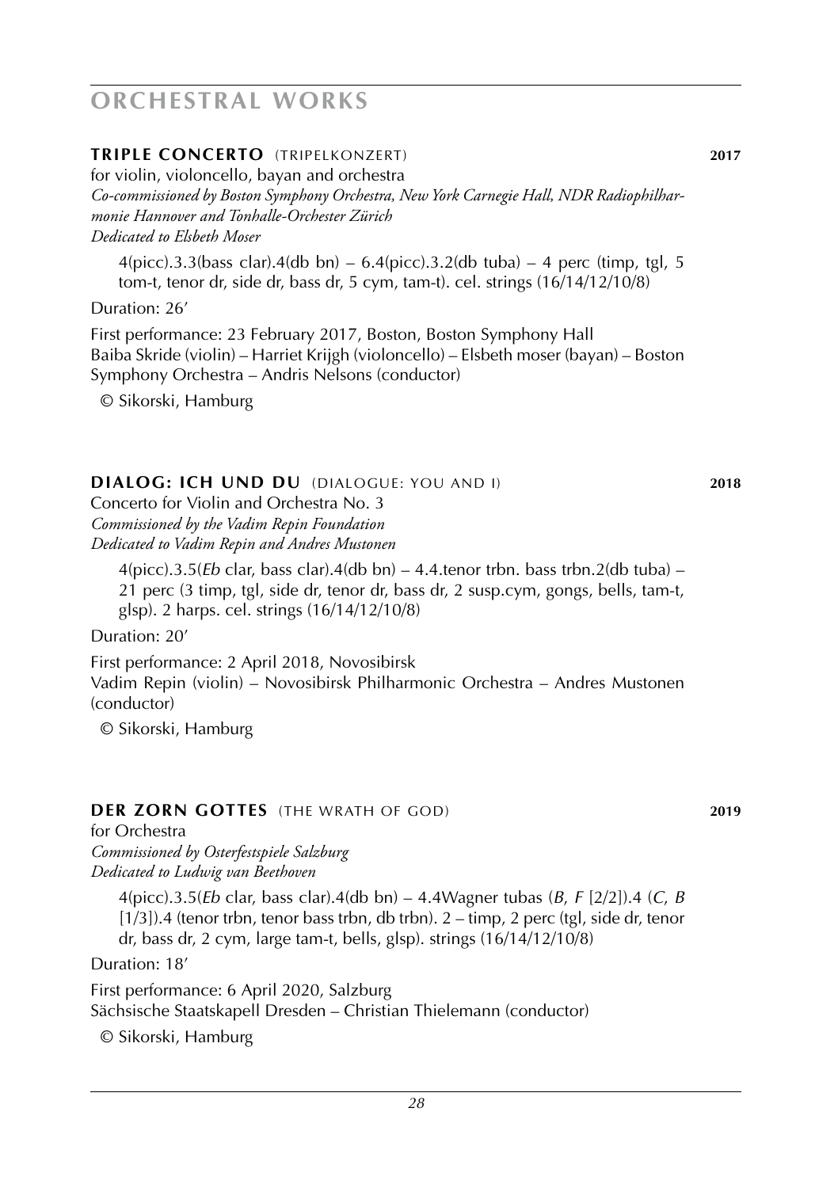# ORCHESTRAL WORKS

### TRIPLE CONCERTO (TRIPELKONZERT) **2017**

for violin, violoncello, bayan and orchestra
*Co-commissioned by Boston Symphony Orchestra, New York Carnegie Hall, NDR Radiophilharmonie Hannover and Tonhalle-Orchester Zürich*
*Dedicated to Elsbeth Moser*

4(picc).3.3(bass clar).4(db bn) – 6.4(picc).3.2(db tuba) – 4 perc (timp, tgl, 5 tom-t, tenor dr, side dr, bass dr, 5 cym, tam-t). cel. strings (16/14/12/10/8)

Duration: 26’

First performance: 23 February 2017, Boston, Boston Symphony Hall
Baiba Skride (violin) – Harriet Krijgh (violoncello) – Elsbeth moser (bayan) – Boston Symphony Orchestra – Andris Nelsons (conductor)

© Sikorski, Hamburg

### DIALOG: ICH UND DU (DIALOGUE: YOU AND I) **2018**

Concerto for Violin and Orchestra No. 3
*Commissioned by the Vadim Repin Foundation*
*Dedicated to Vadim Repin and Andres Mustonen*

4(picc).3.5(*Eb* clar, bass clar).4(db bn) – 4.4.tenor trbn. bass trbn.2(db tuba) – 21 perc (3 timp, tgl, side dr, tenor dr, bass dr, 2 susp.cym, gongs, bells, tam-t, glsp). 2 harps. cel. strings (16/14/12/10/8)

Duration: 20’

First performance: 2 April 2018, Novosibirsk
Vadim Repin (violin) – Novosibirsk Philharmonic Orchestra – Andres Mustonen (conductor)

© Sikorski, Hamburg

### DER ZORN GOTTES (THE WRATH OF GOD) **2019**

for Orchestra
*Commissioned by Osterfestspiele Salzburg*
*Dedicated to Ludwig van Beethoven*

4(picc).3.5(*Eb* clar, bass clar).4(db bn) – 4.4Wagner tubas (*B*, *F* [2/2]).4 (*C*, *B* [1/3]).4 (tenor trbn, tenor bass trbn, db trbn). 2 – timp, 2 perc (tgl, side dr, tenor dr, bass dr, 2 cym, large tam-t, bells, glsp). strings (16/14/12/10/8)

Duration: 18’

First performance: 6 April 2020, Salzburg
Sächsische Staatskapell Dresden – Christian Thielemann (conductor)

© Sikorski, Hamburg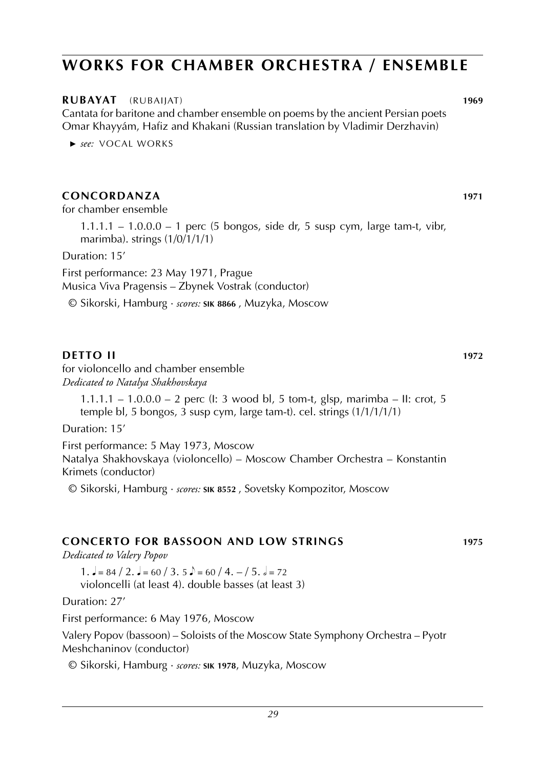# WORKS FOR CHAMBER ORCHESTRA / ENSEMBLE

**RUBAYAT** (RUBAIJAT) **1969**

Cantata for baritone and chamber ensemble on poems by the ancient Persian poets Omar Khayyám, Hafiz and Khakani (Russian translation by Vladimir Derzhavin)

► *see:* VOCAL WORKS

**CONCORDANZA** **1971**

for chamber ensemble

1.1.1.1 – 1.0.0.0 – 1 perc (5 bongos, side dr, 5 susp cym, large tam-t, vibr, marimba). strings (1/0/1/1/1)

Duration: 15'

First performance: 23 May 1971, Prague
Musica Viva Pragensis – Zbynek Vostrak (conductor)

© Sikorski, Hamburg · *scores:* **SIK 8866** , Muzyka, Moscow

**DETTO II** **1972**

for violoncello and chamber ensemble
*Dedicated to Natalya Shakhovskaya*

1.1.1.1 – 1.0.0.0 – 2 perc (I: 3 wood bl, 5 tom-t, glsp, marimba – II: crot, 5 temple bl, 5 bongos, 3 susp cym, large tam-t). cel. strings (1/1/1/1/1)

Duration: 15'

First performance: 5 May 1973, Moscow
Natalya Shakhovskaya (violoncello) – Moscow Chamber Orchestra – Konstantin Krimets (conductor)

© Sikorski, Hamburg · *scores:* **SIK 8552** , Sovetsky Kompozitor, Moscow

**CONCERTO FOR BASSOON AND LOW STRINGS** **1975**

*Dedicated to Valery Popov*

1. ♩ = 84 / 2. ♩ = 60 / 3. 5 ♪ = 60 / 4. – / 5. 𝅗𝅥 = 72
violoncelli (at least 4). double basses (at least 3)

Duration: 27'

First performance: 6 May 1976, Moscow

Valery Popov (bassoon) – Soloists of the Moscow State Symphony Orchestra – Pyotr Meshchaninov (conductor)

© Sikorski, Hamburg · *scores:* **SIK 1978**, Muzyka, Moscow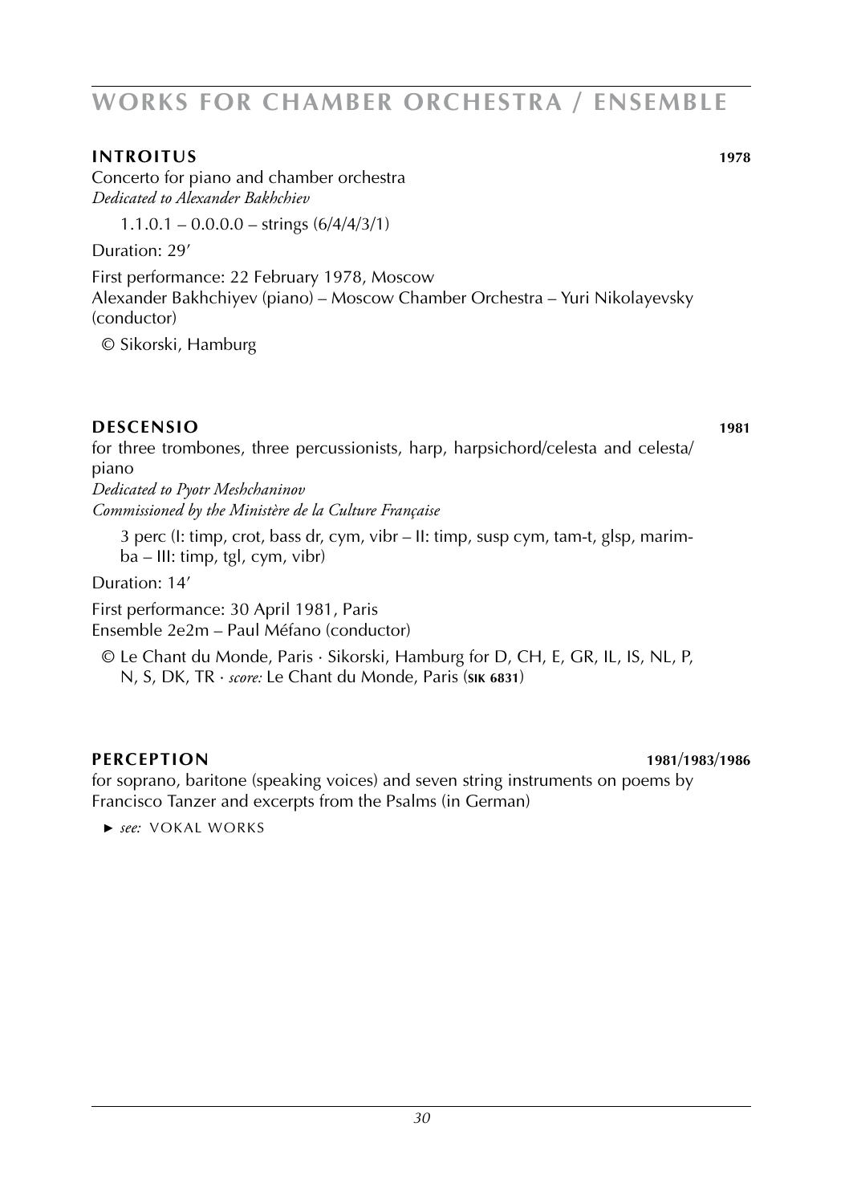# WORKS FOR CHAMBER ORCHESTRA / ENSEMBLE

### INTROITUS 1978

Concerto for piano and chamber orchestra
*Dedicated to Alexander Bakhchiev*

1.1.0.1 – 0.0.0.0 – strings (6/4/4/3/1)

Duration: 29'

First performance: 22 February 1978, Moscow
Alexander Bakhchiyev (piano) – Moscow Chamber Orchestra – Yuri Nikolayevsky (conductor)

© Sikorski, Hamburg

### DESCENSIO 1981

for three trombones, three percussionists, harp, harpsichord/celesta and celesta/piano
*Dedicated to Pyotr Meshchaninov*
*Commissioned by the Ministère de la Culture Française*

3 perc (I: timp, crot, bass dr, cym, vibr – II: timp, susp cym, tam-t, glsp, marimba – III: timp, tgl, cym, vibr)

Duration: 14'

First performance: 30 April 1981, Paris
Ensemble 2e2m – Paul Méfano (conductor)

© Le Chant du Monde, Paris · Sikorski, Hamburg for D, CH, E, GR, IL, IS, NL, P, N, S, DK, TR · *score:* Le Chant du Monde, Paris (**SIK 6831**)

### PERCEPTION 1981/1983/1986

for soprano, baritone (speaking voices) and seven string instruments on poems by Francisco Tanzer and excerpts from the Psalms (in German)

► *see:* VOKAL WORKS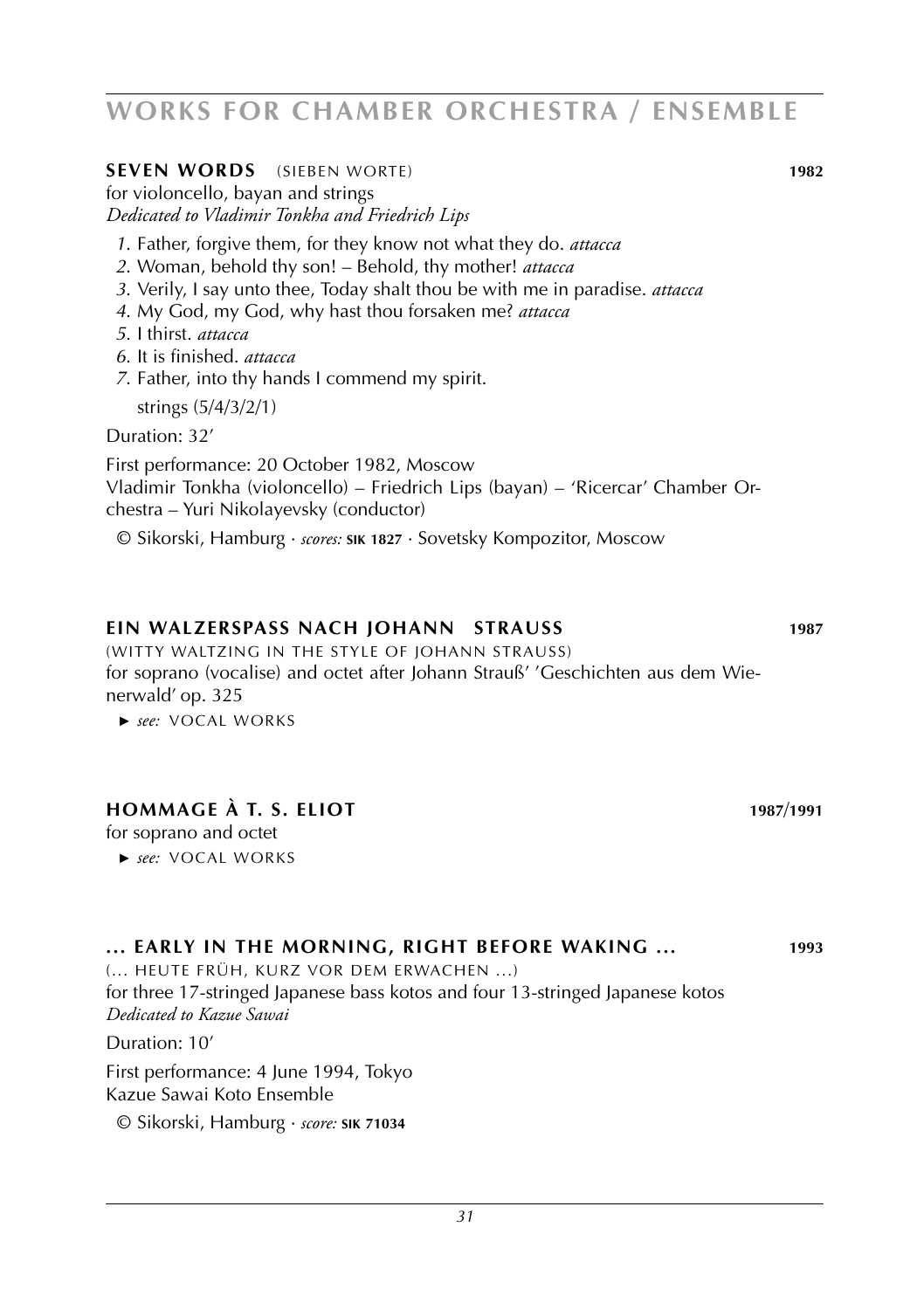# WORKS FOR CHAMBER ORCHESTRA / ENSEMBLE

## SEVEN WORDS (SIEBEN WORTE) 1982

for violoncello, bayan and strings
*Dedicated to Vladimir Tonkha and Friedrich Lips*

1. Father, forgive them, for they know not what they do. *attacca*
2. Woman, behold thy son! – Behold, thy mother! *attacca*
3. Verily, I say unto thee, Today shalt thou be with me in paradise. *attacca*
4. My God, my God, why hast thou forsaken me? *attacca*
5. I thirst. *attacca*
6. It is finished. *attacca*
7. Father, into thy hands I commend my spirit.

strings (5/4/3/2/1)

Duration: 32'

First performance: 20 October 1982, Moscow
Vladimir Tonkha (violoncello) – Friedrich Lips (bayan) – 'Ricercar' Chamber Orchestra – Yuri Nikolayevsky (conductor)

© Sikorski, Hamburg · *scores:* **SIK 1827** · Sovetsky Kompozitor, Moscow

## EIN WALZERSPASS NACH JOHANN STRAUSS 1987

(WITTY WALTZING IN THE STYLE OF JOHANN STRAUSS)
for soprano (vocalise) and octet after Johann Strauß' 'Geschichten aus dem Wienerwald' op. 325

► *see:* VOCAL WORKS

## HOMMAGE À T. S. ELIOT 1987/1991

for soprano and octet

► *see:* VOCAL WORKS

## ... EARLY IN THE MORNING, RIGHT BEFORE WAKING ... 1993

(... HEUTE FRÜH, KURZ VOR DEM ERWACHEN ...)
for three 17-stringed Japanese bass kotos and four 13-stringed Japanese kotos
*Dedicated to Kazue Sawai*

Duration: 10'

First performance: 4 June 1994, Tokyo
Kazue Sawai Koto Ensemble

© Sikorski, Hamburg · *score:* **SIK 71034**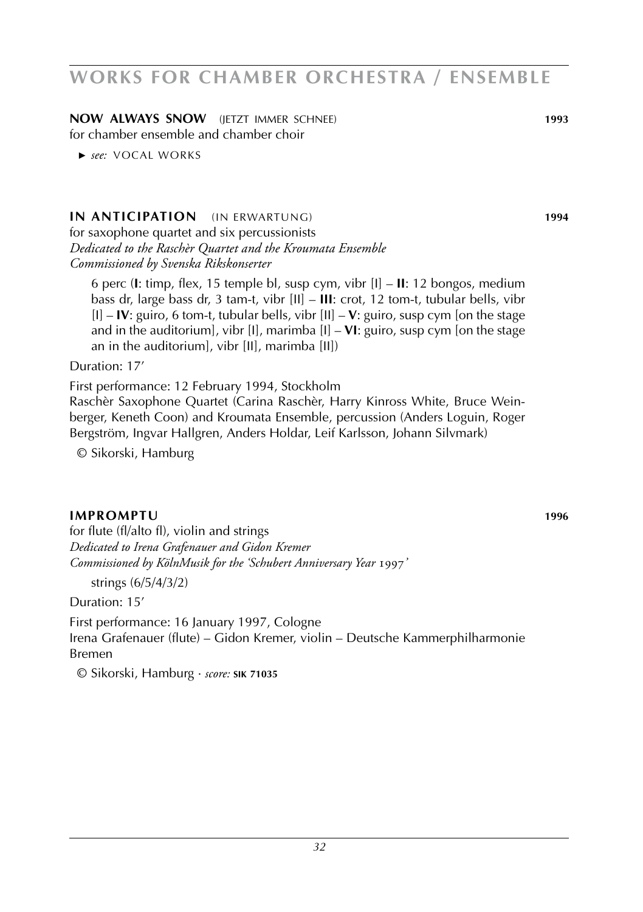# WORKS FOR CHAMBER ORCHESTRA / ENSEMBLE

**NOW ALWAYS SNOW** (JETZT IMMER SCHNEE) **1993**
for chamber ensemble and chamber choir

► *see:* VOCAL WORKS

**IN ANTICIPATION** (IN ERWARTUNG) **1994**
for saxophone quartet and six percussionists
*Dedicated to the Raschèr Quartet and the Kroumata Ensemble*
*Commissioned by Svenska Rikskonserter*

6 perc (**I**: timp, flex, 15 temple bl, susp cym, vibr [I] – **II**: 12 bongos, medium bass dr, large bass dr, 3 tam-t, vibr [II] – **III**: crot, 12 tom-t, tubular bells, vibr [I] – **IV**: guiro, 6 tom-t, tubular bells, vibr [II] – **V**: guiro, susp cym [on the stage and in the auditorium], vibr [I], marimba [I] – **VI**: guiro, susp cym [on the stage an in the auditorium], vibr [II], marimba [II])

Duration: 17'

First performance: 12 February 1994, Stockholm
Raschèr Saxophone Quartet (Carina Raschèr, Harry Kinross White, Bruce Weinberger, Keneth Coon) and Kroumata Ensemble, percussion (Anders Loguin, Roger Bergström, Ingvar Hallgren, Anders Holdar, Leif Karlsson, Johann Silvmark)

© Sikorski, Hamburg

**IMPROMPTU** **1996**
for flute (fl/alto fl), violin and strings
*Dedicated to Irena Grafenauer and Gidon Kremer*
*Commissioned by KölnMusik for the 'Schubert Anniversary Year 1997'*

strings (6/5/4/3/2)

Duration: 15'

First performance: 16 January 1997, Cologne
Irena Grafenauer (flute) – Gidon Kremer, violin – Deutsche Kammerphilharmonie Bremen

© Sikorski, Hamburg · *score:* **SIK 71035**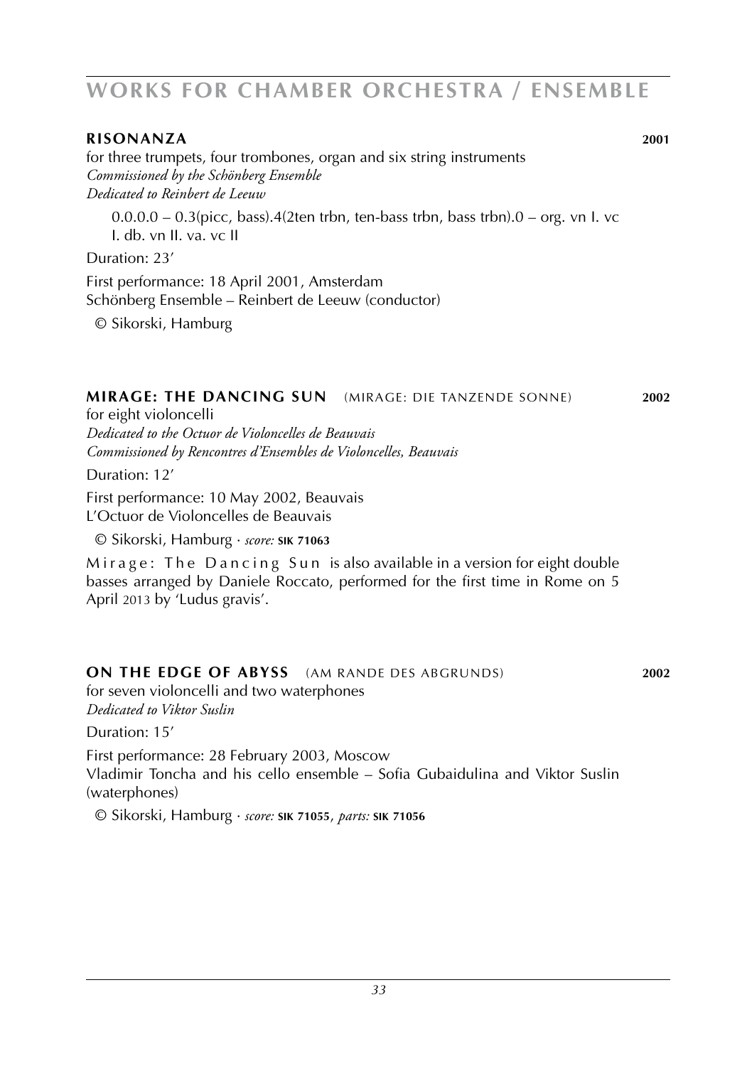# WORKS FOR CHAMBER ORCHESTRA / ENSEMBLE

## RISONANZA 2001

for three trumpets, four trombones, organ and six string instruments
*Commissioned by the Schönberg Ensemble*
*Dedicated to Reinbert de Leeuw*

0.0.0.0 – 0.3(picc, bass).4(2ten trbn, ten-bass trbn, bass trbn).0 – org. vn I. vc I. db. vn II. va. vc II

Duration: 23'

First performance: 18 April 2001, Amsterdam
Schönberg Ensemble – Reinbert de Leeuw (conductor)

© Sikorski, Hamburg

## MIRAGE: THE DANCING SUN (MIRAGE: DIE TANZENDE SONNE) 2002

for eight violoncelli
*Dedicated to the Octuor de Violoncelles de Beauvais*
*Commissioned by Rencontres d'Ensembles de Violoncelles, Beauvais*

Duration: 12'

First performance: 10 May 2002, Beauvais
L'Octuor de Violoncelles de Beauvais

© Sikorski, Hamburg · *score:* **SIK 71063**

Mirage: The Dancing Sun is also available in a version for eight double basses arranged by Daniele Roccato, performed for the first time in Rome on 5 April 2013 by 'Ludus gravis'.

## ON THE EDGE OF ABYSS (AM RANDE DES ABGRUNDS) 2002

for seven violoncelli and two waterphones
*Dedicated to Viktor Suslin*

Duration: 15'

First performance: 28 February 2003, Moscow
Vladimir Toncha and his cello ensemble – Sofia Gubaidulina and Viktor Suslin (waterphones)

© Sikorski, Hamburg · *score:* **SIK 71055**, *parts:* **SIK 71056**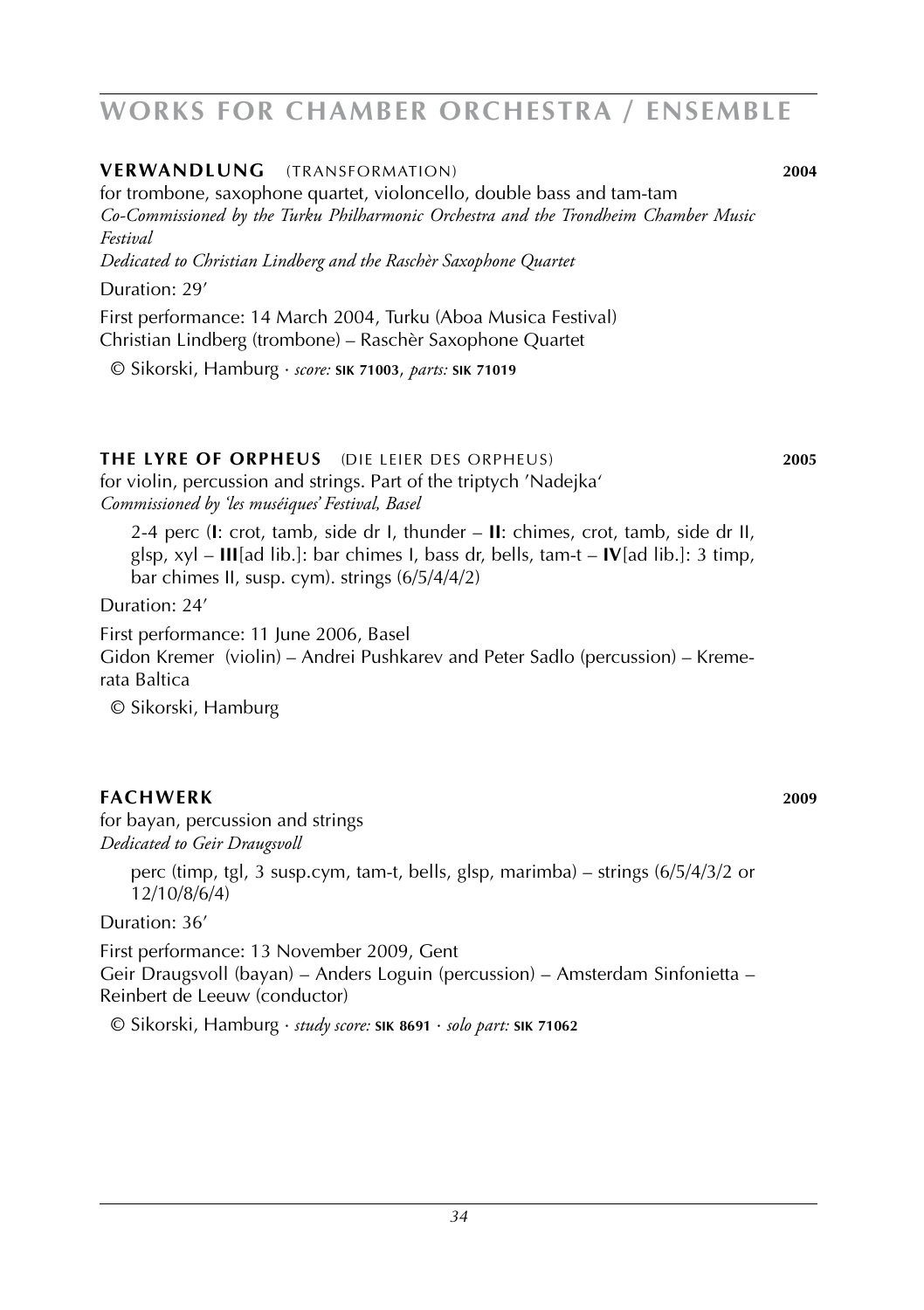# WORKS FOR CHAMBER ORCHESTRA / ENSEMBLE

## VERWANDLUNG (TRANSFORMATION) 2004

for trombone, saxophone quartet, violoncello, double bass and tam-tam
*Co-Commissioned by the Turku Philharmonic Orchestra and the Trondheim Chamber Music Festival*
*Dedicated to Christian Lindberg and the Raschèr Saxophone Quartet*

Duration: 29'

First performance: 14 March 2004, Turku (Aboa Musica Festival)
Christian Lindberg (trombone) – Raschèr Saxophone Quartet

© Sikorski, Hamburg · *score:* **SIK 71003**, *parts:* **SIK 71019**

## THE LYRE OF ORPHEUS (DIE LEIER DES ORPHEUS) 2005

for violin, percussion and strings. Part of the triptych 'Nadejka'
*Commissioned by 'les muséiques' Festival, Basel*

2-4 perc (**I**: crot, tamb, side dr I, thunder – **II**: chimes, crot, tamb, side dr II, glsp, xyl – **III**[ad lib.]: bar chimes I, bass dr, bells, tam-t – **IV**[ad lib.]: 3 timp, bar chimes II, susp. cym). strings (6/5/4/4/2)

Duration: 24'

First performance: 11 June 2006, Basel
Gidon Kremer (violin) – Andrei Pushkarev and Peter Sadlo (percussion) – Kremerata Baltica

© Sikorski, Hamburg

## FACHWERK 2009

for bayan, percussion and strings
*Dedicated to Geir Draugsvoll*

perc (timp, tgl, 3 susp.cym, tam-t, bells, glsp, marimba) – strings (6/5/4/3/2 or 12/10/8/6/4)

Duration: 36'

First performance: 13 November 2009, Gent
Geir Draugsvoll (bayan) – Anders Loguin (percussion) – Amsterdam Sinfonietta – Reinbert de Leeuw (conductor)

© Sikorski, Hamburg · *study score:* **SIK 8691** · *solo part:* **SIK 71062**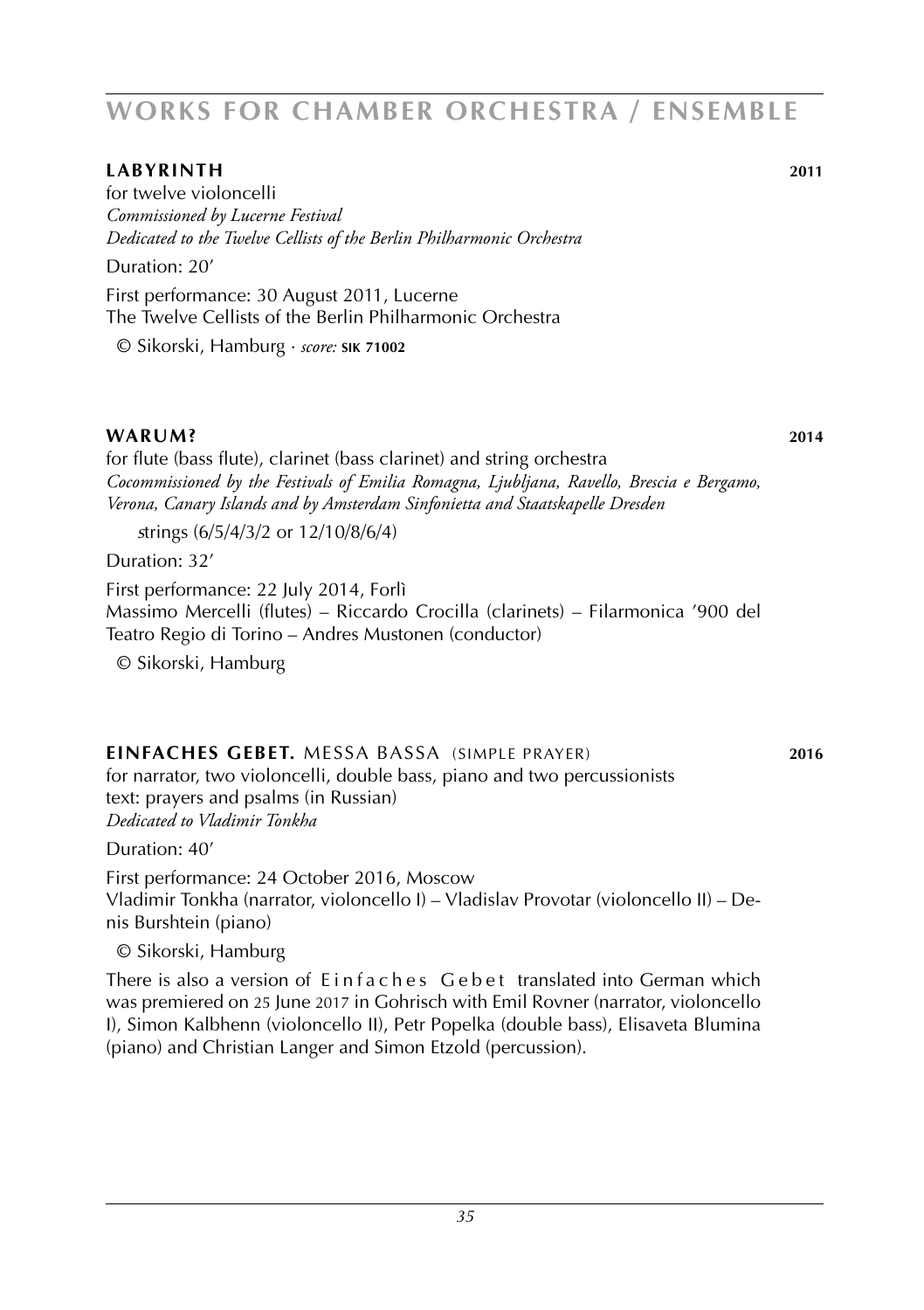# WORKS FOR CHAMBER ORCHESTRA / ENSEMBLE

**LABYRINTH** **2011**

for twelve violoncelli
*Commissioned by Lucerne Festival*
*Dedicated to the Twelve Cellists of the Berlin Philharmonic Orchestra*

Duration: 20'

First performance: 30 August 2011, Lucerne
The Twelve Cellists of the Berlin Philharmonic Orchestra

© Sikorski, Hamburg · *score:* **SIK 71002**

**WARUM?** **2014**

for flute (bass flute), clarinet (bass clarinet) and string orchestra
*Cocommissioned by the Festivals of Emilia Romagna, Ljubljana, Ravello, Brescia e Bergamo, Verona, Canary Islands and by Amsterdam Sinfonietta and Staatskapelle Dresden*

strings (6/5/4/3/2 or 12/10/8/6/4)

Duration: 32'

First performance: 22 July 2014, Forlì
Massimo Mercelli (flutes) – Riccardo Crocilla (clarinets) – Filarmonica '900 del Teatro Regio di Torino – Andres Mustonen (conductor)

© Sikorski, Hamburg

**EINFACHES GEBET.** MESSA BASSA (SIMPLE PRAYER) **2016**

for narrator, two violoncelli, double bass, piano and two percussionists
text: prayers and psalms (in Russian)
*Dedicated to Vladimir Tonkha*

Duration: 40'

First performance: 24 October 2016, Moscow
Vladimir Tonkha (narrator, violoncello I) – Vladislav Provotar (violoncello II) – Denis Burshtein (piano)

© Sikorski, Hamburg

There is also a version of Einfaches Gebet translated into German which was premiered on 25 June 2017 in Gohrisch with Emil Rovner (narrator, violoncello I), Simon Kalbhenn (violoncello II), Petr Popelka (double bass), Elisaveta Blumina (piano) and Christian Langer and Simon Etzold (percussion).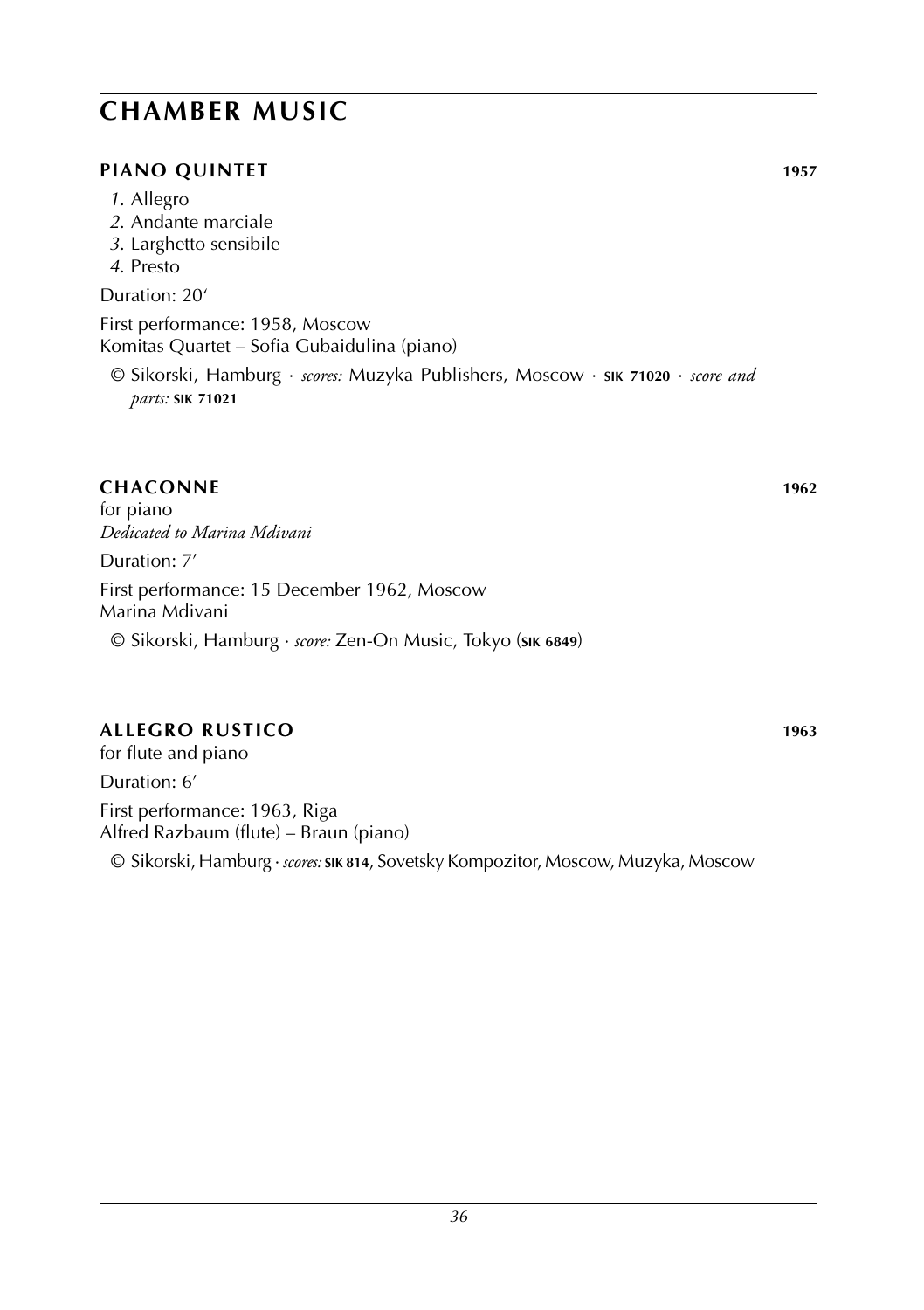# CHAMBER MUSIC

## PIANO QUINTET 1957

*1*. Allegro
*2*. Andante marciale
*3*. Larghetto sensibile
*4*. Presto

Duration: 20'

First performance: 1958, Moscow
Komitas Quartet – Sofia Gubaidulina (piano)

© Sikorski, Hamburg · *scores:* Muzyka Publishers, Moscow · **SIK 71020** · *score and parts:* **SIK 71021**

## CHACONNE 1962

for piano
*Dedicated to Marina Mdivani*

Duration: 7'

First performance: 15 December 1962, Moscow
Marina Mdivani

© Sikorski, Hamburg · *score:* Zen-On Music, Tokyo (**SIK 6849**)

## ALLEGRO RUSTICO 1963

for flute and piano

Duration: 6'

First performance: 1963, Riga
Alfred Razbaum (flute) – Braun (piano)

© Sikorski, Hamburg · *scores:* **SIK 814**, Sovetsky Kompozitor, Moscow, Muzyka, Moscow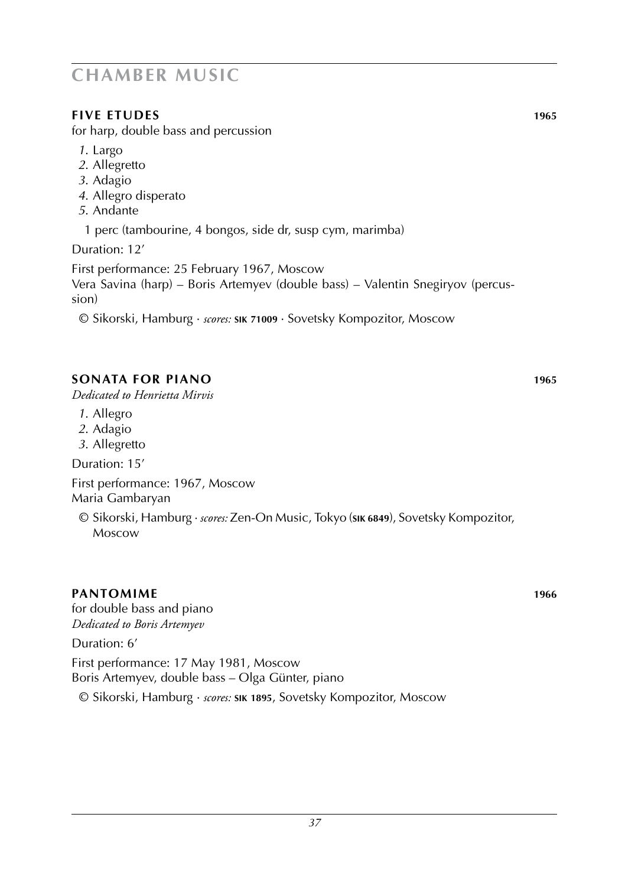# CHAMBER MUSIC

## FIVE ETUDES 1965

for harp, double bass and percussion

1. Largo
2. Allegretto
3. Adagio
4. Allegro disperato
5. Andante

1 perc (tambourine, 4 bongos, side dr, susp cym, marimba)

Duration: 12'

First performance: 25 February 1967, Moscow
Vera Savina (harp) – Boris Artemyev (double bass) – Valentin Snegiryov (percussion)

© Sikorski, Hamburg · *scores:* **SIK 71009** · Sovetsky Kompozitor, Moscow

## SONATA FOR PIANO 1965

*Dedicated to Henrietta Mirvis*

1. Allegro
2. Adagio
3. Allegretto

Duration: 15'

First performance: 1967, Moscow
Maria Gambaryan

© Sikorski, Hamburg · *scores:* Zen-On Music, Tokyo (**SIK 6849**), Sovetsky Kompozitor, Moscow

## PANTOMIME 1966

for double bass and piano
*Dedicated to Boris Artemyev*

Duration: 6'

First performance: 17 May 1981, Moscow
Boris Artemyev, double bass – Olga Günter, piano

© Sikorski, Hamburg · *scores:* **SIK 1895**, Sovetsky Kompozitor, Moscow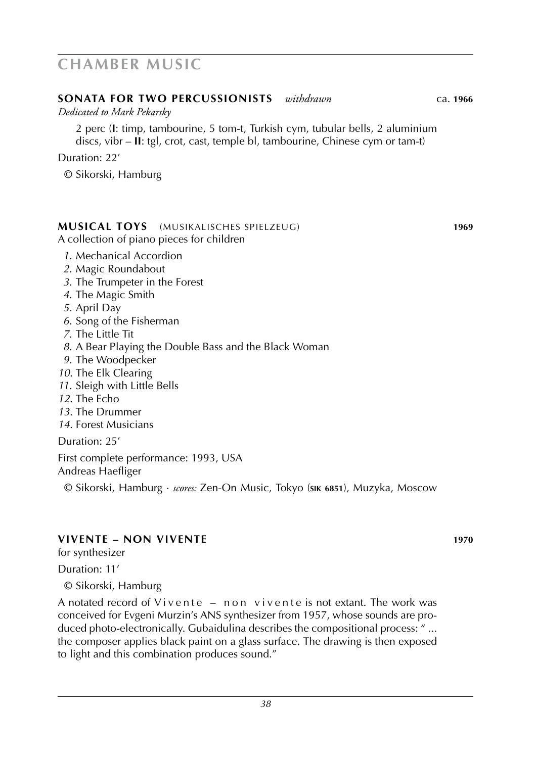# CHAMBER MUSIC

## SONATA FOR TWO PERCUSSIONISTS *withdrawn* ca. 1966

*Dedicated to Mark Pekarsky*

2 perc (**I**: timp, tambourine, 5 tom-t, Turkish cym, tubular bells, 2 aluminium discs, vibr – **II**: tgl, crot, cast, temple bl, tambourine, Chinese cym or tam-t)

Duration: 22'

© Sikorski, Hamburg

## MUSICAL TOYS (MUSIKALISCHES SPIELZEUG) 1969

A collection of piano pieces for children

1. Mechanical Accordion
2. Magic Roundabout
3. The Trumpeter in the Forest
4. The Magic Smith
5. April Day
6. Song of the Fisherman
7. The Little Tit
8. A Bear Playing the Double Bass and the Black Woman
9. The Woodpecker
10. The Elk Clearing
11. Sleigh with Little Bells
12. The Echo
13. The Drummer
14. Forest Musicians

Duration: 25'

First complete performance: 1993, USA
Andreas Haefliger

© Sikorski, Hamburg · *scores:* Zen-On Music, Tokyo (**SIK 6851**), Muzyka, Moscow

## VIVENTE – NON VIVENTE 1970

for synthesizer

Duration: 11'

© Sikorski, Hamburg

A notated record of Vivente – non vivente is not extant. The work was conceived for Evgeni Murzin's ANS synthesizer from 1957, whose sounds are produced photo-electronically. Gubaidulina describes the compositional process: " ... the composer applies black paint on a glass surface. The drawing is then exposed to light and this combination produces sound."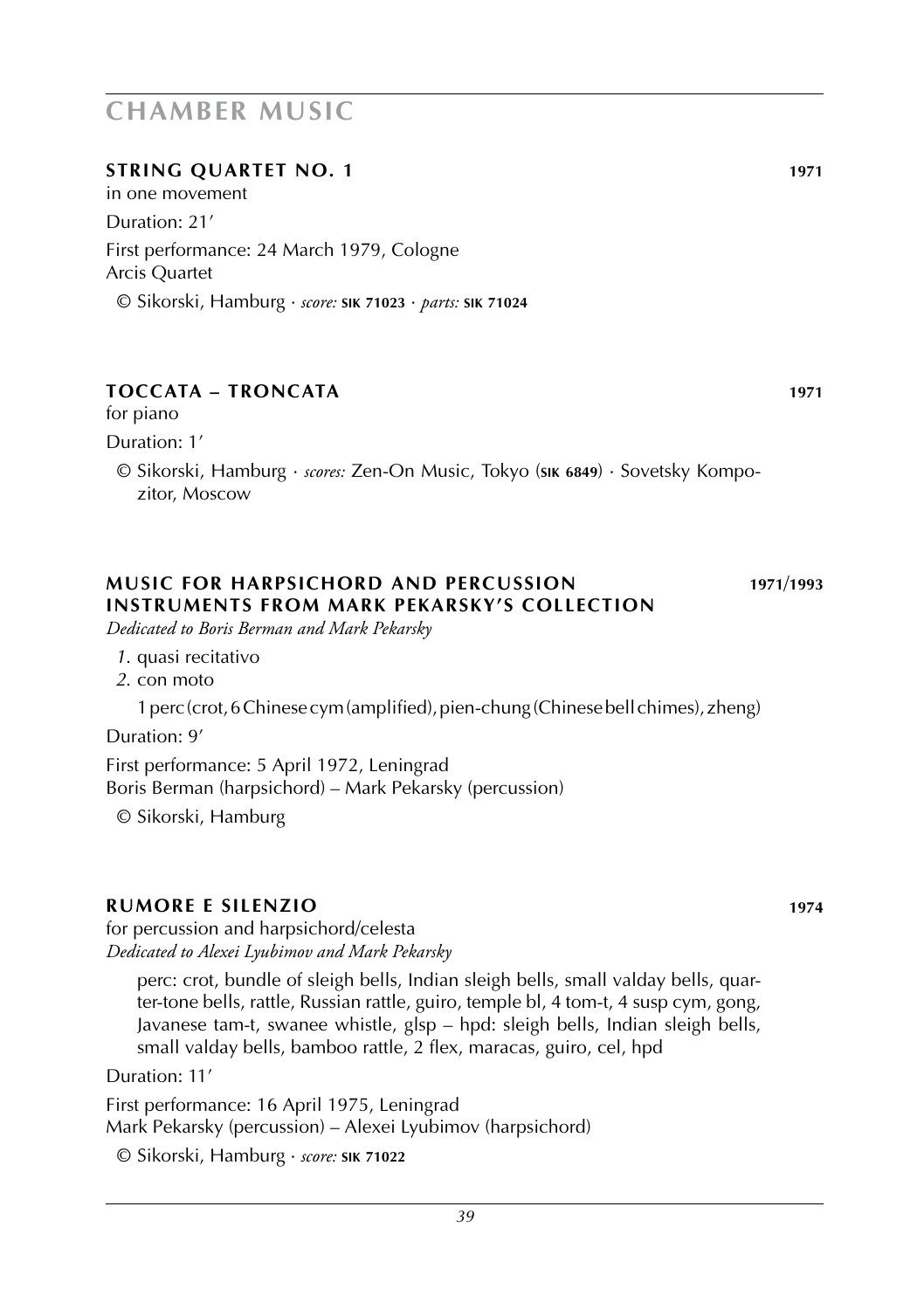# CHAMBER MUSIC

## STRING QUARTET NO. 1 — 1971

in one movement

Duration: 21′

First performance: 24 March 1979, Cologne
Arcis Quartet

© Sikorski, Hamburg · *score:* **SIK 71023** · *parts:* **SIK 71024**

## TOCCATA – TRONCATA — 1971

for piano

Duration: 1′

© Sikorski, Hamburg · *scores:* Zen-On Music, Tokyo (**SIK 6849**) · Sovetsky Kompozitor, Moscow

## MUSIC FOR HARPSICHORD AND PERCUSSION INSTRUMENTS FROM MARK PEKARSKY'S COLLECTION — 1971/1993

*Dedicated to Boris Berman and Mark Pekarsky*

*1*. quasi recitativo
*2*. con moto

1 perc (crot, 6 Chinese cym (amplified), pien-chung (Chinese bell chimes), zheng)

Duration: 9′

First performance: 5 April 1972, Leningrad
Boris Berman (harpsichord) – Mark Pekarsky (percussion)

© Sikorski, Hamburg

## RUMORE E SILENZIO — 1974

for percussion and harpsichord/celesta
*Dedicated to Alexei Lyubimov and Mark Pekarsky*

perc: crot, bundle of sleigh bells, Indian sleigh bells, small valday bells, quarter-tone bells, rattle, Russian rattle, guiro, temple bl, 4 tom-t, 4 susp cym, gong, Javanese tam-t, swanee whistle, glsp – hpd: sleigh bells, Indian sleigh bells, small valday bells, bamboo rattle, 2 flex, maracas, guiro, cel, hpd

Duration: 11′

First performance: 16 April 1975, Leningrad
Mark Pekarsky (percussion) – Alexei Lyubimov (harpsichord)

© Sikorski, Hamburg · *score:* **SIK 71022**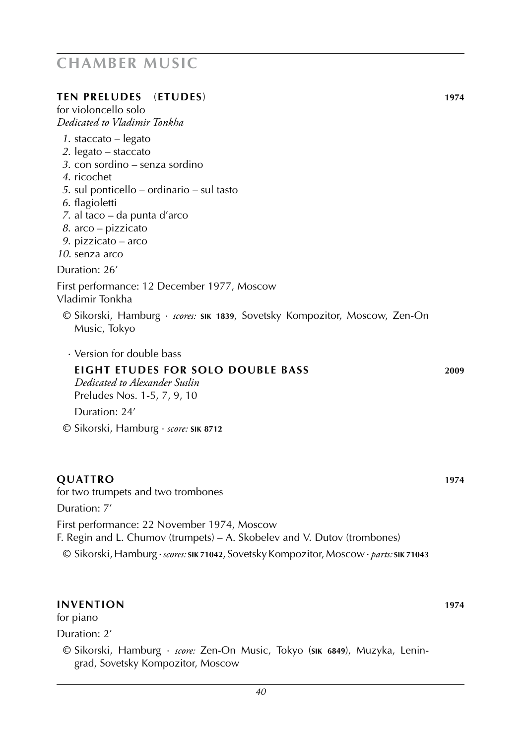## CHAMBER MUSIC

### TEN PRELUDES (ETUDES) 1974

for violoncello solo
*Dedicated to Vladimir Tonkha*

*1*. staccato – legato
*2*. legato – staccato
*3*. con sordino – senza sordino
*4*. ricochet
*5*. sul ponticello – ordinario – sul tasto
*6*. flagioletti
*7*. al taco – da punta d'arco
*8*. arco – pizzicato
*9*. pizzicato – arco
*10*. senza arco

Duration: 26'

First performance: 12 December 1977, Moscow
Vladimir Tonkha

© Sikorski, Hamburg · *scores:* **SIK 1839**, Sovetsky Kompozitor, Moscow, Zen-On Music, Tokyo

· Version for double bass

**EIGHT ETUDES FOR SOLO DOUBLE BASS** **2009**
*Dedicated to Alexander Suslin*
Preludes Nos. 1-5, 7, 9, 10

Duration: 24'

© Sikorski, Hamburg · *score:* **SIK 8712**

### QUATTRO 1974

for two trumpets and two trombones

Duration: 7'

First performance: 22 November 1974, Moscow
F. Regin and L. Chumov (trumpets) – A. Skobelev and V. Dutov (trombones)

© Sikorski, Hamburg · *scores:* **SIK 71042**, Sovetsky Kompozitor, Moscow · *parts:* **SIK 71043**

### INVENTION 1974

for piano

Duration: 2'

© Sikorski, Hamburg · *score:* Zen-On Music, Tokyo (**SIK 6849**), Muzyka, Leningrad, Sovetsky Kompozitor, Moscow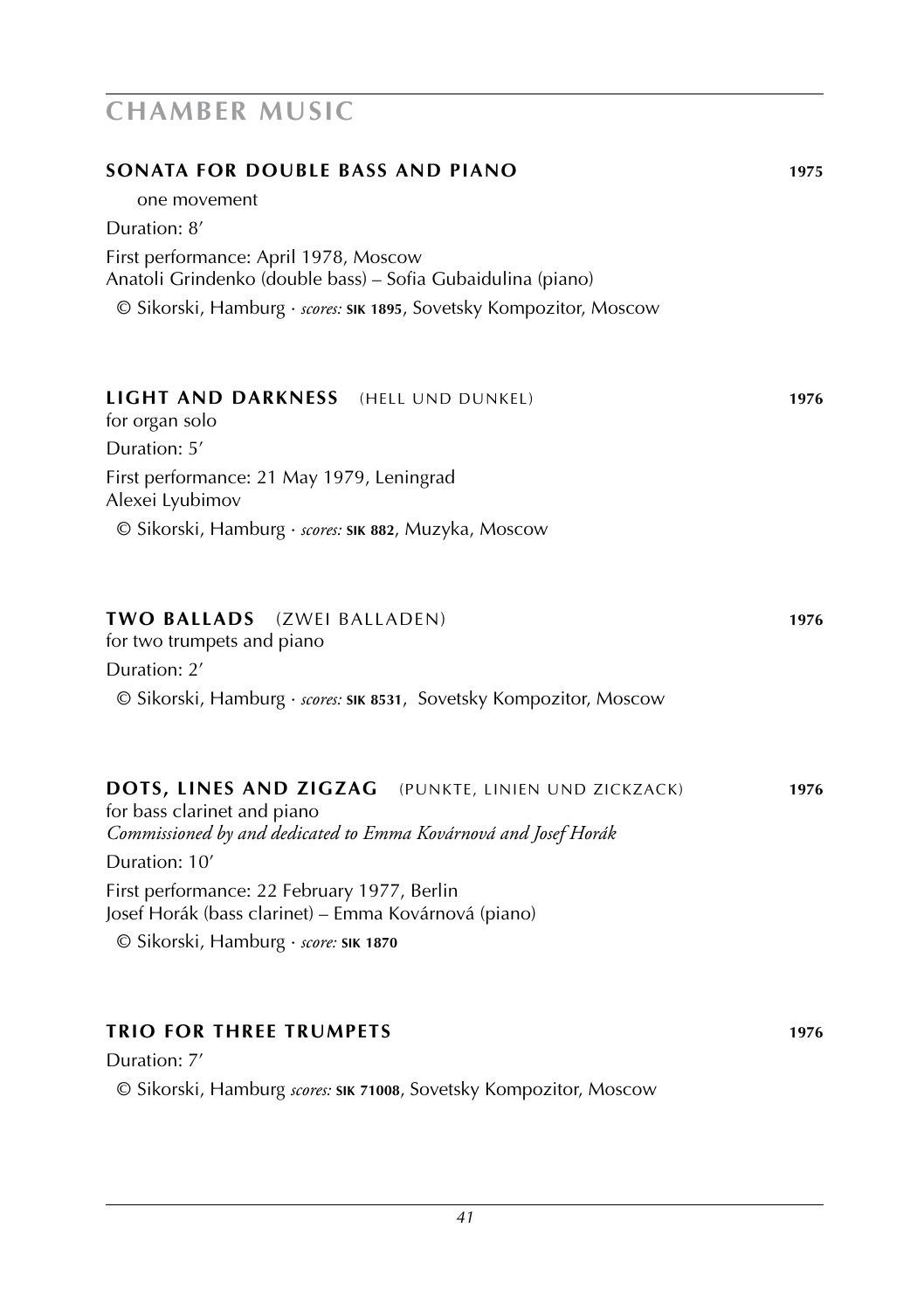# CHAMBER MUSIC

## SONATA FOR DOUBLE BASS AND PIANO **1975**

one movement

Duration: 8′

First performance: April 1978, Moscow
Anatoli Grindenko (double bass) – Sofia Gubaidulina (piano)

© Sikorski, Hamburg · *scores:* **SIK 1895**, Sovetsky Kompozitor, Moscow

## LIGHT AND DARKNESS (HELL UND DUNKEL) **1976**

for organ solo

Duration: 5′

First performance: 21 May 1979, Leningrad
Alexei Lyubimov

© Sikorski, Hamburg · *scores:* **SIK 882**, Muzyka, Moscow

## TWO BALLADS (ZWEI BALLADEN) **1976**

for two trumpets and piano

Duration: 2′

© Sikorski, Hamburg · *scores:* **SIK 8531**, Sovetsky Kompozitor, Moscow

## DOTS, LINES AND ZIGZAG (PUNKTE, LINIEN UND ZICKZACK) **1976**

for bass clarinet and piano
*Commissioned by and dedicated to Emma Kovárnová and Josef Horák*

Duration: 10′

First performance: 22 February 1977, Berlin
Josef Horák (bass clarinet) – Emma Kovárnová (piano)

© Sikorski, Hamburg · *score:* **SIK 1870**

## TRIO FOR THREE TRUMPETS **1976**

Duration: 7′

© Sikorski, Hamburg *scores:* **SIK 71008**, Sovetsky Kompozitor, Moscow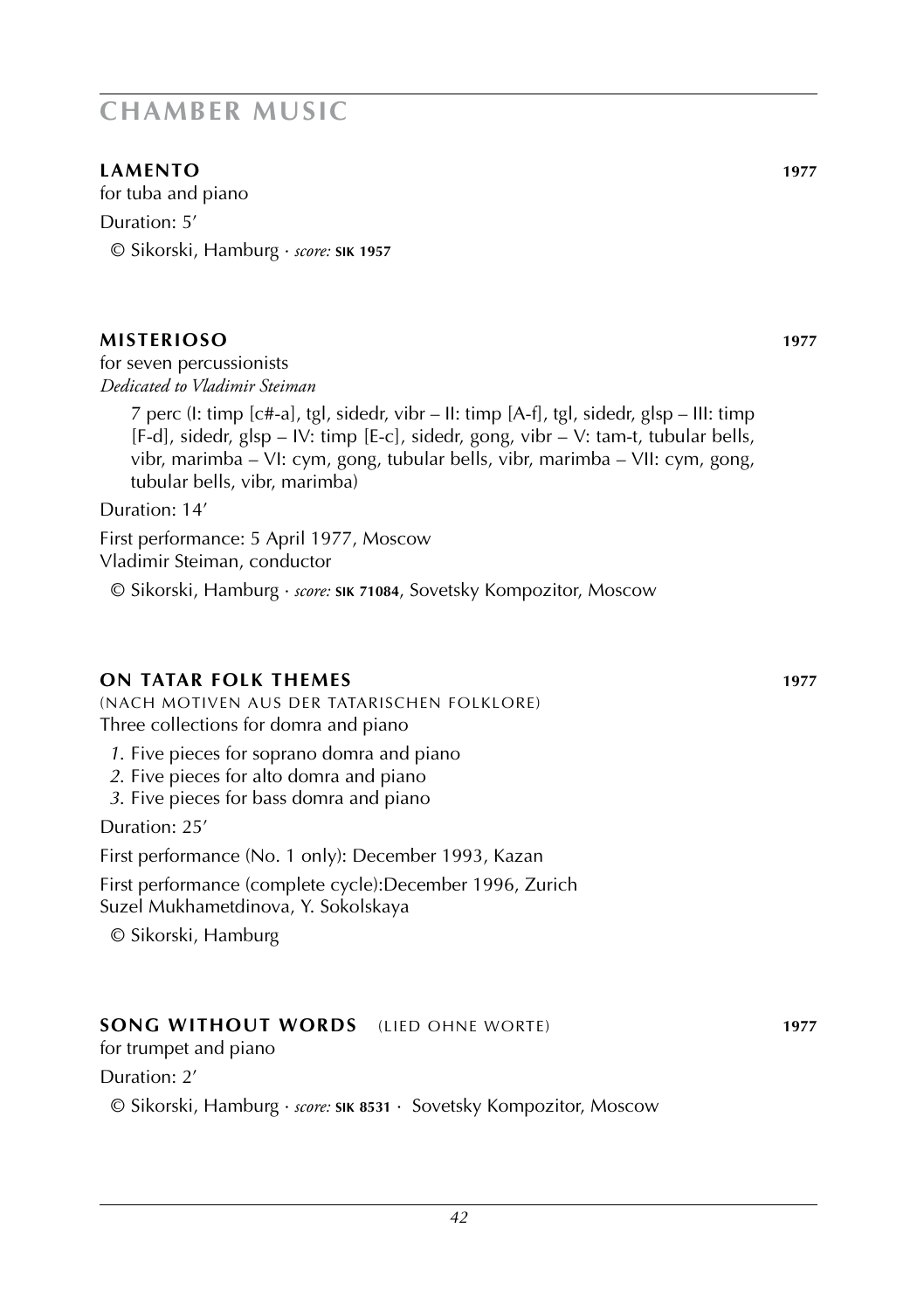# CHAMBER MUSIC

## LAMENTO 1977

for tuba and piano

Duration: 5’

© Sikorski, Hamburg · *score:* **SIK 1957**

## MISTERIOSO 1977

for seven percussionists

*Dedicated to Vladimir Steiman*

7 perc (I: timp [c#-a], tgl, sidedr, vibr – II: timp [A-f], tgl, sidedr, glsp – III: timp [F-d], sidedr, glsp – IV: timp [E-c], sidedr, gong, vibr – V: tam-t, tubular bells, vibr, marimba – VI: cym, gong, tubular bells, vibr, marimba – VII: cym, gong, tubular bells, vibr, marimba)

Duration: 14’

First performance: 5 April 1977, Moscow
Vladimir Steiman, conductor

© Sikorski, Hamburg · *score:* **SIK 71084**, Sovetsky Kompozitor, Moscow

## ON TATAR FOLK THEMES 1977

(NACH MOTIVEN AUS DER TATARISCHEN FOLKLORE)

Three collections for domra and piano

*1.* Five pieces for soprano domra and piano
*2.* Five pieces for alto domra and piano
*3.* Five pieces for bass domra and piano

Duration: 25’

First performance (No. 1 only): December 1993, Kazan

First performance (complete cycle):December 1996, Zurich
Suzel Mukhametdinova, Y. Sokolskaya

© Sikorski, Hamburg

## SONG WITHOUT WORDS (LIED OHNE WORTE) 1977

for trumpet and piano

Duration: 2’

© Sikorski, Hamburg · *score:* **SIK 8531** · Sovetsky Kompozitor, Moscow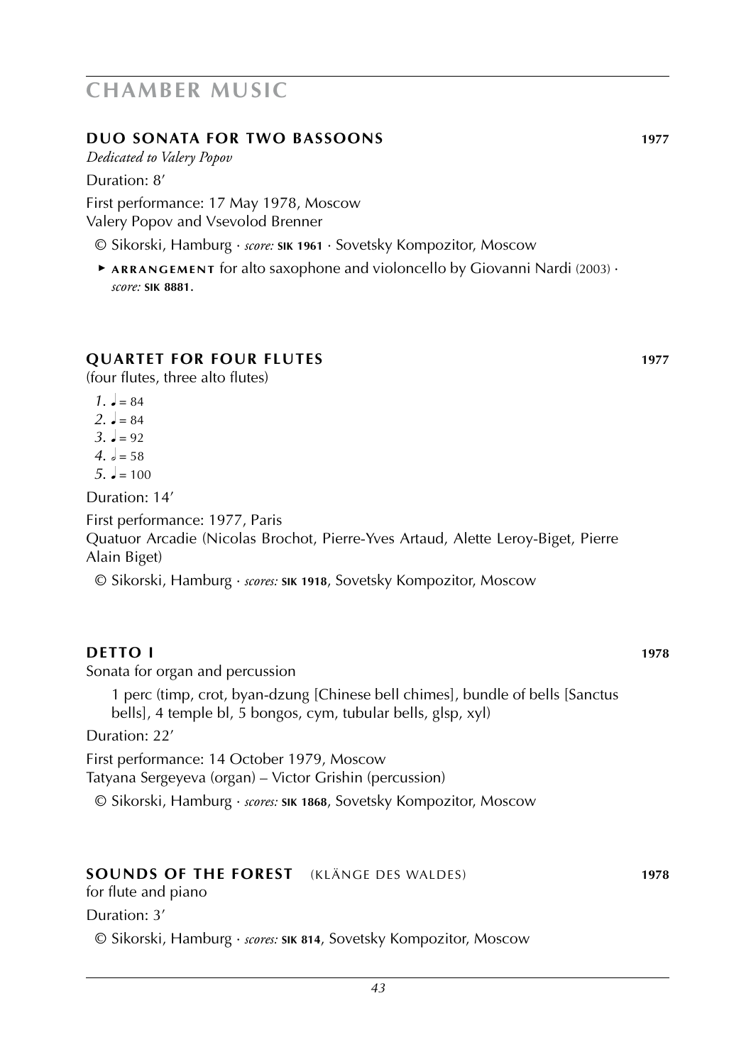# CHAMBER MUSIC

## DUO SONATA FOR TWO BASSOONS 1977

*Dedicated to Valery Popov*

Duration: 8'

First performance: 17 May 1978, Moscow
Valery Popov and Vsevolod Brenner

© Sikorski, Hamburg · *score:* **SIK 1961** · Sovetsky Kompozitor, Moscow

- ▸ **ARRANGEMENT** for alto saxophone and violoncello by Giovanni Nardi (2003) · *score:* **SIK 8881.**

## QUARTET FOR FOUR FLUTES 1977

(four flutes, three alto flutes)

*1.* ♩ = 84
*2.* ♩ = 84
*3.* ♩ = 92
*4.* 𝅗𝅥 = 58
*5.* ♩ = 100

Duration: 14'

First performance: 1977, Paris
Quatuor Arcadie (Nicolas Brochot, Pierre-Yves Artaud, Alette Leroy-Biget, Pierre Alain Biget)

© Sikorski, Hamburg · *scores:* **SIK 1918**, Sovetsky Kompozitor, Moscow

## DETTO I 1978

Sonata for organ and percussion

1 perc (timp, crot, byan-dzung [Chinese bell chimes], bundle of bells [Sanctus bells], 4 temple bl, 5 bongos, cym, tubular bells, glsp, xyl)

Duration: 22'

First performance: 14 October 1979, Moscow
Tatyana Sergeyeva (organ) – Victor Grishin (percussion)

© Sikorski, Hamburg · *scores:* **SIK 1868**, Sovetsky Kompozitor, Moscow

## SOUNDS OF THE FOREST (KLÄNGE DES WALDES) 1978

for flute and piano

Duration: 3'

© Sikorski, Hamburg · *scores:* **SIK 814**, Sovetsky Kompozitor, Moscow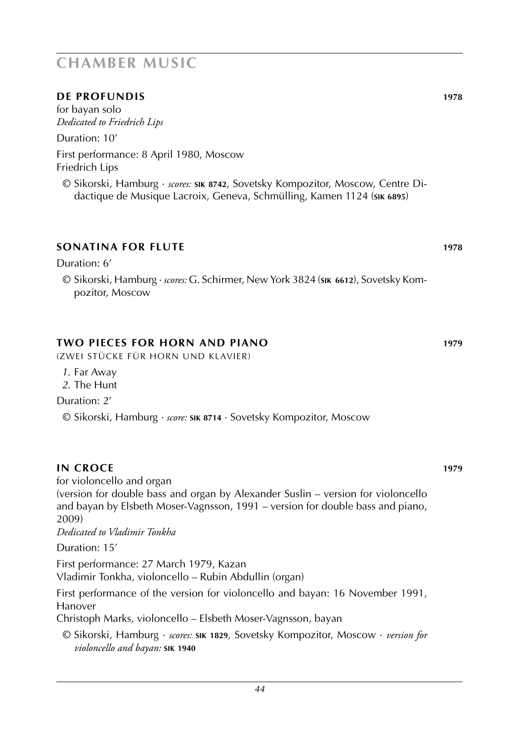# CHAMBER MUSIC

## DE PROFUNDIS 1978

for bayan solo
*Dedicated to Friedrich Lips*

Duration: 10′

First performance: 8 April 1980, Moscow
Friedrich Lips

© Sikorski, Hamburg · *scores:* **SIK 8742**, Sovetsky Kompozitor, Moscow, Centre Didactique de Musique Lacroix, Geneva, Schmülling, Kamen 1124 (**SIK 6895**)

## SONATINA FOR FLUTE 1978

Duration: 6′

© Sikorski, Hamburg · *scores:* G. Schirmer, New York 3824 (**SIK 6612**), Sovetsky Kompozitor, Moscow

## TWO PIECES FOR HORN AND PIANO 1979

(ZWEI STÜCKE FÜR HORN UND KLAVIER)

*1.* Far Away
*2.* The Hunt

Duration: 2′

© Sikorski, Hamburg · *score:* **SIK 8714** · Sovetsky Kompozitor, Moscow

## IN CROCE 1979

for violoncello and organ
(version for double bass and organ by Alexander Suslin – version for violoncello and bayan by Elsbeth Moser-Vagnsson, 1991 – version for double bass and piano, 2009)
*Dedicated to Vladimir Tonkha*

Duration: 15′

First performance: 27 March 1979, Kazan
Vladimir Tonkha, violoncello – Rubin Abdullin (organ)

First performance of the version for violoncello and bayan: 16 November 1991, Hanover
Christoph Marks, violoncello – Elsbeth Moser-Vagnsson, bayan

© Sikorski, Hamburg · *scores:* **SIK 1829**, Sovetsky Kompozitor, Moscow · *version for violoncello and bayan:* **SIK 1940**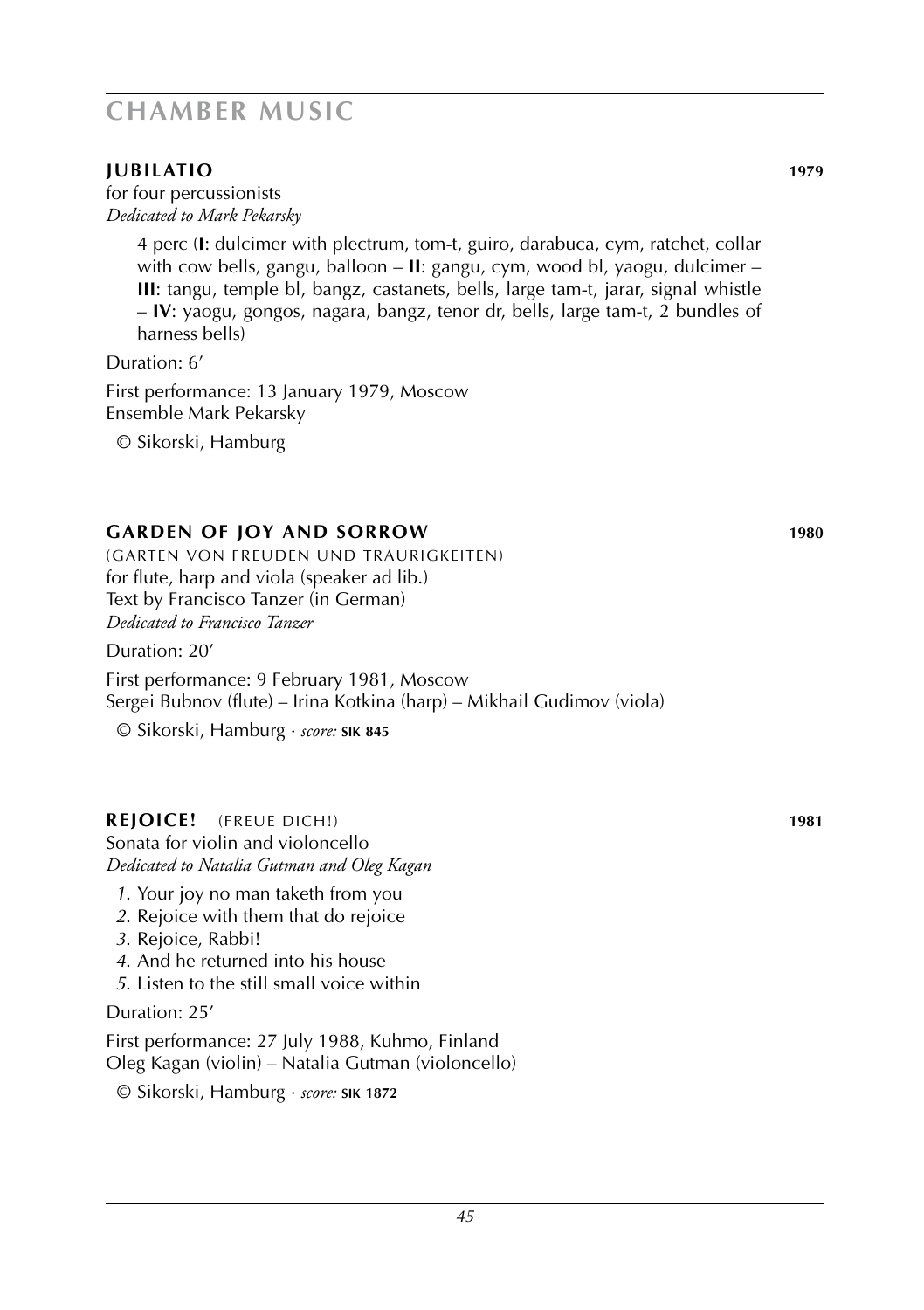# CHAMBER MUSIC

## JUBILATIO 1979

for four percussionists
*Dedicated to Mark Pekarsky*

4 perc (**I**: dulcimer with plectrum, tom-t, guiro, darabuca, cym, ratchet, collar with cow bells, gangu, balloon – **II**: gangu, cym, wood bl, yaogu, dulcimer – **III**: tangu, temple bl, bangz, castanets, bells, large tam-t, jarar, signal whistle – **IV**: yaogu, gongos, nagara, bangz, tenor dr, bells, large tam-t, 2 bundles of harness bells)

Duration: 6’

First performance: 13 January 1979, Moscow
Ensemble Mark Pekarsky

© Sikorski, Hamburg

## GARDEN OF JOY AND SORROW 1980

(GARTEN VON FREUDEN UND TRAURIGKEITEN)
for flute, harp and viola (speaker ad lib.)
Text by Francisco Tanzer (in German)
*Dedicated to Francisco Tanzer*

Duration: 20’

First performance: 9 February 1981, Moscow
Sergei Bubnov (flute) – Irina Kotkina (harp) – Mikhail Gudimov (viola)

© Sikorski, Hamburg · *score:* **SIK 845**

## REJOICE! (FREUE DICH!) 1981

Sonata for violin and violoncello
*Dedicated to Natalia Gutman and Oleg Kagan*

1. Your joy no man taketh from you
2. Rejoice with them that do rejoice
3. Rejoice, Rabbi!
4. And he returned into his house
5. Listen to the still small voice within

Duration: 25’

First performance: 27 July 1988, Kuhmo, Finland
Oleg Kagan (violin) – Natalia Gutman (violoncello)

© Sikorski, Hamburg · *score:* **SIK 1872**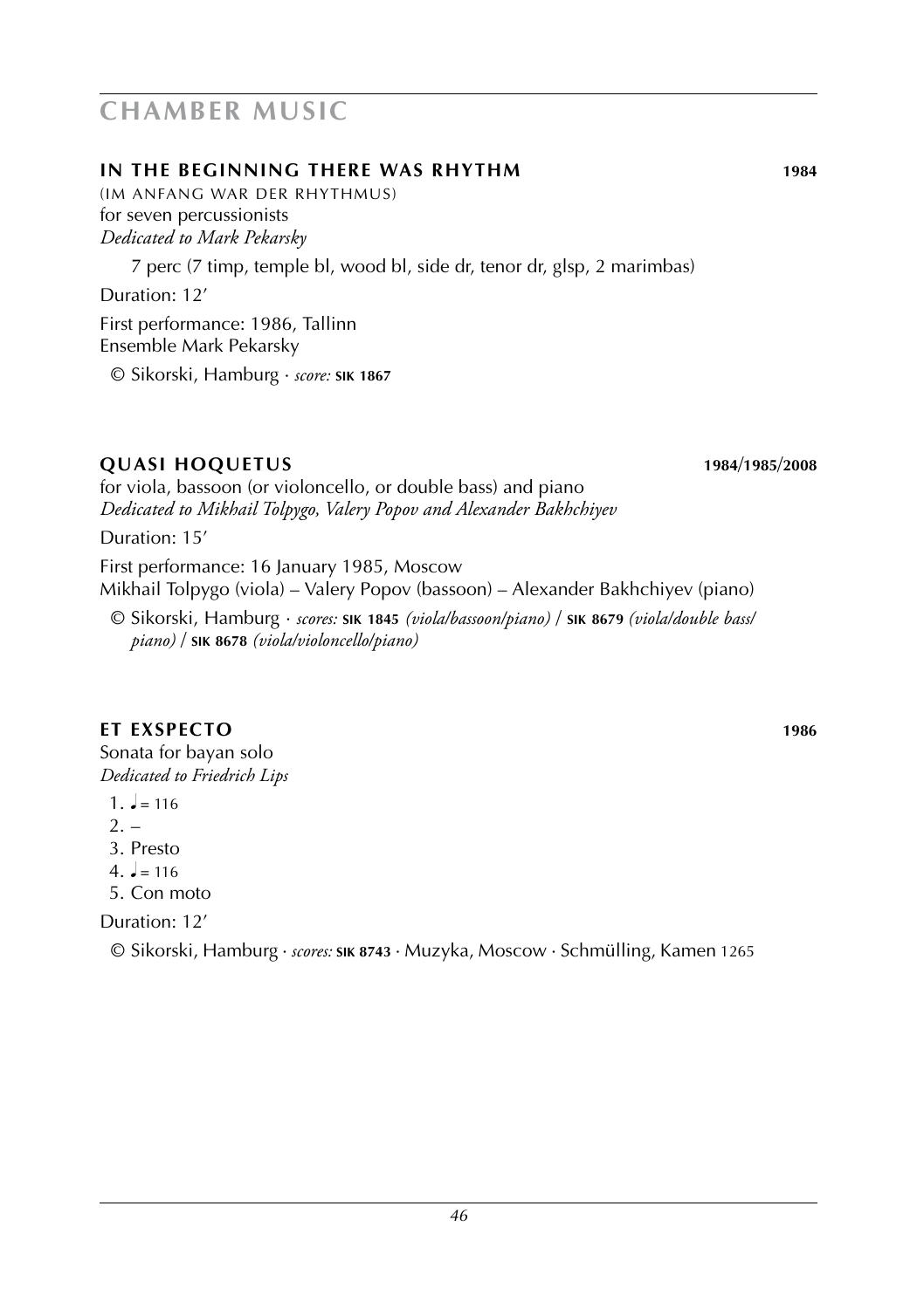# CHAMBER MUSIC

### IN THE BEGINNING THERE WAS RHYTHM 1984

(IM ANFANG WAR DER RHYTHMUS)
for seven percussionists
*Dedicated to Mark Pekarsky*

7 perc (7 timp, temple bl, wood bl, side dr, tenor dr, glsp, 2 marimbas)

Duration: 12'

First performance: 1986, Tallinn
Ensemble Mark Pekarsky

© Sikorski, Hamburg · *score:* **SIK 1867**

### QUASI HOQUETUS 1984/1985/2008

for viola, bassoon (or violoncello, or double bass) and piano
*Dedicated to Mikhail Tolpygo, Valery Popov and Alexander Bakhchiyev*

Duration: 15'

First performance: 16 January 1985, Moscow
Mikhail Tolpygo (viola) – Valery Popov (bassoon) – Alexander Bakhchiyev (piano)

© Sikorski, Hamburg · *scores:* **SIK 1845** *(viola/bassoon/piano)* / **SIK 8679** *(viola/double bass/piano)* / **SIK 8678** *(viola/violoncello/piano)*

### ET EXSPECTO 1986

Sonata for bayan solo
*Dedicated to Friedrich Lips*

1. ♩= 116
2. –
3. Presto
4. ♩= 116
5. Con moto

Duration: 12'

© Sikorski, Hamburg · *scores:* **SIK 8743** · Muzyka, Moscow · Schmülling, Kamen 1265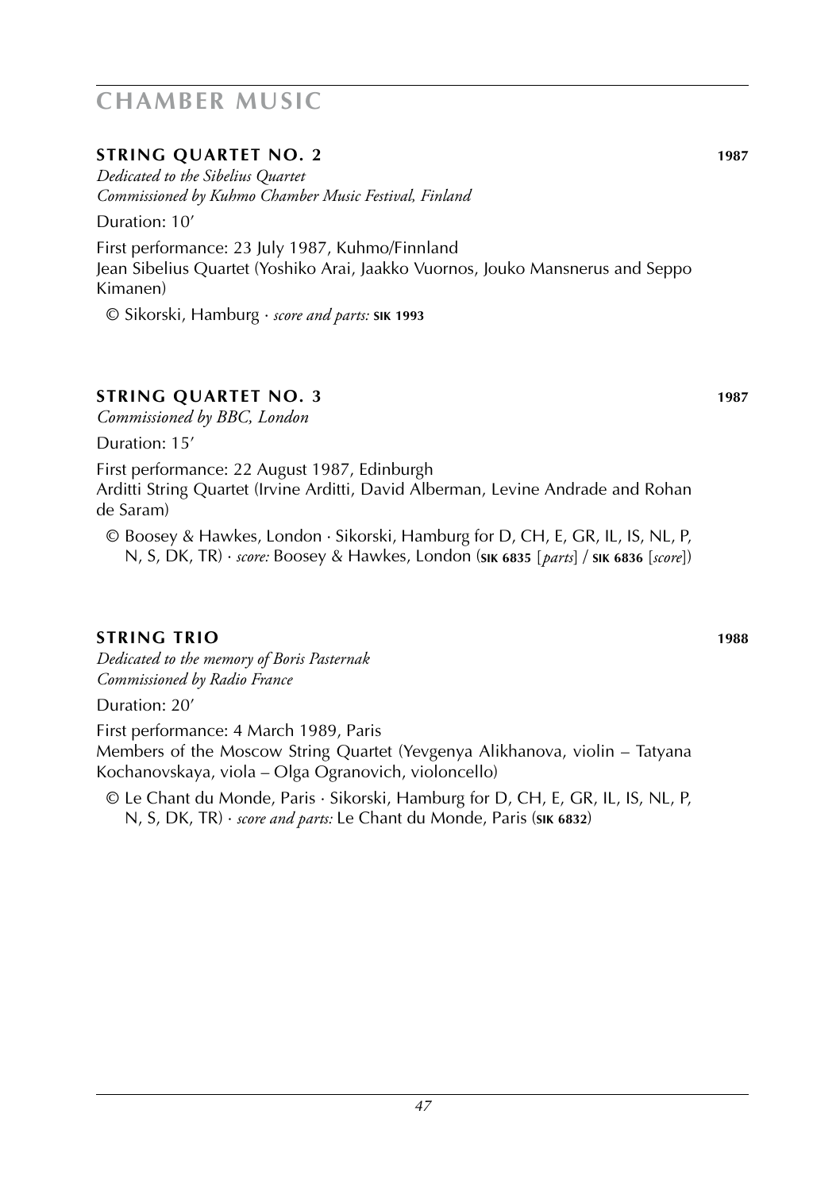# CHAMBER MUSIC

## STRING QUARTET NO. 2 — 1987

*Dedicated to the Sibelius Quartet*
*Commissioned by Kuhmo Chamber Music Festival, Finland*

Duration: 10’

First performance: 23 July 1987, Kuhmo/Finnland
Jean Sibelius Quartet (Yoshiko Arai, Jaakko Vuornos, Jouko Mansnerus and Seppo Kimanen)

© Sikorski, Hamburg · *score and parts:* **SIK 1993**

## STRING QUARTET NO. 3 — 1987

*Commissioned by BBC, London*

Duration: 15’

First performance: 22 August 1987, Edinburgh
Arditti String Quartet (Irvine Arditti, David Alberman, Levine Andrade and Rohan de Saram)

© Boosey & Hawkes, London · Sikorski, Hamburg for D, CH, E, GR, IL, IS, NL, P, N, S, DK, TR) · *score:* Boosey & Hawkes, London (**SIK 6835** [*parts*] / **SIK 6836** [*score*])

## STRING TRIO — 1988

*Dedicated to the memory of Boris Pasternak*
*Commissioned by Radio France*

Duration: 20’

First performance: 4 March 1989, Paris
Members of the Moscow String Quartet (Yevgenya Alikhanova, violin – Tatyana Kochanovskaya, viola – Olga Ogranovich, violoncello)

© Le Chant du Monde, Paris · Sikorski, Hamburg for D, CH, E, GR, IL, IS, NL, P, N, S, DK, TR) · *score and parts:* Le Chant du Monde, Paris (**SIK 6832**)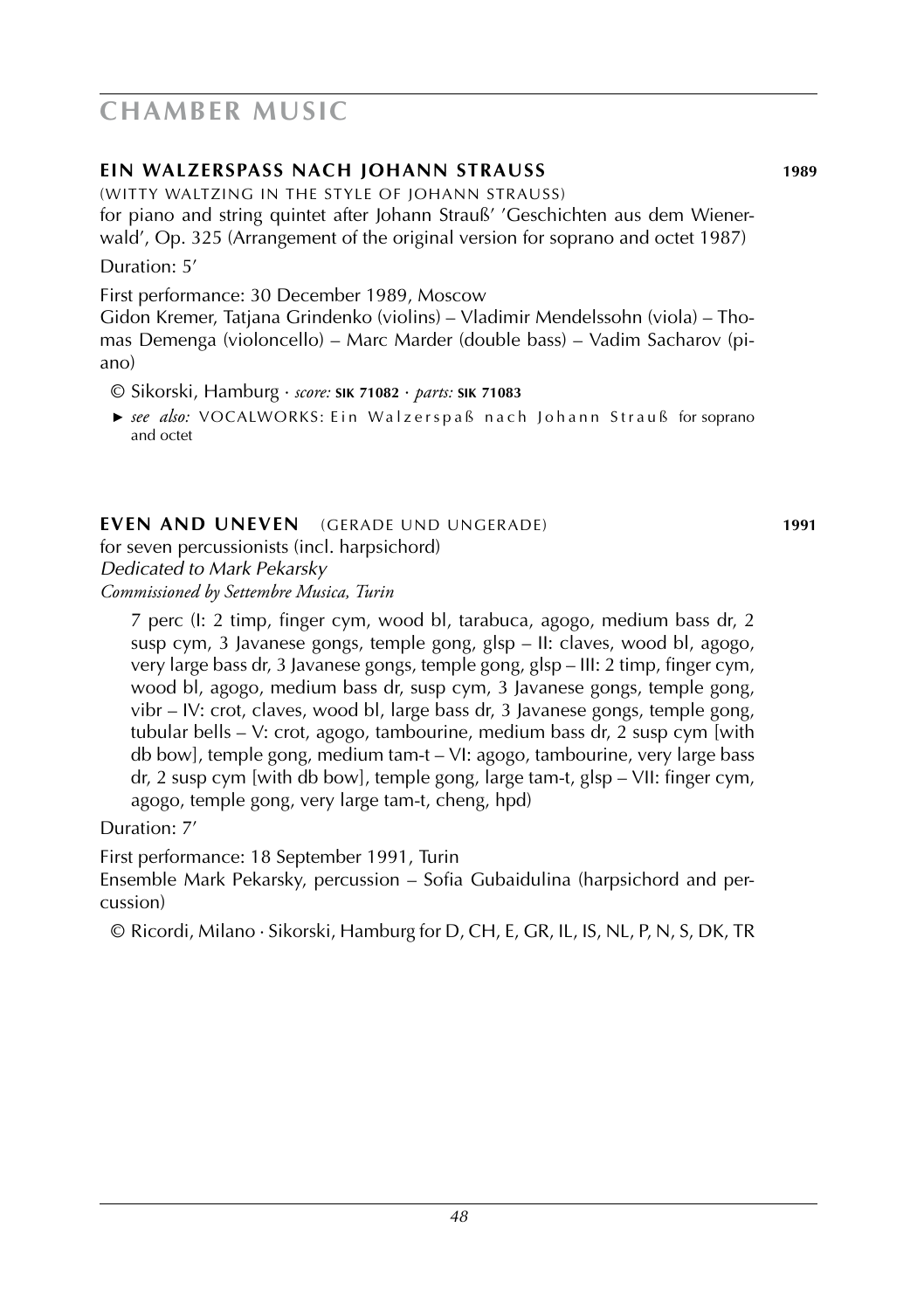# CHAMBER MUSIC

## EIN WALZERSPASS NACH JOHANN STRAUSS **1989**

(WITTY WALTZING IN THE STYLE OF JOHANN STRAUSS)

for piano and string quintet after Johann Strauß' 'Geschichten aus dem Wienerwald', Op. 325 (Arrangement of the original version for soprano and octet 1987)

Duration: 5'

First performance: 30 December 1989, Moscow

Gidon Kremer, Tatjana Grindenko (violins) – Vladimir Mendelssohn (viola) – Thomas Demenga (violoncello) – Marc Marder (double bass) – Vadim Sacharov (piano)

© Sikorski, Hamburg · *score:* **SIK 71082** · *parts:* **SIK 71083**

► *see also:* VOCALWORKS: Ein Walzerspaß nach Johann Strauß for soprano and octet

## EVEN AND UNEVEN (GERADE UND UNGERADE) **1991**

for seven percussionists (incl. harpsichord)

*Dedicated to Mark Pekarsky*

*Commissioned by Settembre Musica, Turin*

7 perc (I: 2 timp, finger cym, wood bl, tarabuca, agogo, medium bass dr, 2 susp cym, 3 Javanese gongs, temple gong, glsp – II: claves, wood bl, agogo, very large bass dr, 3 Javanese gongs, temple gong, glsp – III: 2 timp, finger cym, wood bl, agogo, medium bass dr, susp cym, 3 Javanese gongs, temple gong, vibr – IV: crot, claves, wood bl, large bass dr, 3 Javanese gongs, temple gong, tubular bells – V: crot, agogo, tambourine, medium bass dr, 2 susp cym [with db bow], temple gong, medium tam-t – VI: agogo, tambourine, very large bass dr, 2 susp cym [with db bow], temple gong, large tam-t, glsp – VII: finger cym, agogo, temple gong, very large tam-t, cheng, hpd)

Duration: 7'

First performance: 18 September 1991, Turin

Ensemble Mark Pekarsky, percussion – Sofia Gubaidulina (harpsichord and percussion)

© Ricordi, Milano · Sikorski, Hamburg for D, CH, E, GR, IL, IS, NL, P, N, S, DK, TR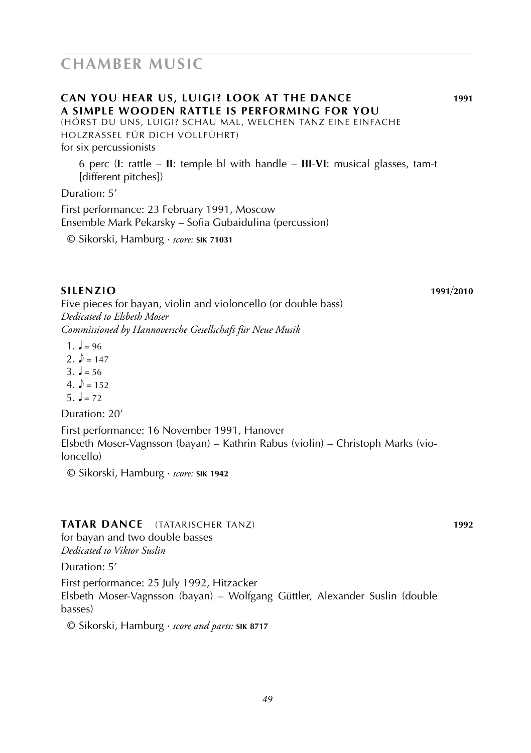# CHAMBER MUSIC

## CAN YOU HEAR US, LUIGI? LOOK AT THE DANCE A SIMPLE WOODEN RATTLE IS PERFORMING FOR YOU — 1991

(HÖRST DU UNS, LUIGI? SCHAU MAL, WELCHEN TANZ EINE EINFACHE HOLZRASSEL FÜR DICH VOLLFÜHRT)
for six percussionists

6 perc (**I**: rattle – **II**: temple bl with handle – **III**-**VI**: musical glasses, tam-t [different pitches])

Duration: 5′

First performance: 23 February 1991, Moscow
Ensemble Mark Pekarsky – Sofia Gubaidulina (percussion)

© Sikorski, Hamburg · *score:* **SIK 71031**

## SILENZIO — 1991/2010

Five pieces for bayan, violin and violoncello (or double bass)
*Dedicated to Elsbeth Moser*
*Commissioned by Hannoversche Gesellschaft für Neue Musik*

1. ♩ = 96
2. ♪ = 147
3. ♩ = 56
4. ♪ = 152
5. ♩ = 72

Duration: 20′

First performance: 16 November 1991, Hanover
Elsbeth Moser-Vagnsson (bayan) – Kathrin Rabus (violin) – Christoph Marks (violoncello)

© Sikorski, Hamburg · *score:* **SIK 1942**

## TATAR DANCE (TATARISCHER TANZ) — 1992

for bayan and two double basses
*Dedicated to Viktor Suslin*

Duration: 5′

First performance: 25 July 1992, Hitzacker
Elsbeth Moser-Vagnsson (bayan) – Wolfgang Güttler, Alexander Suslin (double basses)

© Sikorski, Hamburg · *score and parts:* **SIK 8717**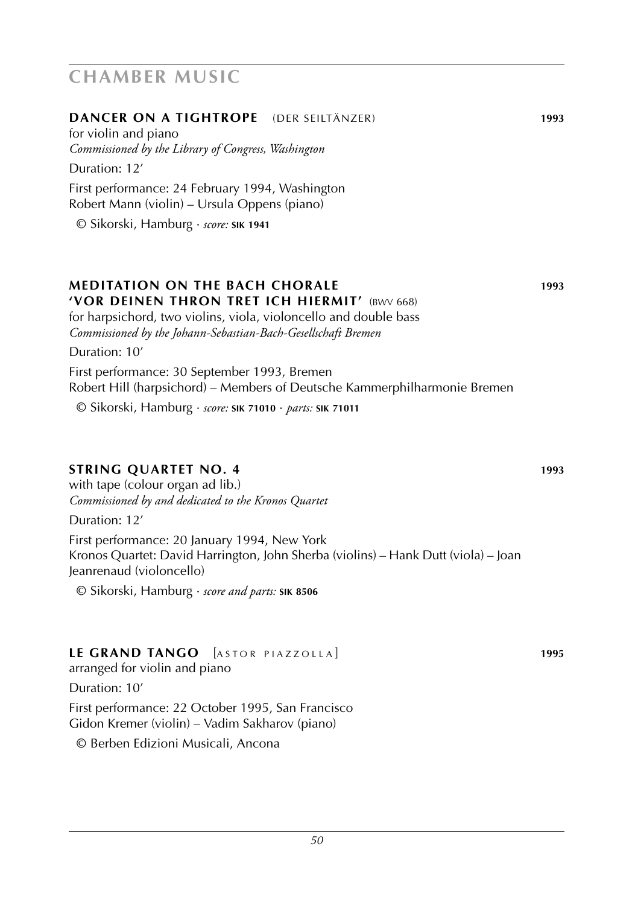# CHAMBER MUSIC

## DANCER ON A TIGHTROPE (DER SEILTÄNZER) 1993

for violin and piano
*Commissioned by the Library of Congress, Washington*

Duration: 12′

First performance: 24 February 1994, Washington
Robert Mann (violin) – Ursula Oppens (piano)

© Sikorski, Hamburg · *score:* **SIK 1941**

## MEDITATION ON THE BACH CHORALE 'VOR DEINEN THRON TRET ICH HIERMIT' (BWV 668) 1993

for harpsichord, two violins, viola, violoncello and double bass
*Commissioned by the Johann-Sebastian-Bach-Gesellschaft Bremen*

Duration: 10′

First performance: 30 September 1993, Bremen
Robert Hill (harpsichord) – Members of Deutsche Kammerphilharmonie Bremen

© Sikorski, Hamburg · *score:* **SIK 71010** · *parts:* **SIK 71011**

## STRING QUARTET NO. 4 1993

with tape (colour organ ad lib.)
*Commissioned by and dedicated to the Kronos Quartet*

Duration: 12′

First performance: 20 January 1994, New York
Kronos Quartet: David Harrington, John Sherba (violins) – Hank Dutt (viola) – Joan Jeanrenaud (violoncello)

© Sikorski, Hamburg · *score and parts:* **SIK 8506**

## LE GRAND TANGO [ASTOR PIAZZOLLA] 1995

arranged for violin and piano

Duration: 10′

First performance: 22 October 1995, San Francisco
Gidon Kremer (violin) – Vadim Sakharov (piano)

© Berben Edizioni Musicali, Ancona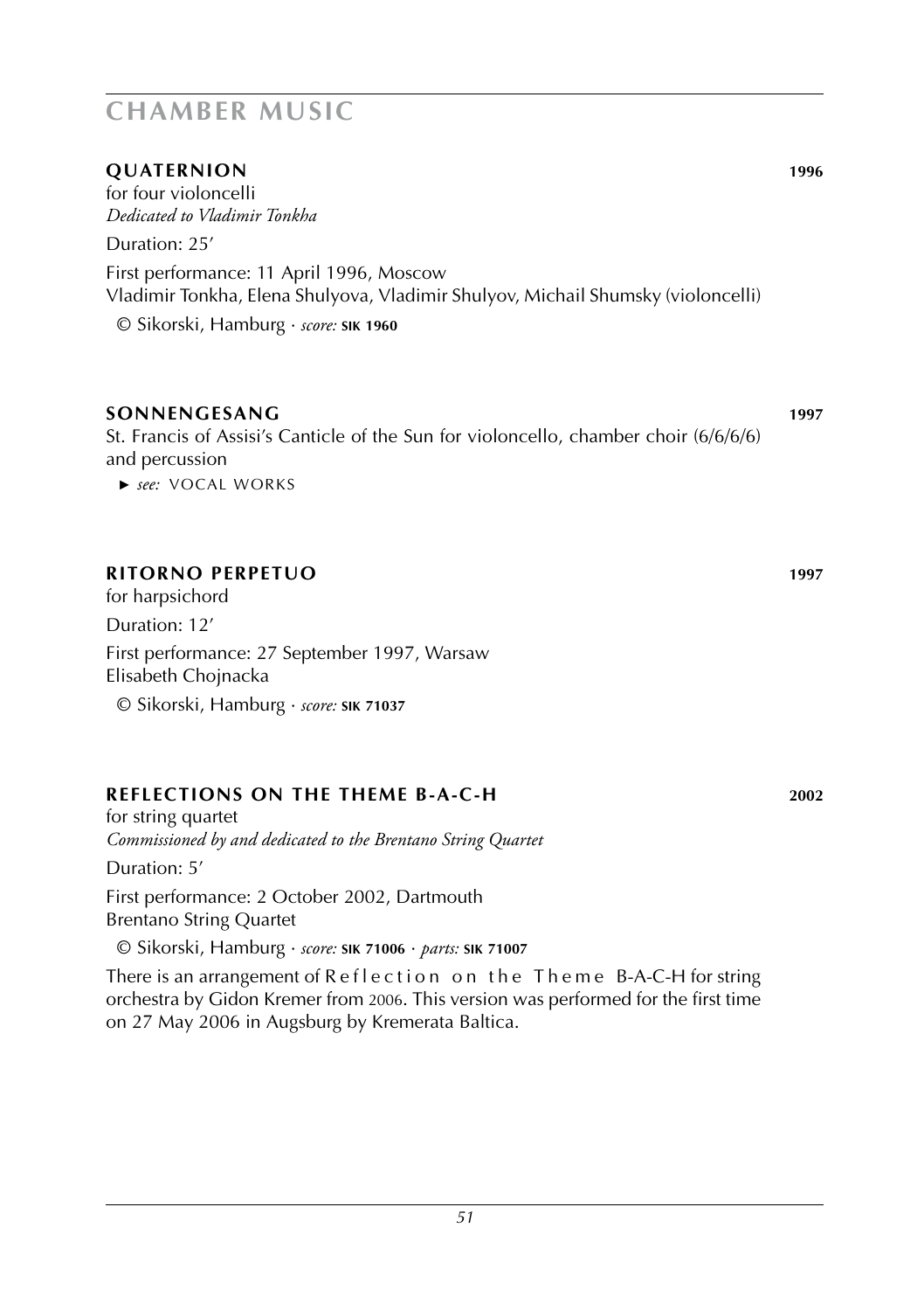# CHAMBER MUSIC

## QUATERNION 1996

for four violoncelli
*Dedicated to Vladimir Tonkha*

Duration: 25′

First performance: 11 April 1996, Moscow
Vladimir Tonkha, Elena Shulyova, Vladimir Shulyov, Michail Shumsky (violoncelli)

© Sikorski, Hamburg · *score:* **SIK 1960**

## SONNENGESANG 1997

St. Francis of Assisi's Canticle of the Sun for violoncello, chamber choir (6/6/6/6) and percussion

► *see:* VOCAL WORKS

## RITORNO PERPETUO 1997

for harpsichord

Duration: 12′

First performance: 27 September 1997, Warsaw
Elisabeth Chojnacka

© Sikorski, Hamburg · *score:* **SIK 71037**

## REFLECTIONS ON THE THEME B-A-C-H 2002

for string quartet
*Commissioned by and dedicated to the Brentano String Quartet*

Duration: 5′

First performance: 2 October 2002, Dartmouth
Brentano String Quartet

© Sikorski, Hamburg · *score:* **SIK 71006** · *parts:* **SIK 71007**

There is an arrangement of Reflection on the Theme B-A-C-H for string orchestra by Gidon Kremer from 2006. This version was performed for the first time on 27 May 2006 in Augsburg by Kremerata Baltica.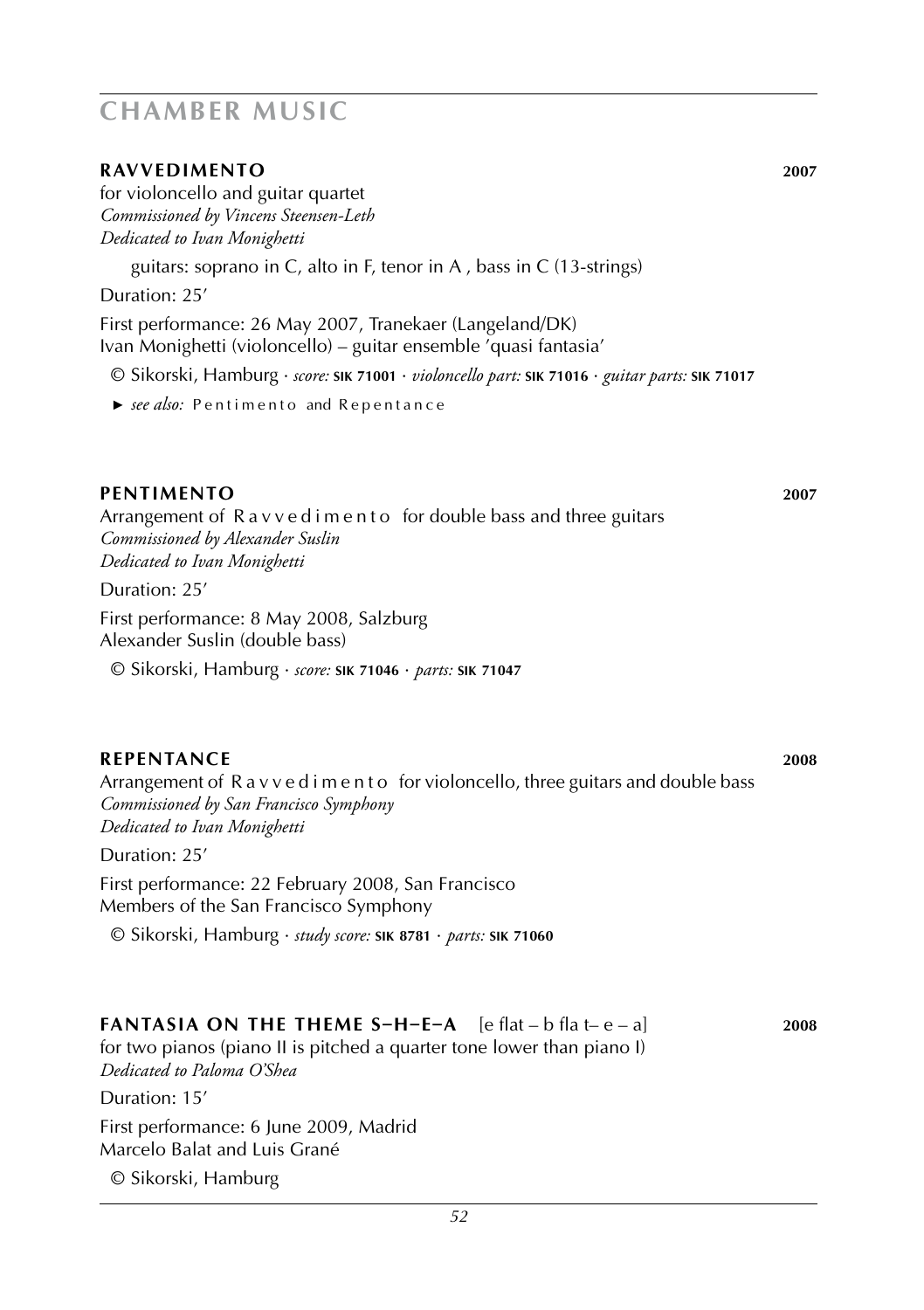# CHAMBER MUSIC

## RAVVEDIMENTO 2007

for violoncello and guitar quartet
*Commissioned by Vincens Steensen-Leth*
*Dedicated to Ivan Monighetti*

guitars: soprano in C, alto in F, tenor in A , bass in C (13-strings)

Duration: 25′

First performance: 26 May 2007, Tranekaer (Langeland/DK)
Ivan Monighetti (violoncello) – guitar ensemble 'quasi fantasia'

© Sikorski, Hamburg · *score:* **SIK 71001** · *violoncello part:* **SIK 71016** · *guitar parts:* **SIK 71017**

► *see also:* Pentimento and Repentance

## PENTIMENTO 2007

Arrangement of Ravvedimento for double bass and three guitars
*Commissioned by Alexander Suslin*
*Dedicated to Ivan Monighetti*

Duration: 25′

First performance: 8 May 2008, Salzburg
Alexander Suslin (double bass)

© Sikorski, Hamburg · *score:* **SIK 71046** · *parts:* **SIK 71047**

## REPENTANCE 2008

Arrangement of Ravvedimento for violoncello, three guitars and double bass
*Commissioned by San Francisco Symphony*
*Dedicated to Ivan Monighetti*

Duration: 25′

First performance: 22 February 2008, San Francisco
Members of the San Francisco Symphony

© Sikorski, Hamburg · *study score:* **SIK 8781** · *parts:* **SIK 71060**

## FANTASIA ON THE THEME S–H–E–A [e flat – b fla t– e – a] 2008

for two pianos (piano II is pitched a quarter tone lower than piano I)
*Dedicated to Paloma O'Shea*

Duration: 15′

First performance: 6 June 2009, Madrid
Marcelo Balat and Luis Grané

© Sikorski, Hamburg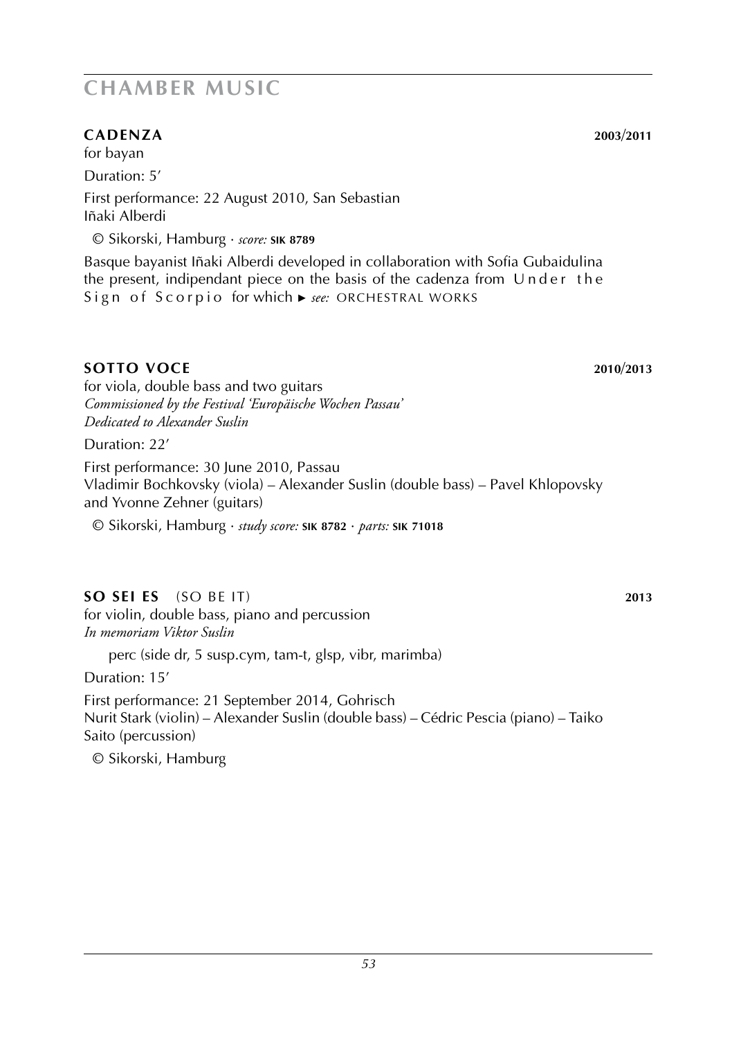# CHAMBER MUSIC

## CADENZA 2003/2011

for bayan

Duration: 5'

First performance: 22 August 2010, San Sebastian
Iñaki Alberdi

© Sikorski, Hamburg · *score:* **SIK 8789**

Basque bayanist Iñaki Alberdi developed in collaboration with Sofia Gubaidulina the present, indipendant piece on the basis of the cadenza from U n d e r t h e S i g n o f S c o r p i o for which ► *see:* ORCHESTRAL WORKS

## SOTTO VOCE 2010/2013

for viola, double bass and two guitars
*Commissioned by the Festival 'Europäische Wochen Passau'*
*Dedicated to Alexander Suslin*

Duration: 22'

First performance: 30 June 2010, Passau
Vladimir Bochkovsky (viola) – Alexander Suslin (double bass) – Pavel Khlopovsky and Yvonne Zehner (guitars)

© Sikorski, Hamburg · *study score:* **SIK 8782** · *parts:* **SIK 71018**

## SO SEI ES (SO BE IT) 2013

for violin, double bass, piano and percussion
*In memoriam Viktor Suslin*

perc (side dr, 5 susp.cym, tam-t, glsp, vibr, marimba)

Duration: 15'

First performance: 21 September 2014, Gohrisch
Nurit Stark (violin) – Alexander Suslin (double bass) – Cédric Pescia (piano) – Taiko Saito (percussion)

© Sikorski, Hamburg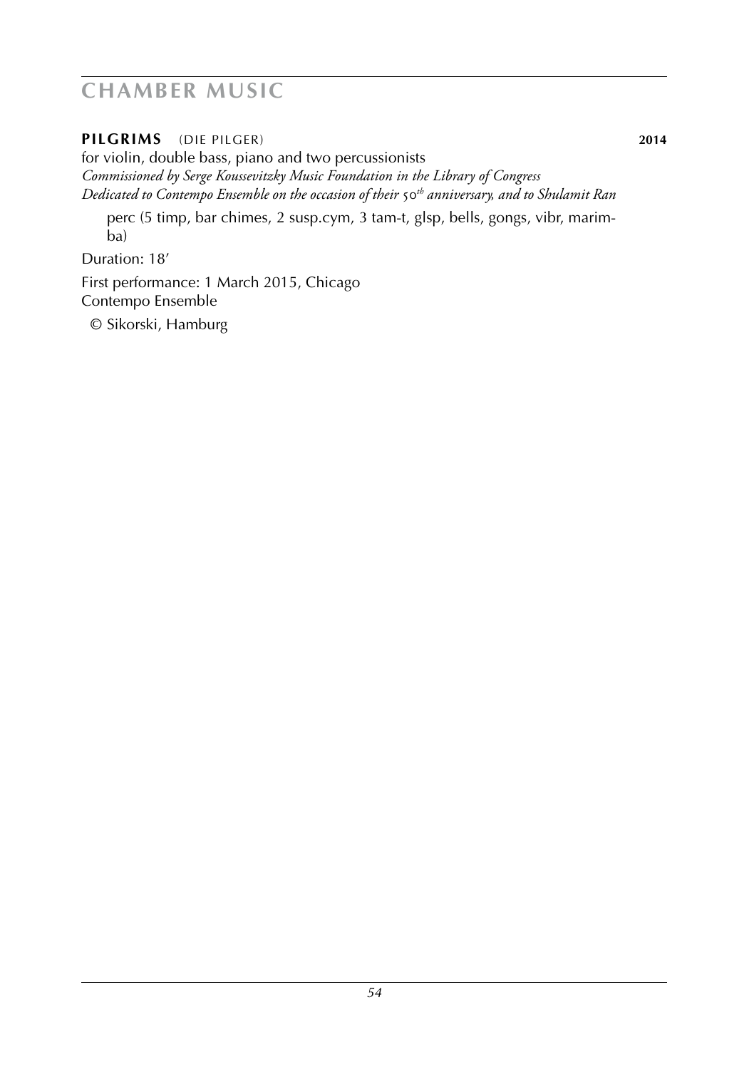# CHAMBER MUSIC

**PILGRIMS** (DIE PILGER) **2014**

for violin, double bass, piano and two percussionists

*Commissioned by Serge Koussevitzky Music Foundation in the Library of Congress*

*Dedicated to Contempo Ensemble on the occasion of their 50th anniversary, and to Shulamit Ran*

perc (5 timp, bar chimes, 2 susp.cym, 3 tam-t, glsp, bells, gongs, vibr, marimba)

Duration: 18'

First performance: 1 March 2015, Chicago
Contempo Ensemble

© Sikorski, Hamburg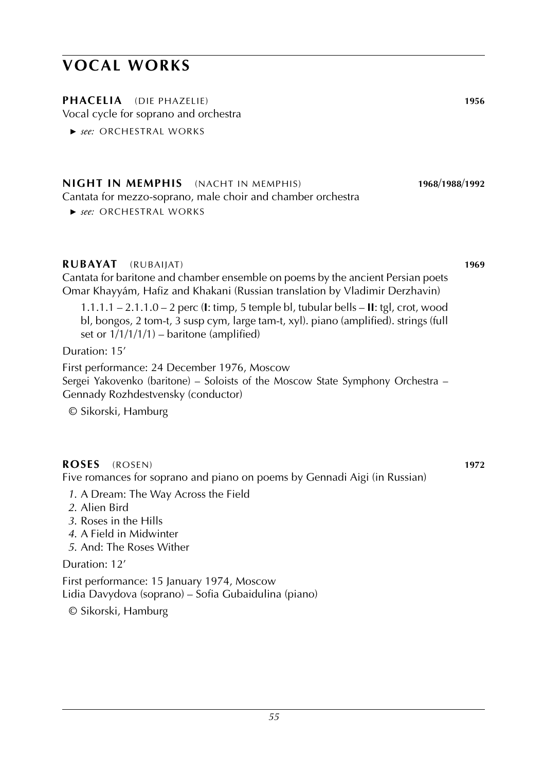# VOCAL WORKS

**PHACELIA** (DIE PHAZELIE) **1956**

Vocal cycle for soprano and orchestra

► *see:* ORCHESTRAL WORKS

**NIGHT IN MEMPHIS** (NACHT IN MEMPHIS) **1968/1988/1992**

Cantata for mezzo-soprano, male choir and chamber orchestra

► *see:* ORCHESTRAL WORKS

**RUBAYAT** (RUBAIJAT) **1969**

Cantata for baritone and chamber ensemble on poems by the ancient Persian poets Omar Khayyám, Hafiz and Khakani (Russian translation by Vladimir Derzhavin)

1.1.1.1 – 2.1.1.0 – 2 perc (**I**: timp, 5 temple bl, tubular bells – **II**: tgl, crot, wood bl, bongos, 2 tom-t, 3 susp cym, large tam-t, xyl). piano (amplified). strings (full set or 1/1/1/1/1) – baritone (amplified)

Duration: 15'

First performance: 24 December 1976, Moscow
Sergei Yakovenko (baritone) – Soloists of the Moscow State Symphony Orchestra – Gennady Rozhdestvensky (conductor)

© Sikorski, Hamburg

**ROSES** (ROSEN) **1972**

Five romances for soprano and piano on poems by Gennadi Aigi (in Russian)

*1.* A Dream: The Way Across the Field
*2.* Alien Bird
*3.* Roses in the Hills
*4.* A Field in Midwinter
*5.* And: The Roses Wither

Duration: 12'

First performance: 15 January 1974, Moscow
Lidia Davydova (soprano) – Sofia Gubaidulina (piano)

© Sikorski, Hamburg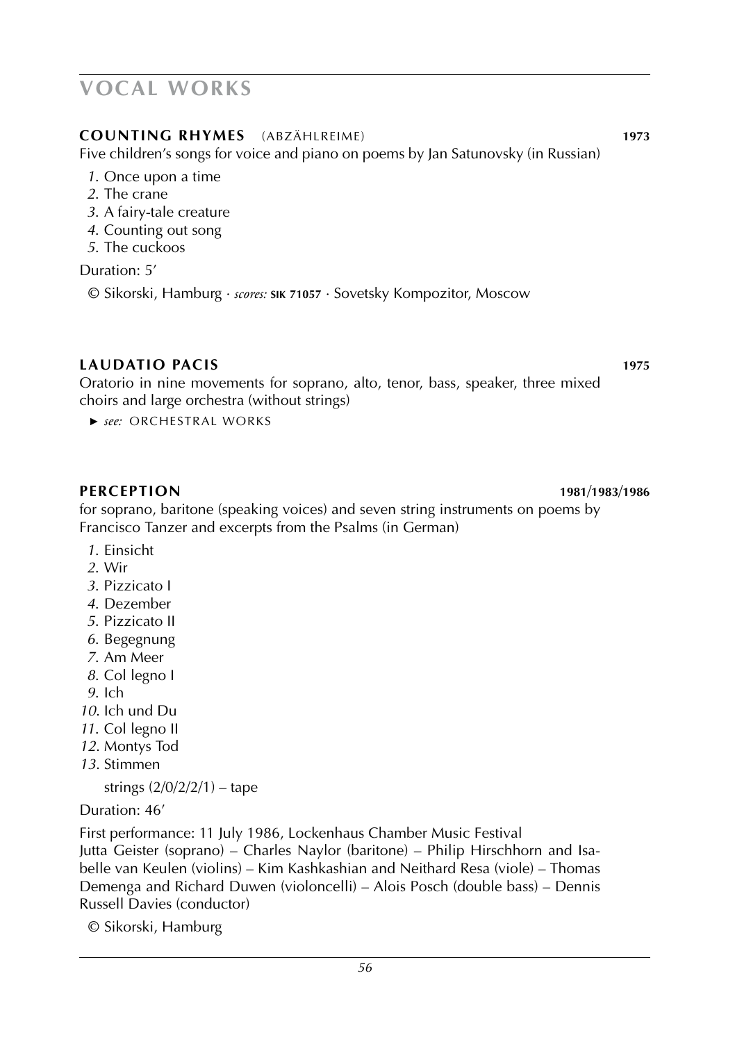# VOCAL WORKS

### COUNTING RHYMES (ABZÄHLREIME) 1973

Five children's songs for voice and piano on poems by Jan Satunovsky (in Russian)

1. Once upon a time
2. The crane
3. A fairy-tale creature
4. Counting out song
5. The cuckoos

Duration: 5'

© Sikorski, Hamburg · *scores:* **SIK 71057** · Sovetsky Kompozitor, Moscow

### LAUDATIO PACIS 1975

Oratorio in nine movements for soprano, alto, tenor, bass, speaker, three mixed choirs and large orchestra (without strings)

► *see:* ORCHESTRAL WORKS

### PERCEPTION 1981/1983/1986

for soprano, baritone (speaking voices) and seven string instruments on poems by Francisco Tanzer and excerpts from the Psalms (in German)

1. Einsicht
2. Wir
3. Pizzicato I
4. Dezember
5. Pizzicato II
6. Begegnung
7. Am Meer
8. Col legno I
9. Ich
10. Ich und Du
11. Col legno II
12. Montys Tod
13. Stimmen

strings (2/0/2/2/1) – tape

Duration: 46'

First performance: 11 July 1986, Lockenhaus Chamber Music Festival
Jutta Geister (soprano) – Charles Naylor (baritone) – Philip Hirschhorn and Isabelle van Keulen (violins) – Kim Kashkashian and Neithard Resa (viole) – Thomas Demenga and Richard Duwen (violoncelli) – Alois Posch (double bass) – Dennis Russell Davies (conductor)

© Sikorski, Hamburg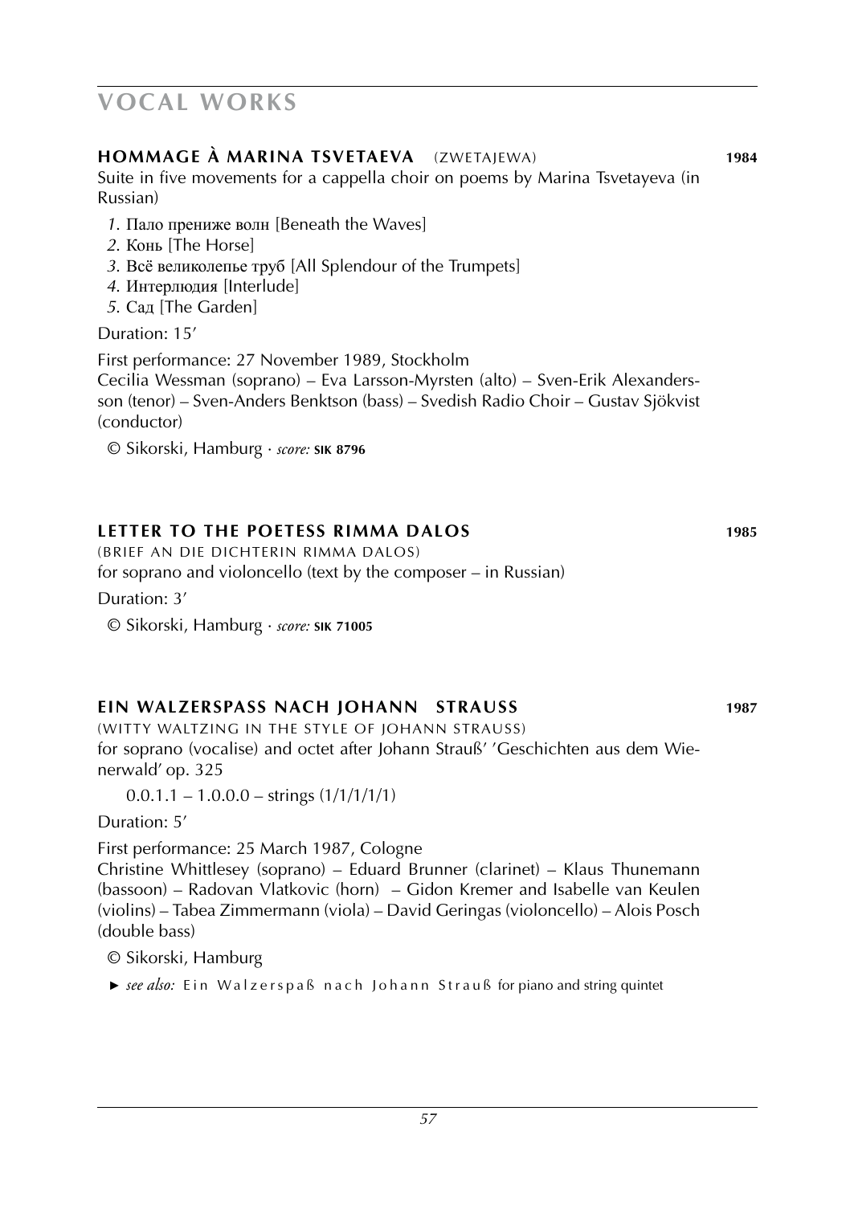# VOCAL WORKS

## HOMMAGE À MARINA TSVETAEVA (ZWETAJEWA) **1984**

Suite in five movements for a cappella choir on poems by Marina Tsvetayeva (in Russian)

*1.* Пало прениже волн [Beneath the Waves]
*2.* Конь [The Horse]
*3.* Всё великолепье труб [All Splendour of the Trumpets]
*4.* Интерлюдия [Interlude]
*5.* Сад [The Garden]

Duration: 15′

First performance: 27 November 1989, Stockholm
Cecilia Wessman (soprano) – Eva Larsson-Myrsten (alto) – Sven-Erik Alexandersson (tenor) – Sven-Anders Benktson (bass) – Svedish Radio Choir – Gustav Sjökvist (conductor)

© Sikorski, Hamburg · *score:* **SIK 8796**

## LETTER TO THE POETESS RIMMA DALOS **1985**

(BRIEF AN DIE DICHTERIN RIMMA DALOS)
for soprano and violoncello (text by the composer – in Russian)

Duration: 3′

© Sikorski, Hamburg · *score:* **SIK 71005**

## EIN WALZERSPASS NACH JOHANN STRAUSS **1987**

(WITTY WALTZING IN THE STYLE OF JOHANN STRAUSS)
for soprano (vocalise) and octet after Johann Strauß' 'Geschichten aus dem Wienerwald' op. 325

0.0.1.1 – 1.0.0.0 – strings (1/1/1/1/1)

Duration: 5′

First performance: 25 March 1987, Cologne
Christine Whittlesey (soprano) – Eduard Brunner (clarinet) – Klaus Thunemann (bassoon) – Radovan Vlatkovic (horn) – Gidon Kremer and Isabelle van Keulen (violins) – Tabea Zimmermann (viola) – David Geringas (violoncello) – Alois Posch (double bass)

© Sikorski, Hamburg

► *see also:* Ein Walzerspaß nach Johann Strauß for piano and string quintet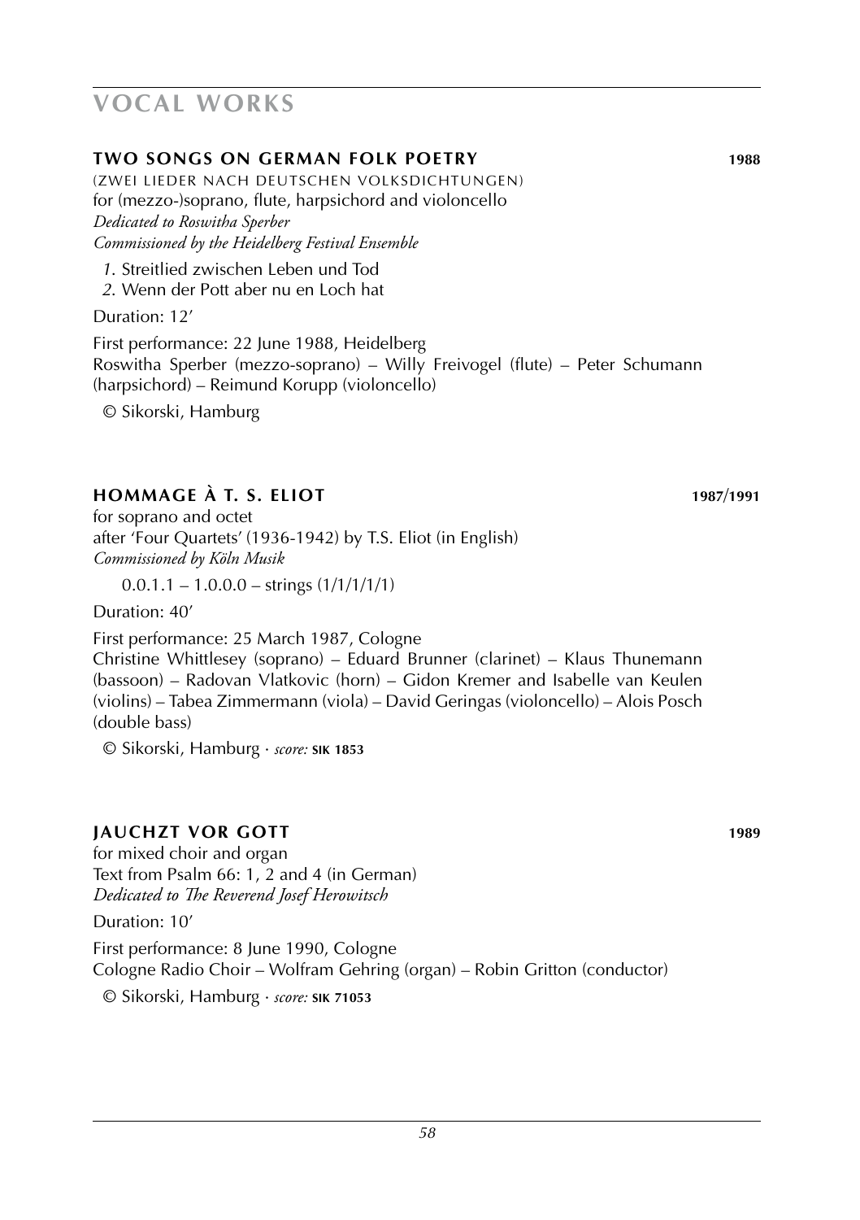# VOCAL WORKS

## TWO SONGS ON GERMAN FOLK POETRY 1988

(ZWEI LIEDER NACH DEUTSCHEN VOLKSDICHTUNGEN)
for (mezzo-)soprano, flute, harpsichord and violoncello
*Dedicated to Roswitha Sperber*
*Commissioned by the Heidelberg Festival Ensemble*

*1.* Streitlied zwischen Leben und Tod
*2.* Wenn der Pott aber nu en Loch hat

Duration: 12'

First performance: 22 June 1988, Heidelberg
Roswitha Sperber (mezzo-soprano) – Willy Freivogel (flute) – Peter Schumann (harpsichord) – Reimund Korupp (violoncello)

© Sikorski, Hamburg

## HOMMAGE À T. S. ELIOT 1987/1991

for soprano and octet
after 'Four Quartets' (1936-1942) by T.S. Eliot (in English)
*Commissioned by Köln Musik*

0.0.1.1 – 1.0.0.0 – strings (1/1/1/1/1)

Duration: 40'

First performance: 25 March 1987, Cologne
Christine Whittlesey (soprano) – Eduard Brunner (clarinet) – Klaus Thunemann (bassoon) – Radovan Vlatkovic (horn) – Gidon Kremer and Isabelle van Keulen (violins) – Tabea Zimmermann (viola) – David Geringas (violoncello) – Alois Posch (double bass)

© Sikorski, Hamburg · *score:* **SIK 1853**

## JAUCHZT VOR GOTT 1989

for mixed choir and organ
Text from Psalm 66: 1, 2 and 4 (in German)
*Dedicated to The Reverend Josef Herowitsch*

Duration: 10'

First performance: 8 June 1990, Cologne
Cologne Radio Choir – Wolfram Gehring (organ) – Robin Gritton (conductor)

© Sikorski, Hamburg · *score:* **SIK 71053**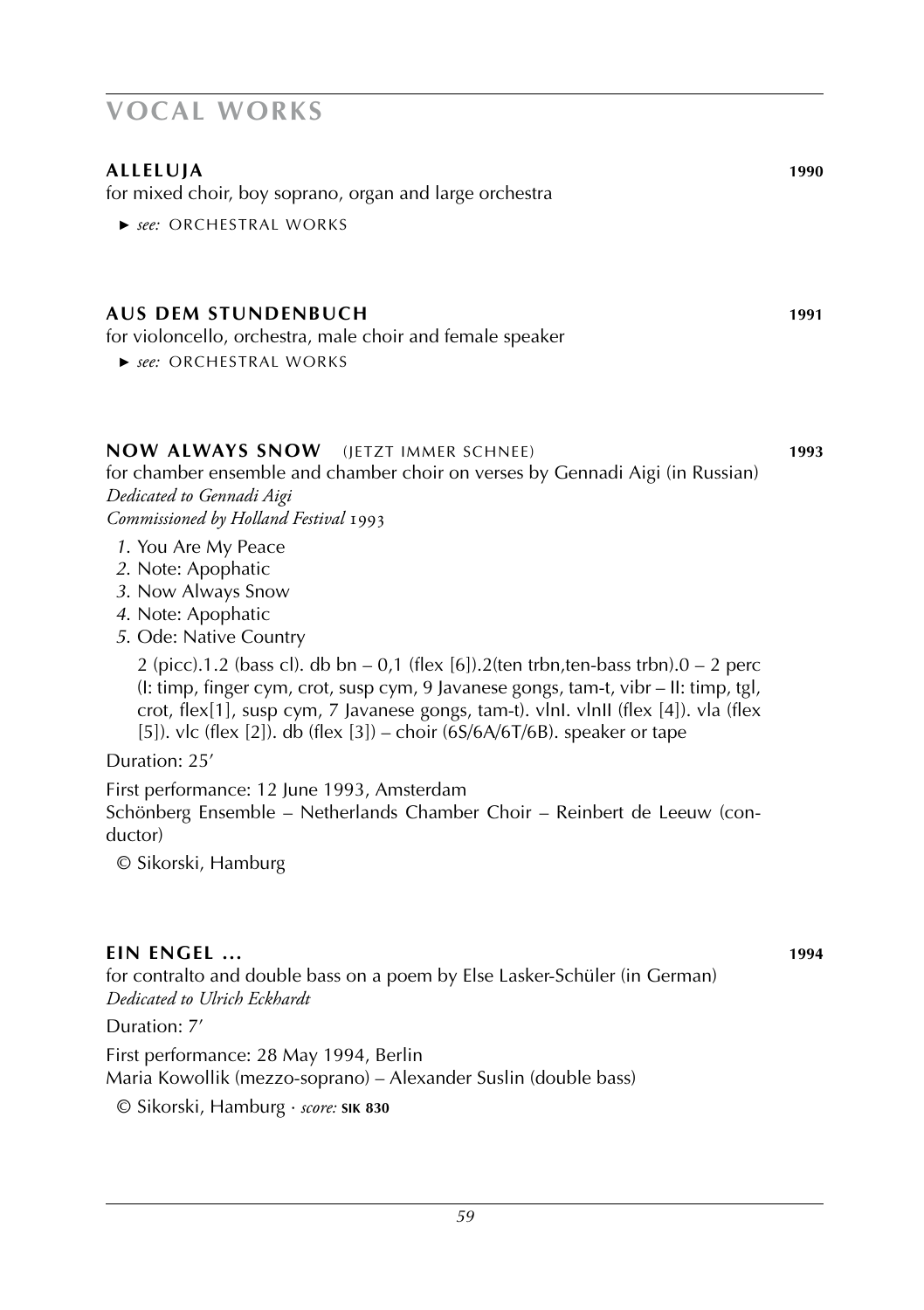# VOCAL WORKS

## **ALLELUJA** 1990

for mixed choir, boy soprano, organ and large orchestra

► *see:* ORCHESTRAL WORKS

## **AUS DEM STUNDENBUCH** 1991

for violoncello, orchestra, male choir and female speaker

► *see:* ORCHESTRAL WORKS

## **NOW ALWAYS SNOW** (JETZT IMMER SCHNEE) 1993

for chamber ensemble and chamber choir on verses by Gennadi Aigi (in Russian)
*Dedicated to Gennadi Aigi*
*Commissioned by Holland Festival 1993*

1. You Are My Peace
2. Note: Apophatic
3. Now Always Snow
4. Note: Apophatic
5. Ode: Native Country

2 (picc).1.2 (bass cl). db bn – 0,1 (flex [6]).2(ten trbn,ten-bass trbn).0 – 2 perc (I: timp, finger cym, crot, susp cym, 9 Javanese gongs, tam-t, vibr – II: timp, tgl, crot, flex[1], susp cym, 7 Javanese gongs, tam-t). vlnI. vlnII (flex [4]). vla (flex [5]). vlc (flex [2]). db (flex [3]) – choir (6S/6A/6T/6B). speaker or tape

Duration: 25'

First performance: 12 June 1993, Amsterdam
Schönberg Ensemble – Netherlands Chamber Choir – Reinbert de Leeuw (conductor)

© Sikorski, Hamburg

## **EIN ENGEL ...** 1994

for contralto and double bass on a poem by Else Lasker-Schüler (in German)
*Dedicated to Ulrich Eckhardt*

Duration: 7'

First performance: 28 May 1994, Berlin
Maria Kowollik (mezzo-soprano) – Alexander Suslin (double bass)

© Sikorski, Hamburg · *score:* **SIK 830**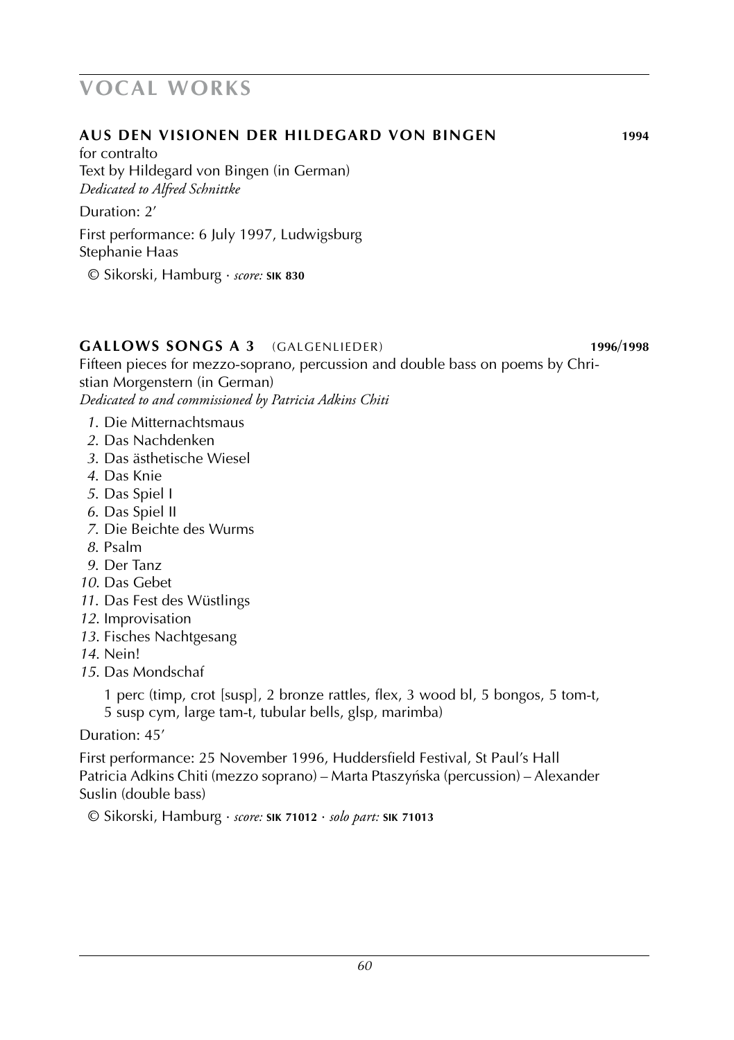# VOCAL WORKS

### AUS DEN VISIONEN DER HILDEGARD VON BINGEN 1994

for contralto
Text by Hildegard von Bingen (in German)
*Dedicated to Alfred Schnittke*

Duration: 2'

First performance: 6 July 1997, Ludwigsburg
Stephanie Haas

© Sikorski, Hamburg · *score:* **SIK 830**

### GALLOWS SONGS A 3 (GALGENLIEDER) 1996/1998

Fifteen pieces for mezzo-soprano, percussion and double bass on poems by Christian Morgenstern (in German)
*Dedicated to and commissioned by Patricia Adkins Chiti*

1. Die Mitternachtsmaus
2. Das Nachdenken
3. Das ästhetische Wiesel
4. Das Knie
5. Das Spiel I
6. Das Spiel II
7. Die Beichte des Wurms
8. Psalm
9. Der Tanz
10. Das Gebet
11. Das Fest des Wüstlings
12. Improvisation
13. Fisches Nachtgesang
14. Nein!
15. Das Mondschaf

1 perc (timp, crot [susp], 2 bronze rattles, flex, 3 wood bl, 5 bongos, 5 tom-t, 5 susp cym, large tam-t, tubular bells, glsp, marimba)

Duration: 45'

First performance: 25 November 1996, Huddersfield Festival, St Paul's Hall
Patricia Adkins Chiti (mezzo soprano) – Marta Ptaszyńska (percussion) – Alexander Suslin (double bass)

© Sikorski, Hamburg · *score:* **SIK 71012** · *solo part:* **SIK 71013**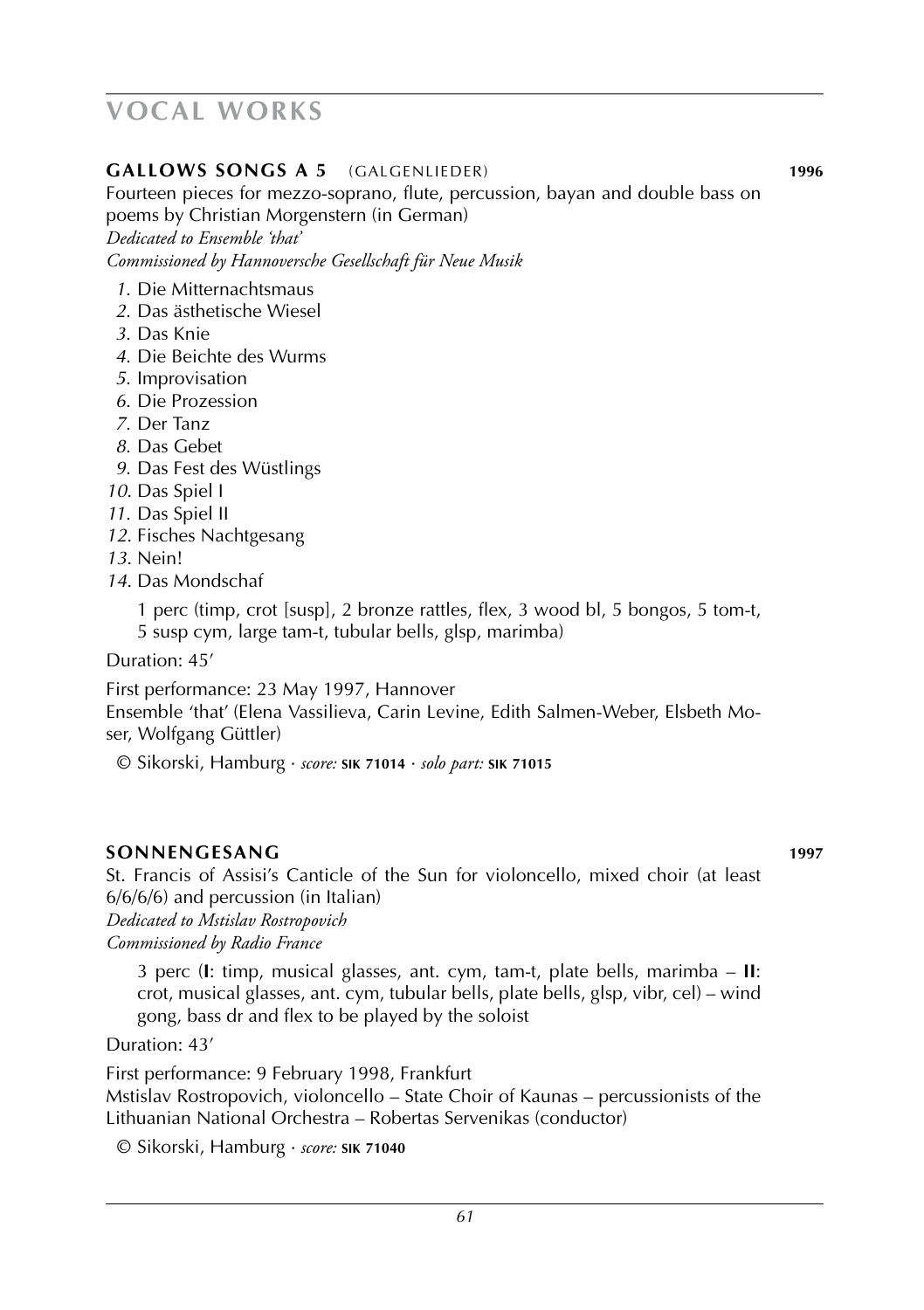# VOCAL WORKS

### GALLOWS SONGS A 5 (GALGENLIEDER) 1996

Fourteen pieces for mezzo-soprano, flute, percussion, bayan and double bass on poems by Christian Morgenstern (in German)
*Dedicated to Ensemble 'that'*
*Commissioned by Hannoversche Gesellschaft für Neue Musik*

1. Die Mitternachtsmaus
2. Das ästhetische Wiesel
3. Das Knie
4. Die Beichte des Wurms
5. Improvisation
6. Die Prozession
7. Der Tanz
8. Das Gebet
9. Das Fest des Wüstlings
10. Das Spiel I
11. Das Spiel II
12. Fisches Nachtgesang
13. Nein!
14. Das Mondschaf

1 perc (timp, crot [susp], 2 bronze rattles, flex, 3 wood bl, 5 bongos, 5 tom-t, 5 susp cym, large tam-t, tubular bells, glsp, marimba)

Duration: 45'

First performance: 23 May 1997, Hannover
Ensemble 'that' (Elena Vassilieva, Carin Levine, Edith Salmen-Weber, Elsbeth Moser, Wolfgang Güttler)

© Sikorski, Hamburg · *score:* **SIK 71014** · *solo part:* **SIK 71015**

### SONNENGESANG 1997

St. Francis of Assisi's Canticle of the Sun for violoncello, mixed choir (at least 6/6/6/6) and percussion (in Italian)
*Dedicated to Mstislav Rostropovich*
*Commissioned by Radio France*

3 perc (**I**: timp, musical glasses, ant. cym, tam-t, plate bells, marimba – **II**: crot, musical glasses, ant. cym, tubular bells, plate bells, glsp, vibr, cel) – wind gong, bass dr and flex to be played by the soloist

Duration: 43'

First performance: 9 February 1998, Frankfurt
Mstislav Rostropovich, violoncello – State Choir of Kaunas – percussionists of the Lithuanian National Orchestra – Robertas Servenikas (conductor)

© Sikorski, Hamburg · *score:* **SIK 71040**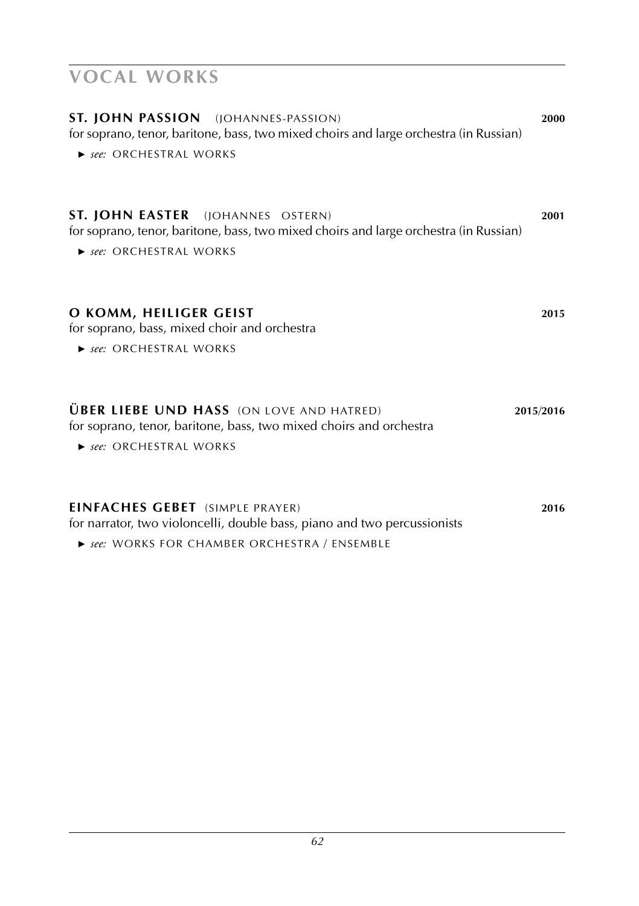# VOCAL WORKS

**ST. JOHN PASSION** (JOHANNES-PASSION) **2000**
for soprano, tenor, baritone, bass, two mixed choirs and large orchestra (in Russian)

► *see:* ORCHESTRAL WORKS

**ST. JOHN EASTER** (JOHANNES OSTERN) **2001**
for soprano, tenor, baritone, bass, two mixed choirs and large orchestra (in Russian)

► *see:* ORCHESTRAL WORKS

**O KOMM, HEILIGER GEIST** **2015**
for soprano, bass, mixed choir and orchestra

► *see:* ORCHESTRAL WORKS

**ÜBER LIEBE UND HASS** (ON LOVE AND HATRED) **2015/2016**
for soprano, tenor, baritone, bass, two mixed choirs and orchestra

► *see:* ORCHESTRAL WORKS

**EINFACHES GEBET** (SIMPLE PRAYER) **2016**
for narrator, two violoncelli, double bass, piano and two percussionists

► *see:* WORKS FOR CHAMBER ORCHESTRA / ENSEMBLE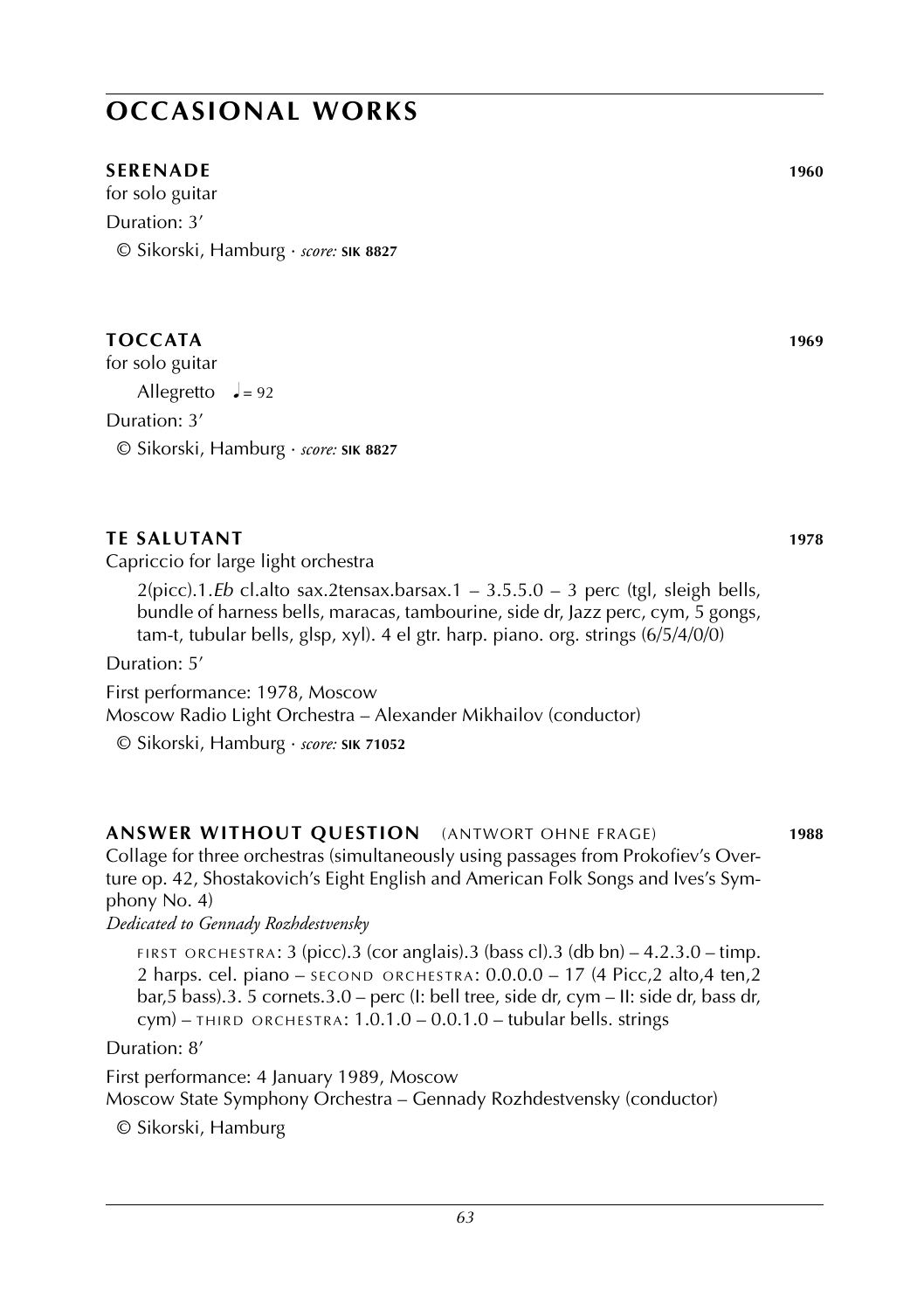# OCCASIONAL WORKS

### SERENADE 1960

for solo guitar

Duration: 3′

© Sikorski, Hamburg · *score:* **SIK 8827**

### TOCCATA 1969

for solo guitar

Allegretto ♩= 92

Duration: 3′

© Sikorski, Hamburg · *score:* **SIK 8827**

### TE SALUTANT 1978

Capriccio for large light orchestra

2(picc).1.*Eb* cl.alto sax.2tensax.barsax.1 – 3.5.5.0 – 3 perc (tgl, sleigh bells, bundle of harness bells, maracas, tambourine, side dr, Jazz perc, cym, 5 gongs, tam-t, tubular bells, glsp, xyl). 4 el gtr. harp. piano. org. strings (6/5/4/0/0)

Duration: 5′

First performance: 1978, Moscow
Moscow Radio Light Orchestra – Alexander Mikhailov (conductor)

© Sikorski, Hamburg · *score:* **SIK 71052**

### ANSWER WITHOUT QUESTION (ANTWORT OHNE FRAGE) 1988

Collage for three orchestras (simultaneously using passages from Prokofiev's Overture op. 42, Shostakovich's Eight English and American Folk Songs and Ives's Symphony No. 4)

*Dedicated to Gennady Rozhdestvensky*

FIRST ORCHESTRA: 3 (picc).3 (cor anglais).3 (bass cl).3 (db bn) – 4.2.3.0 – timp. 2 harps. cel. piano – SECOND ORCHESTRA: 0.0.0.0 – 17 (4 Picc,2 alto,4 ten,2 bar,5 bass).3. 5 cornets.3.0 – perc (I: bell tree, side dr, cym – II: side dr, bass dr, cym) – THIRD ORCHESTRA: 1.0.1.0 – 0.0.1.0 – tubular bells. strings

Duration: 8′

First performance: 4 January 1989, Moscow
Moscow State Symphony Orchestra – Gennady Rozhdestvensky (conductor)

© Sikorski, Hamburg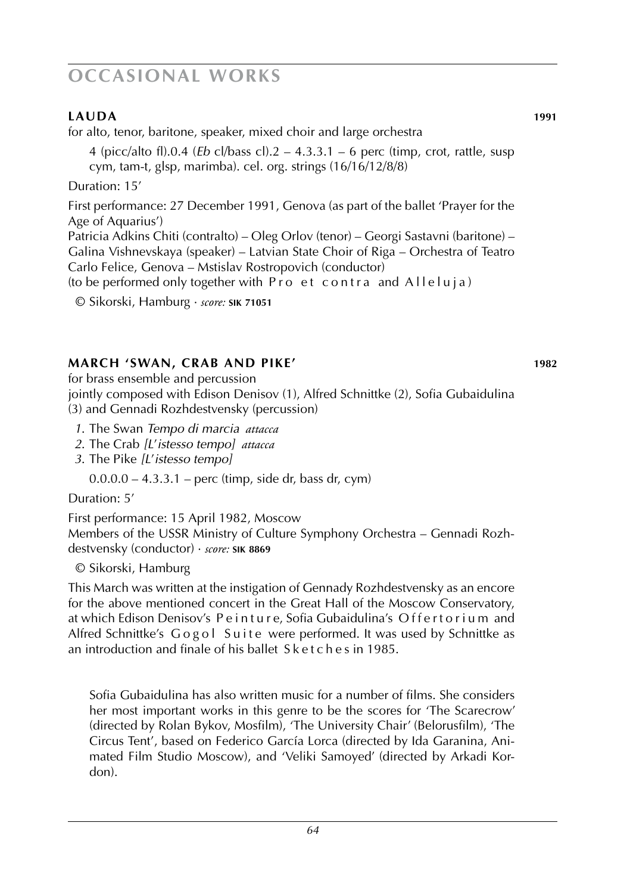# OCCASIONAL WORKS

## LAUDA **1991**

for alto, tenor, baritone, speaker, mixed choir and large orchestra

4 (picc/alto fl).0.4 (*Eb* cl/bass cl).2 – 4.3.3.1 – 6 perc (timp, crot, rattle, susp cym, tam-t, glsp, marimba). cel. org. strings (16/16/12/8/8)

Duration: 15'

First performance: 27 December 1991, Genova (as part of the ballet 'Prayer for the Age of Aquarius')
Patricia Adkins Chiti (contralto) – Oleg Orlov (tenor) – Georgi Sastavni (baritone) – Galina Vishnevskaya (speaker) – Latvian State Choir of Riga – Orchestra of Teatro Carlo Felice, Genova – Mstislav Rostropovich (conductor)
(to be performed only together with Pro et contra and Alleluja)

© Sikorski, Hamburg · *score:* **SIK 71051**

## MARCH 'SWAN, CRAB AND PIKE' **1982**

for brass ensemble and percussion
jointly composed with Edison Denisov (1), Alfred Schnittke (2), Sofia Gubaidulina (3) and Gennadi Rozhdestvensky (percussion)

1. The Swan *Tempo di marcia attacca*
2. The Crab *[L'istesso tempo] attacca*
3. The Pike *[L'istesso tempo]*

0.0.0.0 – 4.3.3.1 – perc (timp, side dr, bass dr, cym)

Duration: 5'

First performance: 15 April 1982, Moscow
Members of the USSR Ministry of Culture Symphony Orchestra – Gennadi Rozhdestvensky (conductor) · *score:* **SIK 8869**

© Sikorski, Hamburg

This March was written at the instigation of Gennady Rozhdestvensky as an encore for the above mentioned concert in the Great Hall of the Moscow Conservatory, at which Edison Denisov's Peinture, Sofia Gubaidulina's Offertorium and Alfred Schnittke's Gogol Suite were performed. It was used by Schnittke as an introduction and finale of his ballet Sketches in 1985.

Sofia Gubaidulina has also written music for a number of films. She considers her most important works in this genre to be the scores for 'The Scarecrow' (directed by Rolan Bykov, Mosfilm), 'The University Chair' (Belorusfilm), 'The Circus Tent', based on Federico García Lorca (directed by Ida Garanina, Animated Film Studio Moscow), and 'Veliki Samoyed' (directed by Arkadi Kordon).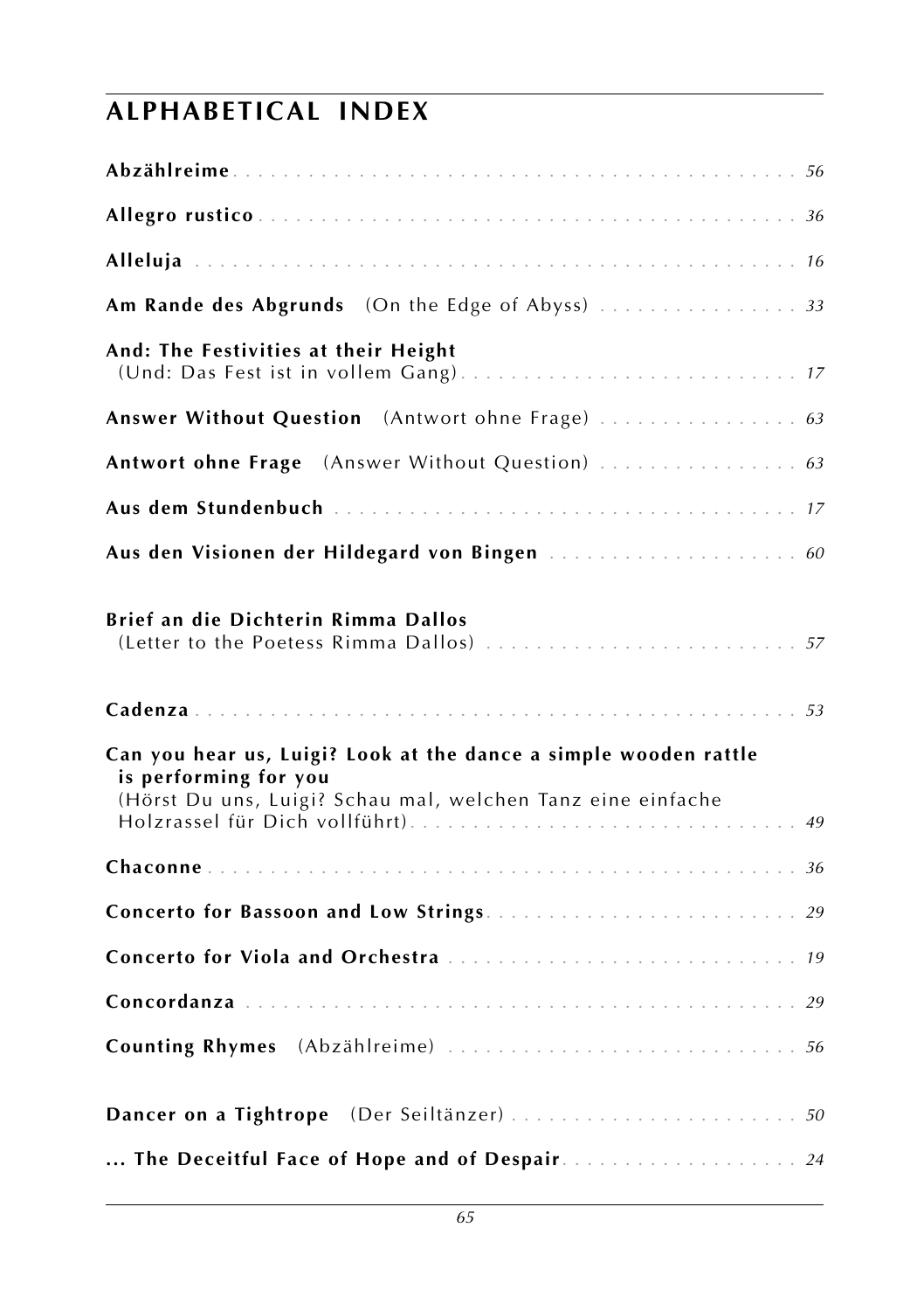## ALPHABETICAL INDEX

**Abzählreime** . . . . . . . . . . . . . . . . . . . . . . . . . . . . . . . . . . . . . . . . *56*

**Allegro rustico** . . . . . . . . . . . . . . . . . . . . . . . . . . . . . . . . . . . . . . . *36*

**Alleluja** . . . . . . . . . . . . . . . . . . . . . . . . . . . . . . . . . . . . . . . . . . . *16*

**Am Rande des Abgrunds** (On the Edge of Abyss) . . . . . . . . . . . . . . . *33*

**And: The Festivities at their Height**
(Und: Das Fest ist in vollem Gang) . . . . . . . . . . . . . . . . . . . . . . . . . . *17*

**Answer Without Question** (Antwort ohne Frage) . . . . . . . . . . . . . . . *63*

**Antwort ohne Frage** (Answer Without Question) . . . . . . . . . . . . . . . *63*

**Aus dem Stundenbuch** . . . . . . . . . . . . . . . . . . . . . . . . . . . . . . . . . . *17*

**Aus den Visionen der Hildegard von Bingen** . . . . . . . . . . . . . . . . . . . *60*

**Brief an die Dichterin Rimma Dallos**
(Letter to the Poetess Rimma Dallos) . . . . . . . . . . . . . . . . . . . . . . . . *57*

**Cadenza** . . . . . . . . . . . . . . . . . . . . . . . . . . . . . . . . . . . . . . . . . . . *53*

**Can you hear us, Luigi? Look at the dance a simple wooden rattle is performing for you**
(Hörst Du uns, Luigi? Schau mal, welchen Tanz eine einfache Holzrassel für Dich vollführt) . . . . . . . . . . . . . . . . . . . . . . . . . . . . . . *49*

**Chaconne** . . . . . . . . . . . . . . . . . . . . . . . . . . . . . . . . . . . . . . . . . . *36*

**Concerto for Bassoon and Low Strings** . . . . . . . . . . . . . . . . . . . . . . . *29*

**Concerto for Viola and Orchestra** . . . . . . . . . . . . . . . . . . . . . . . . . . *19*

**Concordanza** . . . . . . . . . . . . . . . . . . . . . . . . . . . . . . . . . . . . . . . . *29*

**Counting Rhymes** (Abzählreime) . . . . . . . . . . . . . . . . . . . . . . . . . . . *56*

**Dancer on a Tightrope** (Der Seiltänzer) . . . . . . . . . . . . . . . . . . . . . . *50*

**... The Deceitful Face of Hope and of Despair** . . . . . . . . . . . . . . . . . *24*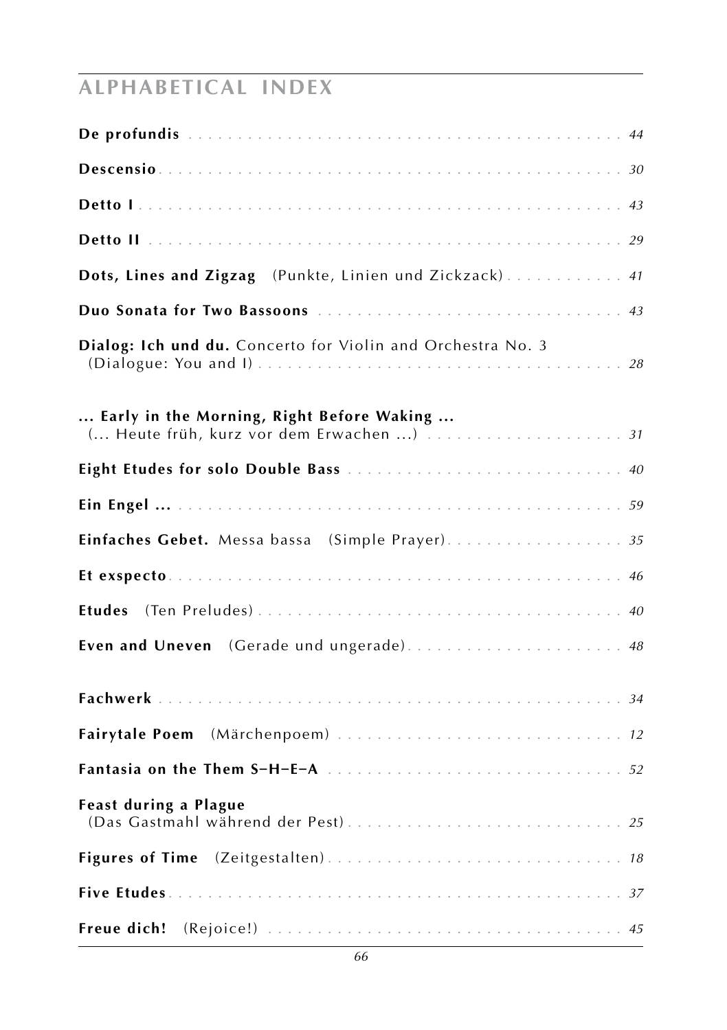## ALPHABETICAL INDEX

**De profundis** . . . . . . . . . . . . . . . . . . . . . . . . . . . . . . . . . . . . . . . . . . *44*

**Descensio** . . . . . . . . . . . . . . . . . . . . . . . . . . . . . . . . . . . . . . . . . . *30*

**Detto I** . . . . . . . . . . . . . . . . . . . . . . . . . . . . . . . . . . . . . . . . . . *43*

**Detto II** . . . . . . . . . . . . . . . . . . . . . . . . . . . . . . . . . . . . . . . . . . *29*

**Dots, Lines and Zigzag** (Punkte, Linien und Zickzack) . . . . . . . . . . . . *41*

**Duo Sonata for Two Bassoons** . . . . . . . . . . . . . . . . . . . . . . . . . . . . *43*

**Dialog: Ich und du.** Concerto for Violin and Orchestra No. 3
(Dialogue: You and I) . . . . . . . . . . . . . . . . . . . . . . . . . . . . . . . . . . *28*

**... Early in the Morning, Right Before Waking ...**
(... Heute früh, kurz vor dem Erwachen ...) . . . . . . . . . . . . . . . . . . . . *31*

**Eight Etudes for solo Double Bass** . . . . . . . . . . . . . . . . . . . . . . . . . *40*

**Ein Engel ...** . . . . . . . . . . . . . . . . . . . . . . . . . . . . . . . . . . . . . . . *59*

**Einfaches Gebet.** Messa bassa (Simple Prayer) . . . . . . . . . . . . . . . . . *35*

**Et exspecto** . . . . . . . . . . . . . . . . . . . . . . . . . . . . . . . . . . . . . . . . *46*

**Etudes** (Ten Preludes) . . . . . . . . . . . . . . . . . . . . . . . . . . . . . . . . . *40*

**Even and Uneven** (Gerade und ungerade) . . . . . . . . . . . . . . . . . . . . . *48*

**Fachwerk** . . . . . . . . . . . . . . . . . . . . . . . . . . . . . . . . . . . . . . . . . *34*

**Fairytale Poem** (Märchenpoem) . . . . . . . . . . . . . . . . . . . . . . . . . . . *12*

**Fantasia on the Them S–H–E–A** . . . . . . . . . . . . . . . . . . . . . . . . . . . *52*

**Feast during a Plague**
(Das Gastmahl während der Pest) . . . . . . . . . . . . . . . . . . . . . . . . . . . *25*

**Figures of Time** (Zeitgestalten) . . . . . . . . . . . . . . . . . . . . . . . . . . . *18*

**Five Etudes** . . . . . . . . . . . . . . . . . . . . . . . . . . . . . . . . . . . . . . . . *37*

**Freue dich!** (Rejoice!) . . . . . . . . . . . . . . . . . . . . . . . . . . . . . . . . . *45*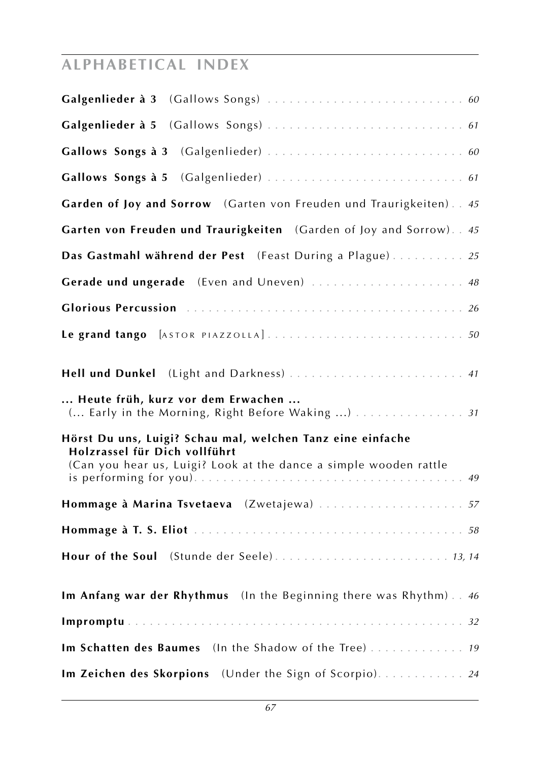# ALPHABETICAL INDEX

**Galgenlieder à 3** (Gallows Songs) . . . . . . . . . . . . . . . . . . . . . . . . . . *60*

**Galgenlieder à 5** (Gallows Songs) . . . . . . . . . . . . . . . . . . . . . . . . . . *61*

**Gallows Songs à 3** (Galgenlieder) . . . . . . . . . . . . . . . . . . . . . . . . . . *60*

**Gallows Songs à 5** (Galgenlieder) . . . . . . . . . . . . . . . . . . . . . . . . . . *61*

**Garden of Joy and Sorrow** (Garten von Freuden und Traurigkeiten) . . *45*

**Garten von Freuden und Traurigkeiten** (Garden of Joy and Sorrow) . . *45*

**Das Gastmahl während der Pest** (Feast During a Plague) . . . . . . . . . . *25*

**Gerade und ungerade** (Even and Uneven) . . . . . . . . . . . . . . . . . . . . . *48*

**Glorious Percussion** . . . . . . . . . . . . . . . . . . . . . . . . . . . . . . . . . . . . . *26*

**Le grand tango** [ASTOR PIAZZOLLA] . . . . . . . . . . . . . . . . . . . . . . . . . . *50*

**Hell und Dunkel** (Light and Darkness) . . . . . . . . . . . . . . . . . . . . . . . . *41*

**... Heute früh, kurz vor dem Erwachen ...**
(... Early in the Morning, Right Before Waking ...) . . . . . . . . . . . . . . . *31*

**Hörst Du uns, Luigi? Schau mal, welchen Tanz eine einfache Holzrassel für Dich vollführt**
(Can you hear us, Luigi? Look at the dance a simple wooden rattle is performing for you) . . . . . . . . . . . . . . . . . . . . . . . . . . . . . . . . . . . . . *49*

**Hommage à Marina Tsvetaeva** (Zwetajewa) . . . . . . . . . . . . . . . . . . . . *57*

**Hommage à T. S. Eliot** . . . . . . . . . . . . . . . . . . . . . . . . . . . . . . . . . . . *58*

**Hour of the Soul** (Stunde der Seele) . . . . . . . . . . . . . . . . . . . . . . . *13, 14*

**Im Anfang war der Rhythmus** (In the Beginning there was Rhythm) . . *46*

**Impromptu** . . . . . . . . . . . . . . . . . . . . . . . . . . . . . . . . . . . . . . . . . . . . *32*

**Im Schatten des Baumes** (In the Shadow of the Tree) . . . . . . . . . . . . . *19*

**Im Zeichen des Skorpions** (Under the Sign of Scorpio) . . . . . . . . . . . . *24*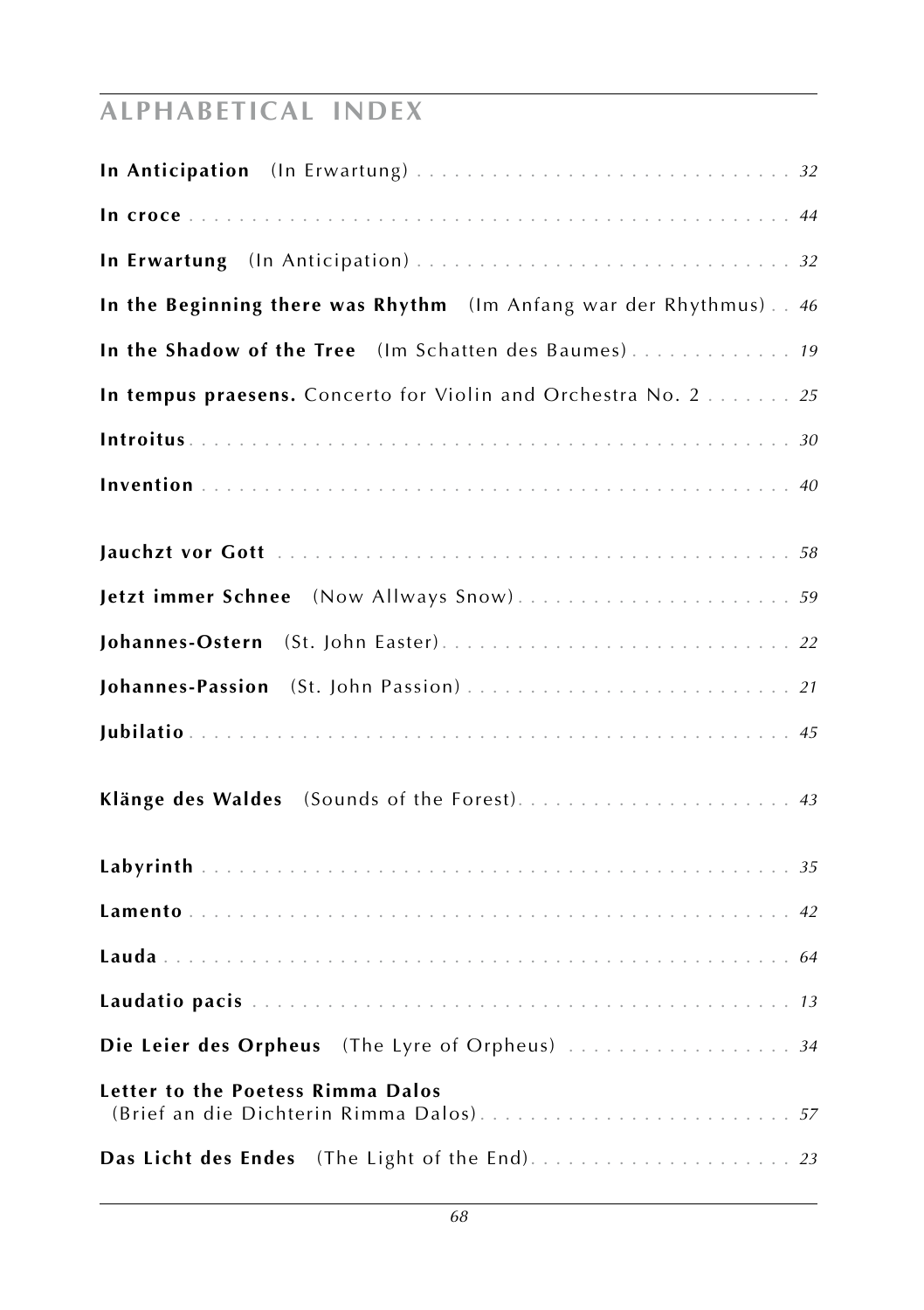## ALPHABETICAL INDEX

**In Anticipation** (In Erwartung) . . . . . . . . . . . . . . . . . . . . . . . . . . . . . *32*

**In croce** . . . . . . . . . . . . . . . . . . . . . . . . . . . . . . . . . . . . . . . . . . *44*

**In Erwartung** (In Anticipation) . . . . . . . . . . . . . . . . . . . . . . . . . . . . . *32*

**In the Beginning there was Rhythm** (Im Anfang war der Rhythmus) . . *46*

**In the Shadow of the Tree** (Im Schatten des Baumes) . . . . . . . . . . . . . *19*

**In tempus praesens.** Concerto for Violin and Orchestra No. 2 . . . . . . . *25*

**Introitus** . . . . . . . . . . . . . . . . . . . . . . . . . . . . . . . . . . . . . . . . . *30*

**Invention** . . . . . . . . . . . . . . . . . . . . . . . . . . . . . . . . . . . . . . . . . *40*

**Jauchzt vor Gott** . . . . . . . . . . . . . . . . . . . . . . . . . . . . . . . . . . . . *58*

**Jetzt immer Schnee** (Now Allways Snow) . . . . . . . . . . . . . . . . . . . . . *59*

**Johannes-Ostern** (St. John Easter) . . . . . . . . . . . . . . . . . . . . . . . . . . *22*

**Johannes-Passion** (St. John Passion) . . . . . . . . . . . . . . . . . . . . . . . . . *21*

**Jubilatio** . . . . . . . . . . . . . . . . . . . . . . . . . . . . . . . . . . . . . . . . . *45*

**Klänge des Waldes** (Sounds of the Forest) . . . . . . . . . . . . . . . . . . . . . *43*

**Labyrinth** . . . . . . . . . . . . . . . . . . . . . . . . . . . . . . . . . . . . . . . . . *35*

**Lamento** . . . . . . . . . . . . . . . . . . . . . . . . . . . . . . . . . . . . . . . . . . *42*

**Lauda** . . . . . . . . . . . . . . . . . . . . . . . . . . . . . . . . . . . . . . . . . . . *64*

**Laudatio pacis** . . . . . . . . . . . . . . . . . . . . . . . . . . . . . . . . . . . . . . *13*

**Die Leier des Orpheus** (The Lyre of Orpheus) . . . . . . . . . . . . . . . . . . *34*

**Letter to the Poetess Rimma Dalos**
(Brief an die Dichterin Rimma Dalos) . . . . . . . . . . . . . . . . . . . . . . . . . *57*

**Das Licht des Endes** (The Light of the End) . . . . . . . . . . . . . . . . . . . . *23*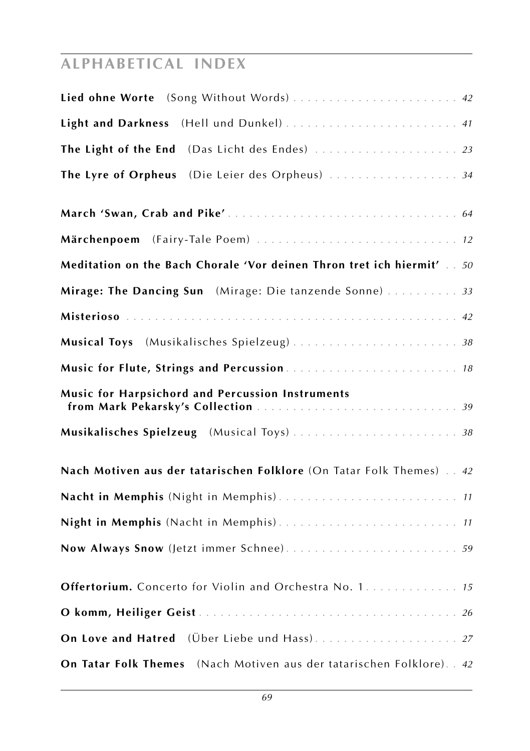## ALPHABETICAL INDEX

**Lied ohne Worte** (Song Without Words) . . . . . . . . . . . . . . . . . . . . . . . *42*

**Light and Darkness** (Hell und Dunkel) . . . . . . . . . . . . . . . . . . . . . . . . *41*

**The Light of the End** (Das Licht des Endes) . . . . . . . . . . . . . . . . . . . . *23*

**The Lyre of Orpheus** (Die Leier des Orpheus) . . . . . . . . . . . . . . . . . . *34*

**March 'Swan, Crab and Pike'** . . . . . . . . . . . . . . . . . . . . . . . . . . . . . . *64*

**Märchenpoem** (Fairy-Tale Poem) . . . . . . . . . . . . . . . . . . . . . . . . . . . . *12*

**Meditation on the Bach Chorale 'Vor deinen Thron tret ich hiermit'** . . *50*

**Mirage: The Dancing Sun** (Mirage: Die tanzende Sonne) . . . . . . . . . . *33*

**Misterioso** . . . . . . . . . . . . . . . . . . . . . . . . . . . . . . . . . . . . . . . . . . . . *42*

**Musical Toys** (Musikalisches Spielzeug) . . . . . . . . . . . . . . . . . . . . . . . *38*

**Music for Flute, Strings and Percussion** . . . . . . . . . . . . . . . . . . . . . . . *18*

**Music for Harpsichord and Percussion Instruments from Mark Pekarsky's Collection** . . . . . . . . . . . . . . . . . . . . . . . . . . . . *39*

**Musikalisches Spielzeug** (Musical Toys) . . . . . . . . . . . . . . . . . . . . . . . *38*

**Nach Motiven aus der tatarischen Folklore** (On Tatar Folk Themes) . . *42*

**Nacht in Memphis** (Night in Memphis) . . . . . . . . . . . . . . . . . . . . . . . . . *11*

**Night in Memphis** (Nacht in Memphis) . . . . . . . . . . . . . . . . . . . . . . . . . *11*

**Now Always Snow** (Jetzt immer Schnee) . . . . . . . . . . . . . . . . . . . . . . . *59*

**Offertorium.** Concerto for Violin and Orchestra No. 1 . . . . . . . . . . . . . *15*

**O komm, Heiliger Geist** . . . . . . . . . . . . . . . . . . . . . . . . . . . . . . . . . . . . *26*

**On Love and Hatred** (Über Liebe und Hass) . . . . . . . . . . . . . . . . . . . . *27*

**On Tatar Folk Themes** (Nach Motiven aus der tatarischen Folklore) . . *42*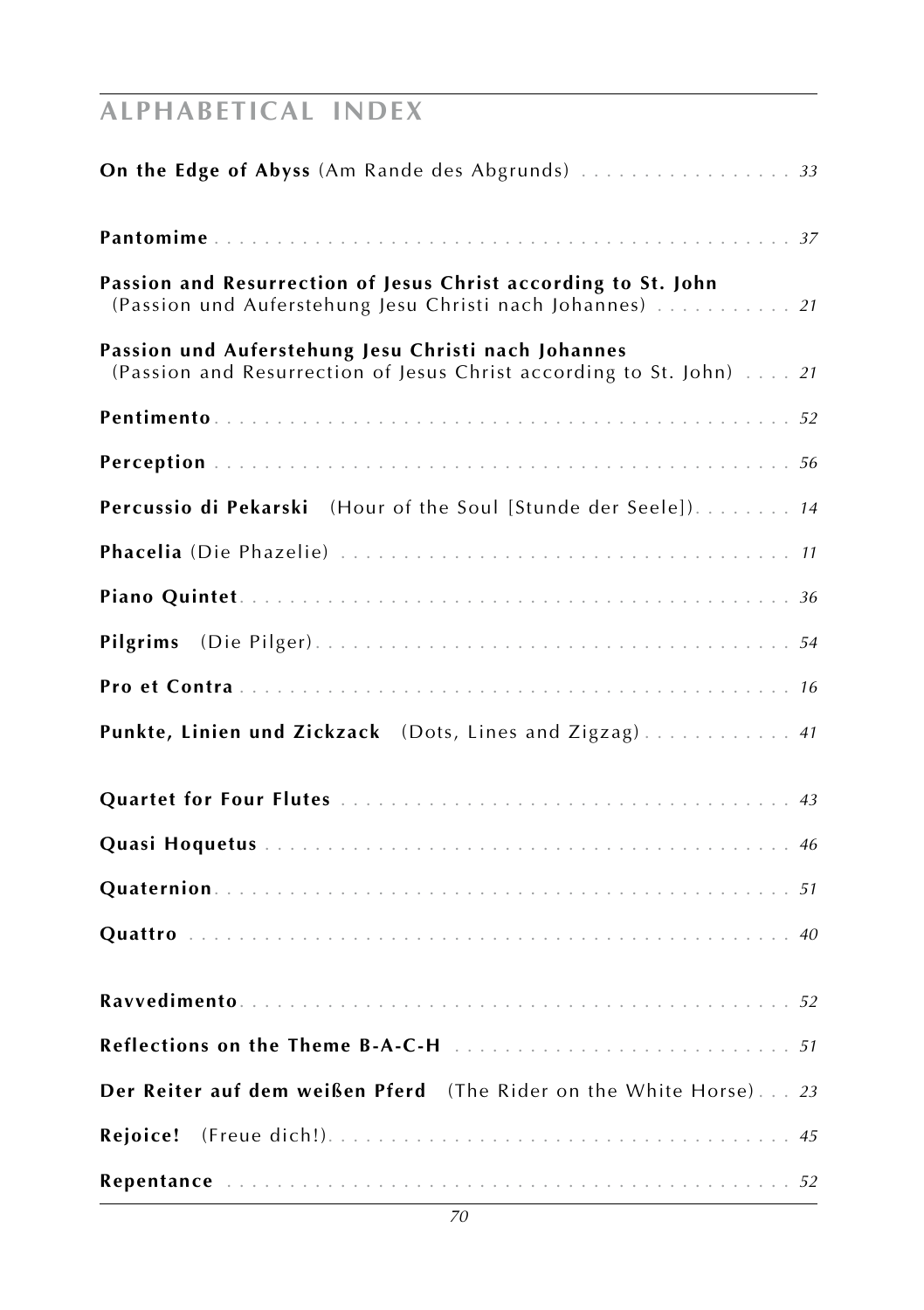## ALPHABETICAL INDEX

**On the Edge of Abyss** (Am Rande des Abgrunds) . . . . . . . . . . . . . . . . . *33*

**Pantomime** . . . . . . . . . . . . . . . . . . . . . . . . . . . . . . . . . . . . . . . . . . . . *37*

**Passion and Resurrection of Jesus Christ according to St. John**
(Passion und Auferstehung Jesu Christi nach Johannes) . . . . . . . . . . . *21*

**Passion und Auferstehung Jesu Christi nach Johannes**
(Passion and Resurrection of Jesus Christ according to St. John) . . . . *21*

**Pentimento** . . . . . . . . . . . . . . . . . . . . . . . . . . . . . . . . . . . . . . . . . . . *52*

**Perception** . . . . . . . . . . . . . . . . . . . . . . . . . . . . . . . . . . . . . . . . . . . *56*

**Percussio di Pekarski** (Hour of the Soul [Stunde der Seele]). . . . . . . . *14*

**Phacelia** (Die Phazelie) . . . . . . . . . . . . . . . . . . . . . . . . . . . . . . . . . . *11*

**Piano Quintet** . . . . . . . . . . . . . . . . . . . . . . . . . . . . . . . . . . . . . . . . . *36*

**Pilgrims** (Die Pilger) . . . . . . . . . . . . . . . . . . . . . . . . . . . . . . . . . . . . *54*

**Pro et Contra** . . . . . . . . . . . . . . . . . . . . . . . . . . . . . . . . . . . . . . . . . *16*

**Punkte, Linien und Zickzack** (Dots, Lines and Zigzag) . . . . . . . . . . . . *41*

**Quartet for Four Flutes** . . . . . . . . . . . . . . . . . . . . . . . . . . . . . . . . . . *43*

**Quasi Hoquetus** . . . . . . . . . . . . . . . . . . . . . . . . . . . . . . . . . . . . . . . . *46*

**Quaternion** . . . . . . . . . . . . . . . . . . . . . . . . . . . . . . . . . . . . . . . . . . . *51*

**Quattro** . . . . . . . . . . . . . . . . . . . . . . . . . . . . . . . . . . . . . . . . . . . . . *40*

**Ravvedimento** . . . . . . . . . . . . . . . . . . . . . . . . . . . . . . . . . . . . . . . . . *52*

**Reflections on the Theme B-A-C-H** . . . . . . . . . . . . . . . . . . . . . . . . . . *51*

**Der Reiter auf dem weißen Pferd** (The Rider on the White Horse) . . . *23*

**Rejoice!** (Freue dich!) . . . . . . . . . . . . . . . . . . . . . . . . . . . . . . . . . . . *45*

**Repentance** . . . . . . . . . . . . . . . . . . . . . . . . . . . . . . . . . . . . . . . . . . . *52*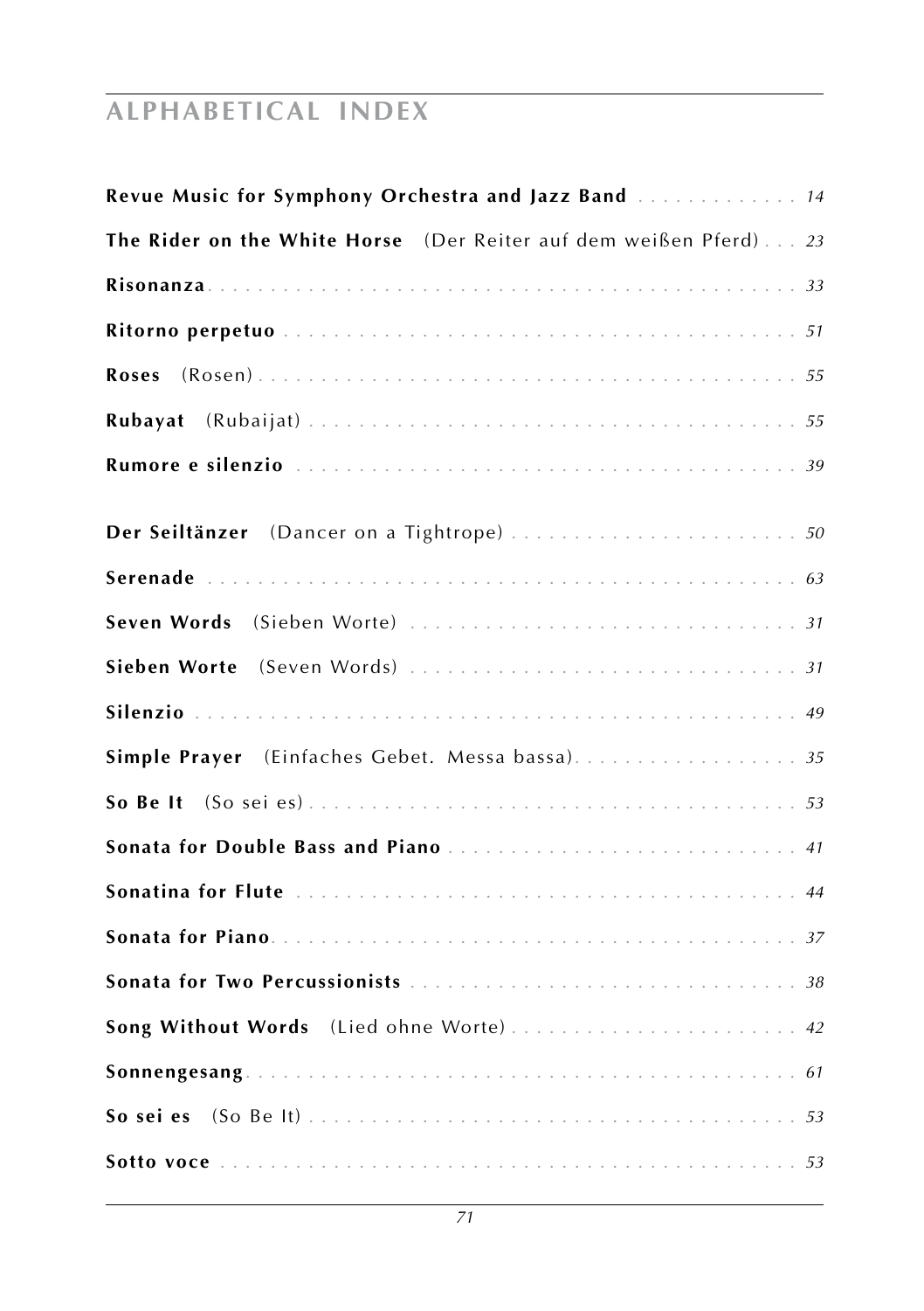# ALPHABETICAL INDEX

**Revue Music for Symphony Orchestra and Jazz Band** . . . . . . . . . . . . . *14*

**The Rider on the White Horse** (Der Reiter auf dem weißen Pferd) . . . *23*

**Risonanza** . . . . . . . . . . . . . . . . . . . . . . . . . . . . . . . . . . . . . . . . . . . . *33*

**Ritorno perpetuo** . . . . . . . . . . . . . . . . . . . . . . . . . . . . . . . . . . . . . . . *51*

**Roses** (Rosen) . . . . . . . . . . . . . . . . . . . . . . . . . . . . . . . . . . . . . . . . . . *55*

**Rubayat** (Rubaijat) . . . . . . . . . . . . . . . . . . . . . . . . . . . . . . . . . . . . . . *55*

**Rumore e silenzio** . . . . . . . . . . . . . . . . . . . . . . . . . . . . . . . . . . . . . . *39*

**Der Seiltänzer** (Dancer on a Tightrope) . . . . . . . . . . . . . . . . . . . . . . . *50*

**Serenade** . . . . . . . . . . . . . . . . . . . . . . . . . . . . . . . . . . . . . . . . . . . . . *63*

**Seven Words** (Sieben Worte) . . . . . . . . . . . . . . . . . . . . . . . . . . . . . . . *31*

**Sieben Worte** (Seven Words) . . . . . . . . . . . . . . . . . . . . . . . . . . . . . . . *31*

**Silenzio** . . . . . . . . . . . . . . . . . . . . . . . . . . . . . . . . . . . . . . . . . . . . . . *49*

**Simple Prayer** (Einfaches Gebet. Messa bassa) . . . . . . . . . . . . . . . . . . *35*

**So Be It** (So sei es) . . . . . . . . . . . . . . . . . . . . . . . . . . . . . . . . . . . . . . *53*

**Sonata for Double Bass and Piano** . . . . . . . . . . . . . . . . . . . . . . . . . . . *41*

**Sonatina for Flute** . . . . . . . . . . . . . . . . . . . . . . . . . . . . . . . . . . . . . . *44*

**Sonata for Piano** . . . . . . . . . . . . . . . . . . . . . . . . . . . . . . . . . . . . . . . *37*

**Sonata for Two Percussionists** . . . . . . . . . . . . . . . . . . . . . . . . . . . . . *38*

**Song Without Words** (Lied ohne Worte) . . . . . . . . . . . . . . . . . . . . . . . *42*

**Sonnengesang** . . . . . . . . . . . . . . . . . . . . . . . . . . . . . . . . . . . . . . . . . *61*

**So sei es** (So Be It) . . . . . . . . . . . . . . . . . . . . . . . . . . . . . . . . . . . . . . *53*

**Sotto voce** . . . . . . . . . . . . . . . . . . . . . . . . . . . . . . . . . . . . . . . . . . . . *53*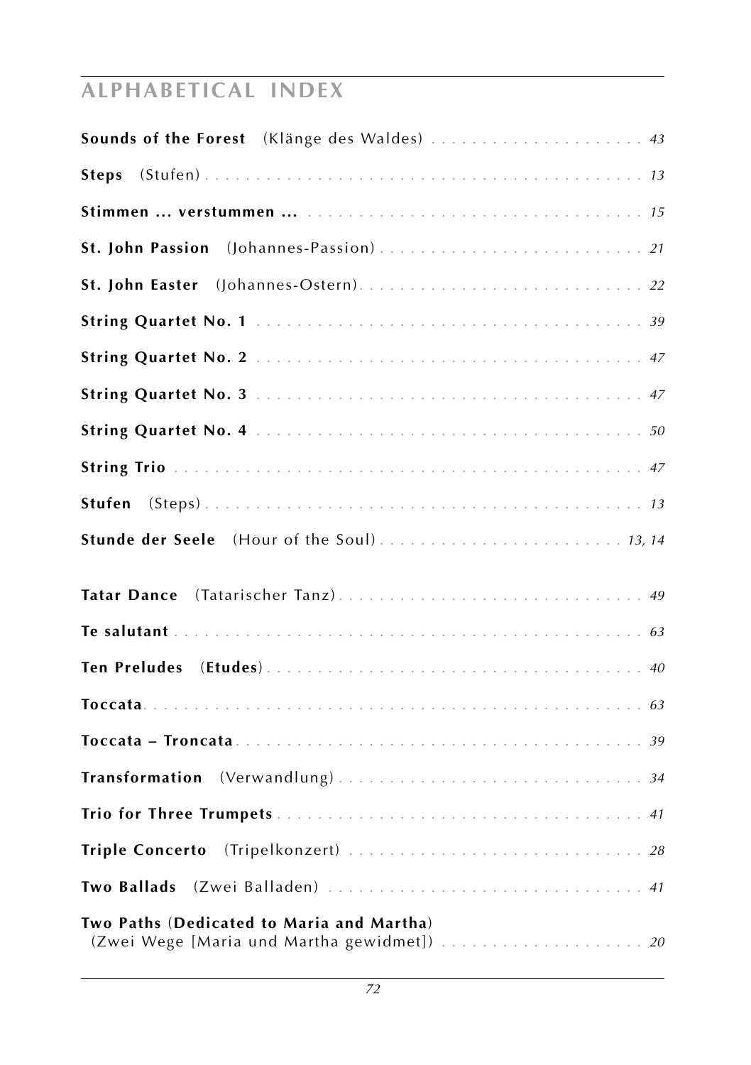## ALPHABETICAL INDEX

**Sounds of the Forest** (Klänge des Waldes) . . . . . . . . . . . . . . . . . . . . . *43*

**Steps** (Stufen) . . . . . . . . . . . . . . . . . . . . . . . . . . . . . . . . . . . . . . . . *13*

**Stimmen ... verstummen ...** . . . . . . . . . . . . . . . . . . . . . . . . . . . . . . . *15*

**St. John Passion** (Johannes-Passion) . . . . . . . . . . . . . . . . . . . . . . . . . *21*

**St. John Easter** (Johannes-Ostern) . . . . . . . . . . . . . . . . . . . . . . . . . . *22*

**String Quartet No. 1** . . . . . . . . . . . . . . . . . . . . . . . . . . . . . . . . . . . *39*

**String Quartet No. 2** . . . . . . . . . . . . . . . . . . . . . . . . . . . . . . . . . . . *47*

**String Quartet No. 3** . . . . . . . . . . . . . . . . . . . . . . . . . . . . . . . . . . . *47*

**String Quartet No. 4** . . . . . . . . . . . . . . . . . . . . . . . . . . . . . . . . . . . *50*

**String Trio** . . . . . . . . . . . . . . . . . . . . . . . . . . . . . . . . . . . . . . . . . . *47*

**Stufen** (Steps) . . . . . . . . . . . . . . . . . . . . . . . . . . . . . . . . . . . . . . . . *13*

**Stunde der Seele** (Hour of the Soul) . . . . . . . . . . . . . . . . . . . . . . . . *13, 14*

**Tatar Dance** (Tatarischer Tanz) . . . . . . . . . . . . . . . . . . . . . . . . . . . . *49*

**Te salutant** . . . . . . . . . . . . . . . . . . . . . . . . . . . . . . . . . . . . . . . . . . *63*

**Ten Preludes** (**Etudes**) . . . . . . . . . . . . . . . . . . . . . . . . . . . . . . . . . *40*

**Toccata** . . . . . . . . . . . . . . . . . . . . . . . . . . . . . . . . . . . . . . . . . . . . *63*

**Toccata – Troncata** . . . . . . . . . . . . . . . . . . . . . . . . . . . . . . . . . . . . *39*

**Transformation** (Verwandlung) . . . . . . . . . . . . . . . . . . . . . . . . . . . . . *34*

**Trio for Three Trumpets** . . . . . . . . . . . . . . . . . . . . . . . . . . . . . . . . . *41*

**Triple Concerto** (Tripelkonzert) . . . . . . . . . . . . . . . . . . . . . . . . . . . . *28*

**Two Ballads** (Zwei Balladen) . . . . . . . . . . . . . . . . . . . . . . . . . . . . . . *41*

**Two Paths** (**Dedicated to Maria and Martha**)
(Zwei Wege [Maria und Martha gewidmet]) . . . . . . . . . . . . . . . . . . . . *20*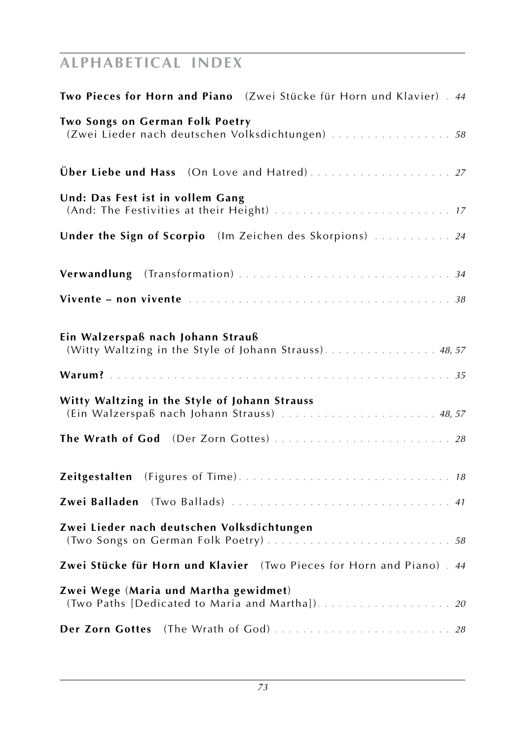## ALPHABETICAL INDEX

**Two Pieces for Horn and Piano** (Zwei Stücke für Horn und Klavier) . *44*

**Two Songs on German Folk Poetry**
(Zwei Lieder nach deutschen Volksdichtungen) . . . . . . . . . . . . . . . . . *58*

**Über Liebe und Hass** (On Love and Hatred) . . . . . . . . . . . . . . . . . . . . *27*

**Und: Das Fest ist in vollem Gang**
(And: The Festivities at their Height) . . . . . . . . . . . . . . . . . . . . . . . . . *17*

**Under the Sign of Scorpio** (Im Zeichen des Skorpions) . . . . . . . . . . . *24*

**Verwandlung** (Transformation) . . . . . . . . . . . . . . . . . . . . . . . . . . . . . . *34*

**Vivente – non vivente** . . . . . . . . . . . . . . . . . . . . . . . . . . . . . . . . . . . . *38*

**Ein Walzerspaß nach Johann Strauß**
(Witty Waltzing in the Style of Johann Strauss). . . . . . . . . . . . . . . . *48, 57*

**Warum?** . . . . . . . . . . . . . . . . . . . . . . . . . . . . . . . . . . . . . . . . . . . . . . . *35*

**Witty Waltzing in the Style of Johann Strauss**
(Ein Walzerspaß nach Johann Strauss) . . . . . . . . . . . . . . . . . . . . . . *48, 57*

**The Wrath of God** (Der Zorn Gottes) . . . . . . . . . . . . . . . . . . . . . . . . . *28*

**Zeitgestalten** (Figures of Time). . . . . . . . . . . . . . . . . . . . . . . . . . . . . . *18*

**Zwei Balladen** (Two Ballads) . . . . . . . . . . . . . . . . . . . . . . . . . . . . . . . *41*

**Zwei Lieder nach deutschen Volksdichtungen**
(Two Songs on German Folk Poetry) . . . . . . . . . . . . . . . . . . . . . . . . . *58*

**Zwei Stücke für Horn und Klavier** (Two Pieces for Horn and Piano) . *44*

**Zwei Wege (Maria und Martha gewidmet)**
(Two Paths [Dedicated to Maria and Martha]). . . . . . . . . . . . . . . . . . . *20*

**Der Zorn Gottes** (The Wrath of God) . . . . . . . . . . . . . . . . . . . . . . . . . *28*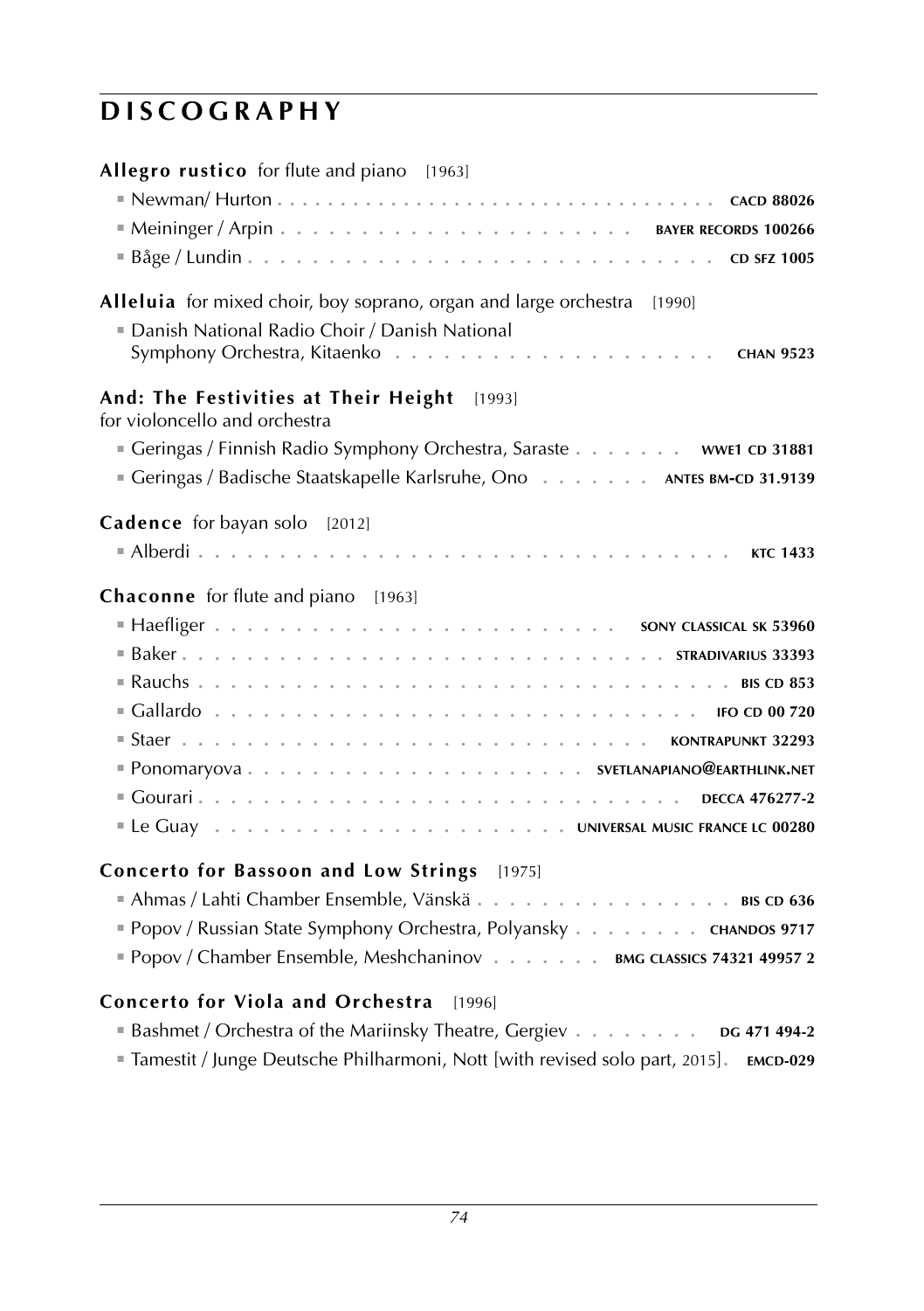# DISCOGRAPHY

**Allegro rustico** for flute and piano [1963]

- Newman/ Hurton . . . . . . . . . . . . . . . . . . . . . . . . . . . . . . . . . CACD 88026
- Meininger / Arpin . . . . . . . . . . . . . . . . . . . . . . BAYER RECORDS 100266
- Båge / Lundin . . . . . . . . . . . . . . . . . . . . . . . . . . . . . . . CD SFZ 1005

**Alleluia** for mixed choir, boy soprano, organ and large orchestra [1990]

- Danish National Radio Choir / Danish National Symphony Orchestra, Kitaenko . . . . . . . . . . . . . . . . . . . CHAN 9523

**And: The Festivities at Their Height** [1993]
for violoncello and orchestra

- Geringas / Finnish Radio Symphony Orchestra, Saraste . . . . . . . WWE1 CD 31881
- Geringas / Badische Staatskapelle Karlsruhe, Ono . . . . . . . ANTES BM-CD 31.9139

**Cadence** for bayan solo [2012]

- Alberdi . . . . . . . . . . . . . . . . . . . . . . . . . . . . . . . . . KTC 1433

**Chaconne** for flute and piano [1963]

- Haefliger . . . . . . . . . . . . . . . . . . . . . . . . SONY CLASSICAL SK 53960
- Baker . . . . . . . . . . . . . . . . . . . . . . . . . . . . . . STRADIVARIUS 33393
- Rauchs . . . . . . . . . . . . . . . . . . . . . . . . . . . . . . . . . . BIS CD 853
- Gallardo . . . . . . . . . . . . . . . . . . . . . . . . . . . . . . IFO CD 00 720
- Staer . . . . . . . . . . . . . . . . . . . . . . . . . . . . KONTRAPUNKT 32293
- Ponomaryova . . . . . . . . . . . . . . . . . . . . SVETLANAPIANO@EARTHLINK.NET
- Gourari . . . . . . . . . . . . . . . . . . . . . . . . . . . . . . DECCA 476277-2
- Le Guay . . . . . . . . . . . . . . . . . . . . . . UNIVERSAL MUSIC FRANCE LC 00280

**Concerto for Bassoon and Low Strings** [1975]

- Ahmas / Lahti Chamber Ensemble, Vänskä . . . . . . . . . . . . . . . . BIS CD 636
- Popov / Russian State Symphony Orchestra, Polyansky . . . . . . . . CHANDOS 9717
- Popov / Chamber Ensemble, Meshchaninov . . . . . . . BMG CLASSICS 74321 49957 2

**Concerto for Viola and Orchestra** [1996]

- Bashmet / Orchestra of the Mariinsky Theatre, Gergiev . . . . . . . . DG 471 494-2
- Tamestit / Junge Deutsche Philharmoni, Nott [with revised solo part, 2015]. EMCD-029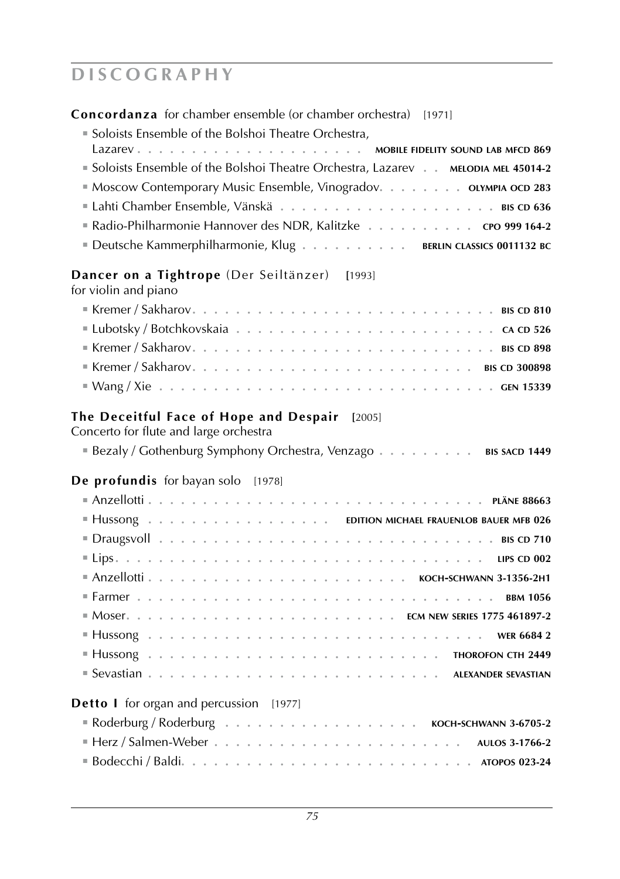# DISCOGRAPHY

**Concordanza** for chamber ensemble (or chamber orchestra) [1971]

- Soloists Ensemble of the Bolshoi Theatre Orchestra, Lazarev . . . . . . . . . . . . . . . . . . . . MOBILE FIDELITY SOUND LAB MFCD 869
- Soloists Ensemble of the Bolshoi Theatre Orchestra, Lazarev . . MELODIA MEL 45014-2
- Moscow Contemporary Music Ensemble, Vinogradov. . . . . . . . OLYMPIA OCD 283
- Lahti Chamber Ensemble, Vänskä . . . . . . . . . . . . . . . . . . . . BIS CD 636
- Radio-Philharmonie Hannover des NDR, Kalitzke . . . . . . . . . . CPO 999 164-2
- Deutsche Kammerphilharmonie, Klug . . . . . . . . . . BERLIN CLASSICS 0011132 BC

**Dancer on a Tightrope** (Der Seiltänzer) [1993]
for violin and piano

- Kremer / Sakharov. . . . . . . . . . . . . . . . . . . . . . . . . . BIS CD 810
- Lubotsky / Botchkovskaia . . . . . . . . . . . . . . . . . . . . . . . CA CD 526
- Kremer / Sakharov. . . . . . . . . . . . . . . . . . . . . . . . . . BIS CD 898
- Kremer / Sakharov. . . . . . . . . . . . . . . . . . . . . . . . BIS CD 300898
- Wang / Xie . . . . . . . . . . . . . . . . . . . . . . . . . . . . GEN 15339

**The Deceitful Face of Hope and Despair** [2005]
Concerto for flute and large orchestra

- Bezaly / Gothenburg Symphony Orchestra, Venzago . . . . . . . . . BIS SACD 1449

**De profundis** for bayan solo [1978]

- Anzellotti . . . . . . . . . . . . . . . . . . . . . . . . . . . . PLÄNE 88663
- Hussong . . . . . . . . . . . . . . . . . EDITION MICHAEL FRAUENLOB BAUER MFB 026
- Draugsvoll . . . . . . . . . . . . . . . . . . . . . . . . . . . . BIS CD 710
- Lips. . . . . . . . . . . . . . . . . . . . . . . . . . . . . . LIPS CD 002
- Anzellotti . . . . . . . . . . . . . . . . . . . . . . KOCH-SCHWANN 3-1356-2H1
- Farmer . . . . . . . . . . . . . . . . . . . . . . . . . . . . . BBM 1056
- Moser. . . . . . . . . . . . . . . . . . . . . . . ECM NEW SERIES 1775 461897-2
- Hussong . . . . . . . . . . . . . . . . . . . . . . . . . . . . WER 6684 2
- Hussong . . . . . . . . . . . . . . . . . . . . . . . . . THOROFON CTH 2449
- Sevastian . . . . . . . . . . . . . . . . . . . . . . . . ALEXANDER SEVASTIAN

**Detto I** for organ and percussion [1977]

- Roderburg / Roderburg . . . . . . . . . . . . . . . . . . KOCH-SCHWANN 3-6705-2
- Herz / Salmen-Weber . . . . . . . . . . . . . . . . . . . . . . . AULOS 3-1766-2
- Bodecchi / Baldi. . . . . . . . . . . . . . . . . . . . . . . . . . ATOPOS 023-24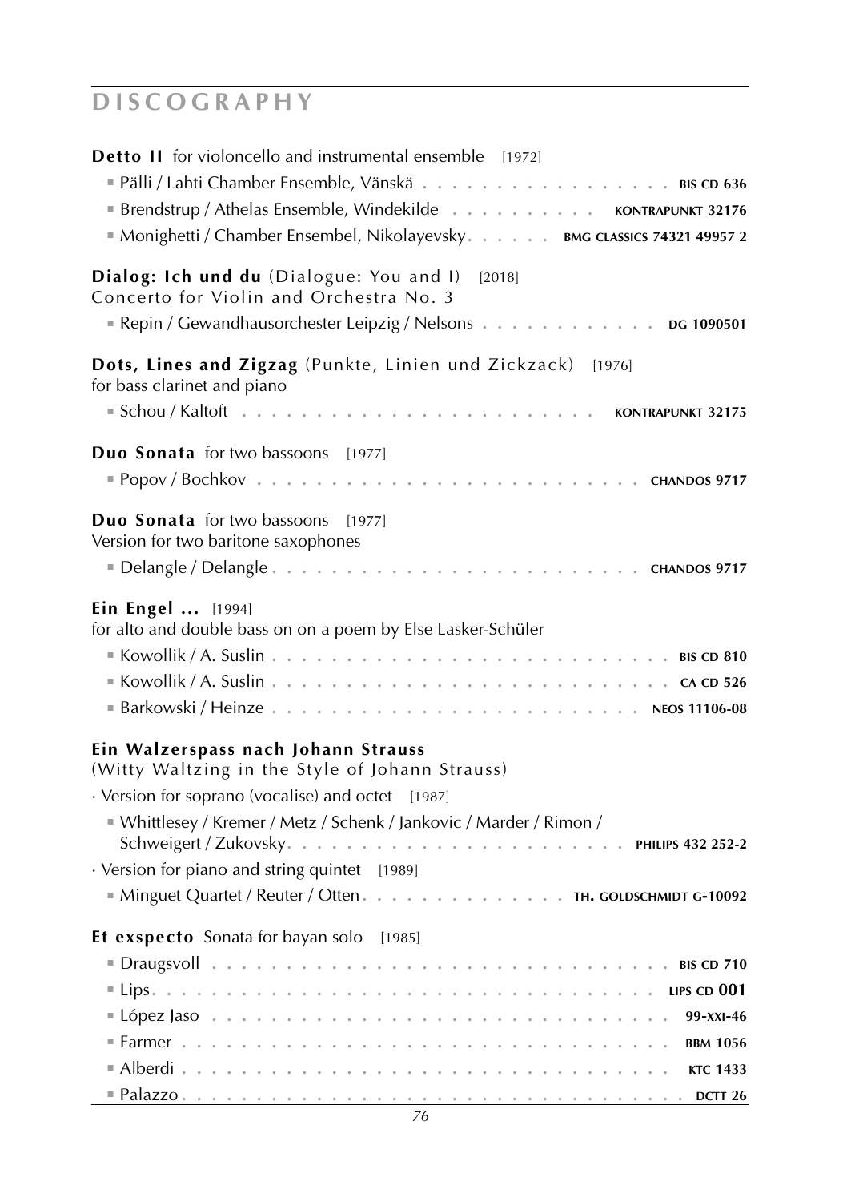# DISCOGRAPHY

**Detto II** for violoncello and instrumental ensemble [1972]

- Pälli / Lahti Chamber Ensemble, Vänskä . . . . . . . . . . . . . . . . . **BIS CD 636**
- Brendstrup / Athelas Ensemble, Windekilde . . . . . . . . . . **KONTRAPUNKT 32176**
- Monighetti / Chamber Ensembel, Nikolayevsky . . . . . . **BMG CLASSICS 74321 49957 2**

**Dialog: Ich und du** (Dialogue: You and I) [2018]
Concerto for Violin and Orchestra No. 3

- Repin / Gewandhausorchester Leipzig / Nelsons . . . . . . . . . . . . **DG 1090501**

**Dots, Lines and Zigzag** (Punkte, Linien und Zickzack) [1976]
for bass clarinet and piano

- Schou / Kaltoft . . . . . . . . . . . . . . . . . . . . . . **KONTRAPUNKT 32175**

**Duo Sonata** for two bassoons [1977]

- Popov / Bochkov . . . . . . . . . . . . . . . . . . . . . . . . **CHANDOS 9717**

**Duo Sonata** for two bassoons [1977]
Version for two baritone saxophones

- Delangle / Delangle . . . . . . . . . . . . . . . . . . . . . . . **CHANDOS 9717**

**Ein Engel ...** [1994]
for alto and double bass on on a poem by Else Lasker-Schüler

- Kowollik / A. Suslin . . . . . . . . . . . . . . . . . . . . . . . . . **BIS CD 810**
- Kowollik / A. Suslin . . . . . . . . . . . . . . . . . . . . . . . . . **CA CD 526**
- Barkowski / Heinze . . . . . . . . . . . . . . . . . . . . . . . . **NEOS 11106-08**

**Ein Walzerspass nach Johann Strauss**
(Witty Waltzing in the Style of Johann Strauss)

· Version for soprano (vocalise) and octet [1987]

- Whittlesey / Kremer / Metz / Schenk / Jankovic / Marder / Rimon / Schweigert / Zukovsky. . . . . . . . . . . . . . . . . . . . . . **PHILIPS 432 252-2**

· Version for piano and string quintet [1989]

- Minguet Quartet / Reuter / Otten. . . . . . . . . . . . . . **TH. GOLDSCHMIDT G-10092**

**Et exspecto** Sonata for bayan solo [1985]

- Draugsvoll . . . . . . . . . . . . . . . . . . . . . . . . . . . . . **BIS CD 710**
- Lips. . . . . . . . . . . . . . . . . . . . . . . . . . . . . . . . . **LIPS CD 001**
- López Jaso . . . . . . . . . . . . . . . . . . . . . . . . . . . . **99-XXI-46**
- Farmer . . . . . . . . . . . . . . . . . . . . . . . . . . . . . . **BBM 1056**
- Alberdi . . . . . . . . . . . . . . . . . . . . . . . . . . . . . . . **KTC 1433**
- Palazzo. . . . . . . . . . . . . . . . . . . . . . . . . . . . . . . . **DCTT 26**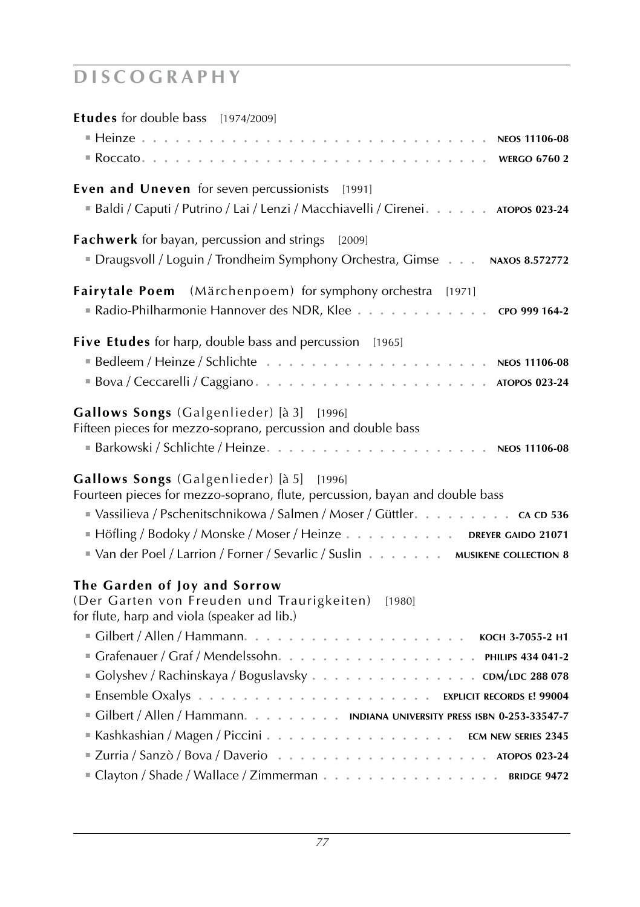# DISCOGRAPHY

**Etudes** for double bass [1974/2009]

- Heinze . . . . . . . . . . . . . . . . . . . . . . . . . . . . . . . NEOS 11106-08
- Roccato. . . . . . . . . . . . . . . . . . . . . . . . . . . . . . . WERGO 6760 2

**Even and Uneven** for seven percussionists [1991]

- Baldi / Caputi / Putrino / Lai / Lenzi / Macchiavelli / Cirenei. . . . . . ATOPOS 023-24

**Fachwerk** for bayan, percussion and strings [2009]

- Draugsvoll / Loguin / Trondheim Symphony Orchestra, Gimse . . . NAXOS 8.572772

**Fairytale Poem** (Märchenpoem) for symphony orchestra [1971]

- Radio-Philharmonie Hannover des NDR, Klee . . . . . . . . . . . . CPO 999 164-2

**Five Etudes** for harp, double bass and percussion [1965]

- Bedleem / Heinze / Schlichte . . . . . . . . . . . . . . . . . . . NEOS 11106-08
- Bova / Ceccarelli / Caggiano. . . . . . . . . . . . . . . . . . . . ATOPOS 023-24

**Gallows Songs** (Galgenlieder) [à 3] [1996]
Fifteen pieces for mezzo-soprano, percussion and double bass

- Barkowski / Schlichte / Heinze. . . . . . . . . . . . . . . . . . . NEOS 11106-08

**Gallows Songs** (Galgenlieder) [à 5] [1996]
Fourteen pieces for mezzo-soprano, flute, percussion, bayan and double bass

- Vassilieva / Pschenitschnikowa / Salmen / Moser / Güttler. . . . . . . . . CA CD 536
- Höfling / Bodoky / Monske / Moser / Heinze . . . . . . . . . . DREYER GAIDO 21071
- Van der Poel / Larrion / Forner / Sevarlic / Suslin . . . . . . . MUSIKENE COLLECTION 8

**The Garden of Joy and Sorrow**
(Der Garten von Freuden und Traurigkeiten) [1980]
for flute, harp and viola (speaker ad lib.)

- Gilbert / Allen / Hammann. . . . . . . . . . . . . . . . . . . KOCH 3-7055-2 H1
- Grafenauer / Graf / Mendelssohn. . . . . . . . . . . . . . . . . PHILIPS 434 041-2
- Golyshev / Rachinskaya / Boguslavsky . . . . . . . . . . . . . . . CDM/LDC 288 078
- Ensemble Oxalys . . . . . . . . . . . . . . . . . . . . . EXPLICIT RECORDS E! 99004
- Gilbert / Allen / Hammann. . . . . . . . . INDIANA UNIVERSITY PRESS ISBN 0-253-33547-7
- Kashkashian / Magen / Piccini . . . . . . . . . . . . . . . . . ECM NEW SERIES 2345
- Zurria / Sanzò / Bova / Daverio . . . . . . . . . . . . . . . . . . . ATOPOS 023-24
- Clayton / Shade / Wallace / Zimmerman . . . . . . . . . . . . . . . . BRIDGE 9472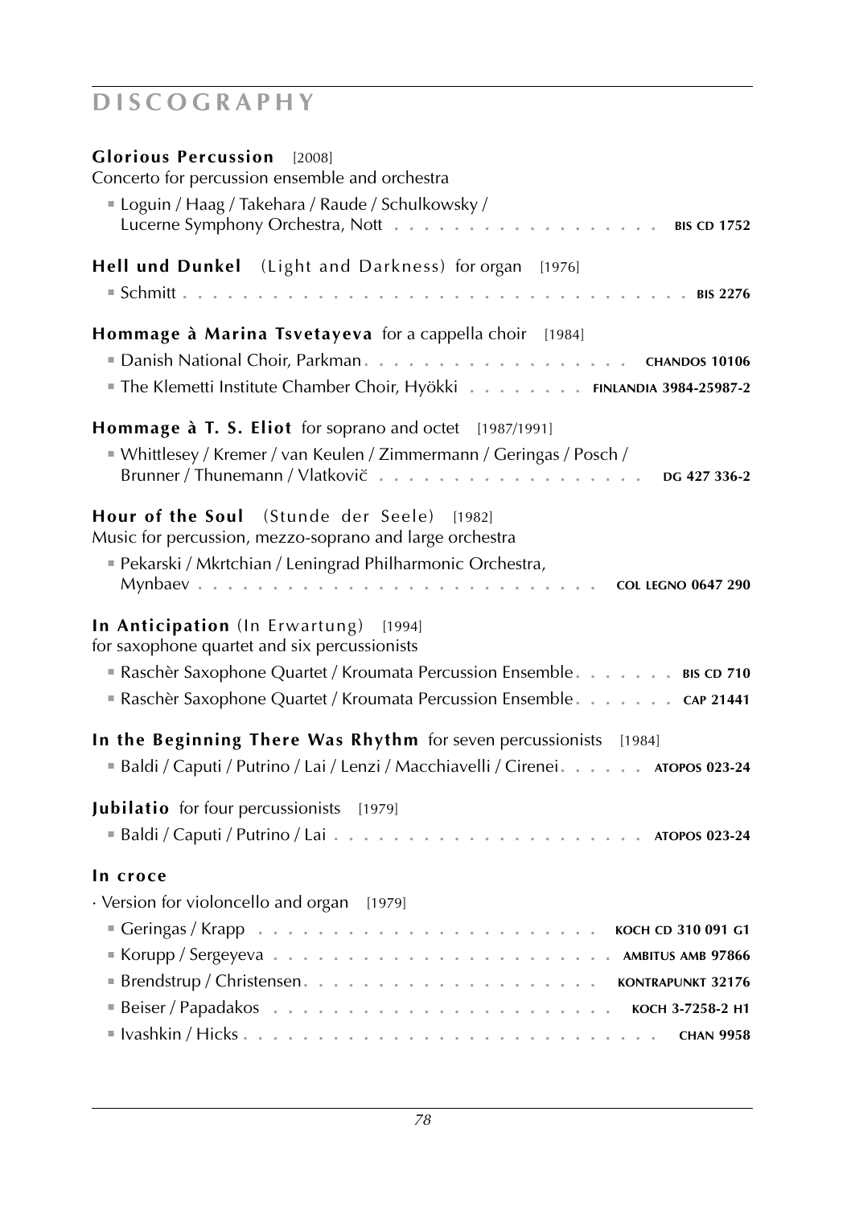# DISCOGRAPHY

**Glorious Percussion** [2008]
Concerto for percussion ensemble and orchestra

- Loguin / Haag / Takehara / Raude / Schulkowsky / Lucerne Symphony Orchestra, Nott . . . . . . . . . . . . . . . . . . **BIS CD 1752**

**Hell und Dunkel** (Light and Darkness) for organ [1976]

- Schmitt . . . . . . . . . . . . . . . . . . . . . . . . . . . . . . . . **BIS 2276**

**Hommage à Marina Tsvetayeva** for a cappella choir [1984]

- Danish National Choir, Parkman. . . . . . . . . . . . . . . . . . **CHANDOS 10106**
- The Klemetti Institute Chamber Choir, Hyökki . . . . . . . . **FINLANDIA 3984-25987-2**

**Hommage à T. S. Eliot** for soprano and octet [1987/1991]

- Whittlesey / Kremer / van Keulen / Zimmermann / Geringas / Posch / Brunner / Thunemann / Vlatkovič . . . . . . . . . . . . . . . . . **DG 427 336-2**

**Hour of the Soul** (Stunde der Seele) [1982]
Music for percussion, mezzo-soprano and large orchestra

- Pekarski / Mkrtchian / Leningrad Philharmonic Orchestra, Mynbaev . . . . . . . . . . . . . . . . . . . . . . . . . **COL LEGNO 0647 290**

**In Anticipation** (In Erwartung) [1994]
for saxophone quartet and six percussionists

- Raschèr Saxophone Quartet / Kroumata Percussion Ensemble. . . . . . . **BIS CD 710**
- Raschèr Saxophone Quartet / Kroumata Percussion Ensemble. . . . . . . **CAP 21441**

**In the Beginning There Was Rhythm** for seven percussionists [1984]

- Baldi / Caputi / Putrino / Lai / Lenzi / Macchiavelli / Cirenei. . . . . . **ATOPOS 023-24**

**Jubilatio** for four percussionists [1979]

- Baldi / Caputi / Putrino / Lai . . . . . . . . . . . . . . . . . . . . **ATOPOS 023-24**

**In croce**

· Version for violoncello and organ [1979]

- Geringas / Krapp . . . . . . . . . . . . . . . . . . . . . . . **KOCH CD 310 091 G1**
- Korupp / Sergeyeva . . . . . . . . . . . . . . . . . . . . . . **AMBITUS AMB 97866**
- Brendstrup / Christensen. . . . . . . . . . . . . . . . . . . . **KONTRAPUNKT 32176**
- Beiser / Papadakos . . . . . . . . . . . . . . . . . . . . . . **KOCH 3-7258-2 H1**
- Ivashkin / Hicks . . . . . . . . . . . . . . . . . . . . . . . . . **CHAN 9958**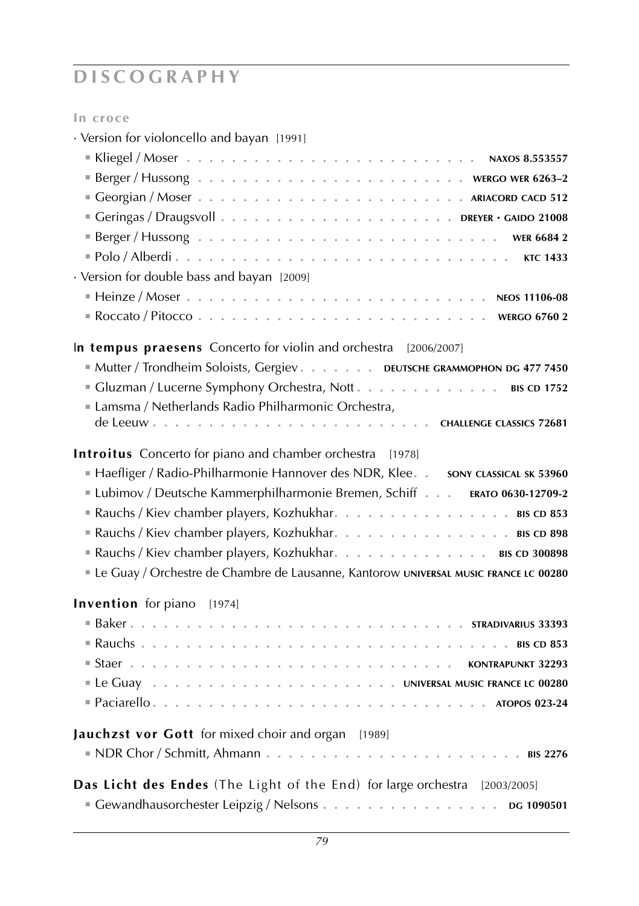# DISCOGRAPHY

**In croce**

· Version for violoncello and bayan [1991]

- Kliegel / Moser . . . . . . . . . . **NAXOS 8.553557**
- Berger / Hussong . . . . . . . . . . **WERGO WER 6263–2**
- Georgian / Moser . . . . . . . . . . **ARIACORD CACD 512**
- Geringas / Draugsvoll . . . . . . . . . . **DREYER · GAIDO 21008**
- Berger / Hussong . . . . . . . . . . **WER 6684 2**
- Polo / Alberdi . . . . . . . . . . **KTC 1433**

· Version for double bass and bayan [2009]

- Heinze / Moser . . . . . . . . . . **NEOS 11106-08**
- Roccato / Pitocco . . . . . . . . . . **WERGO 6760 2**

**In tempus praesens** Concerto for violin and orchestra [2006/2007]

- Mutter / Trondheim Soloists, Gergiev . . . . . . . **DEUTSCHE GRAMMOPHON DG 477 7450**
- Gluzman / Lucerne Symphony Orchestra, Nott . . . . . . . . . . **BIS CD 1752**
- Lamsma / Netherlands Radio Philharmonic Orchestra, de Leeuw . . . . . . . . . . **CHALLENGE CLASSICS 72681**

**Introitus** Concerto for piano and chamber orchestra [1978]

- Haefliger / Radio-Philharmonie Hannover des NDR, Klee . . **SONY CLASSICAL SK 53960**
- Lubimov / Deutsche Kammerphilharmonie Bremen, Schiff . . . **ERATO 0630-12709-2**
- Rauchs / Kiev chamber players, Kozhukhar . . . . . . . . . . **BIS CD 853**
- Rauchs / Kiev chamber players, Kozhukhar . . . . . . . . . . **BIS CD 898**
- Rauchs / Kiev chamber players, Kozhukhar . . . . . . . . . . **BIS CD 300898**
- Le Guay / Orchestre de Chambre de Lausanne, Kantorow **UNIVERSAL MUSIC FRANCE LC 00280**

**Invention** for piano [1974]

- Baker . . . . . . . . . . **STRADIVARIUS 33393**
- Rauchs . . . . . . . . . . **BIS CD 853**
- Staer . . . . . . . . . . **KONTRAPUNKT 32293**
- Le Guay . . . . . . . . . . **UNIVERSAL MUSIC FRANCE LC 00280**
- Paciarello . . . . . . . . . . **ATOPOS 023-24**

**Jauchzst vor Gott** for mixed choir and organ [1989]

- NDR Chor / Schmitt, Ahmann . . . . . . . . . . **BIS 2276**

**Das Licht des Endes** (The Light of the End) for large orchestra [2003/2005]

- Gewandhausorchester Leipzig / Nelsons . . . . . . . . . . **DG 1090501**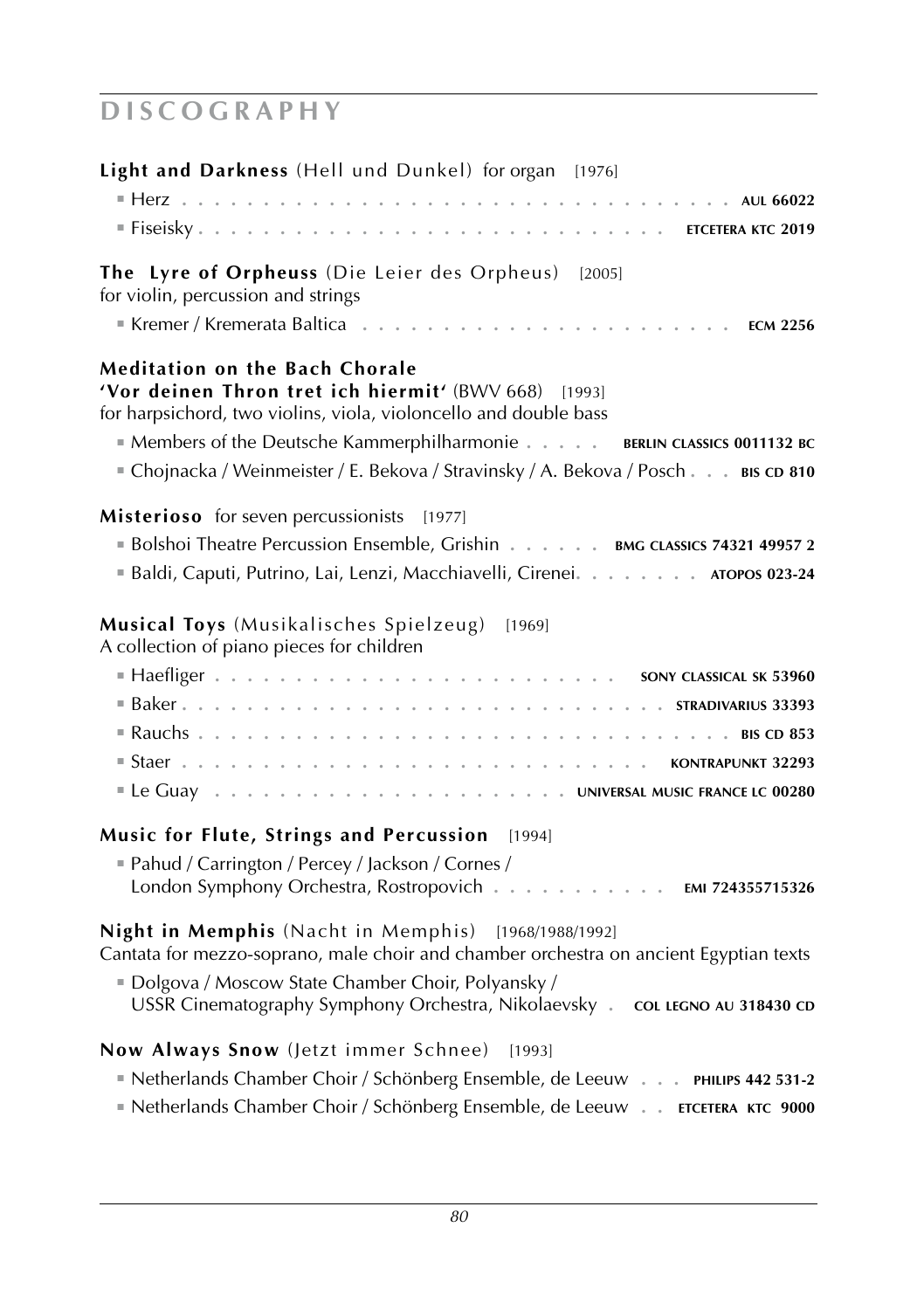# DISCOGRAPHY

**Light and Darkness** (Hell und Dunkel) for organ [1976]

- Herz . . . . . . . . . . . . . . . . . . . . . . . . . . . . . . . . **AUL 66022**
- Fiseisky . . . . . . . . . . . . . . . . . . . . . . . . . . **ETCETERA KTC 2019**

**The Lyre of Orpheuss** (Die Leier des Orpheus) [2005]
for violin, percussion and strings

- Kremer / Kremerata Baltica . . . . . . . . . . . . . . . . . . . . . **ECM 2256**

**Meditation on the Bach Chorale**
**'Vor deinen Thron tret ich hiermit'** (BWV 668) [1993]
for harpsichord, two violins, viola, violoncello and double bass

- Members of the Deutsche Kammerphilharmonie . . . . . **BERLIN CLASSICS 0011132 BC**
- Chojnacka / Weinmeister / E. Bekova / Stravinsky / A. Bekova / Posch . . . **BIS CD 810**

**Misterioso** for seven percussionists [1977]

- Bolshoi Theatre Percussion Ensemble, Grishin . . . . . . **BMG CLASSICS 74321 49957 2**
- Baldi, Caputi, Putrino, Lai, Lenzi, Macchiavelli, Cirenei. . . . . . . . **ATOPOS 023-24**

**Musical Toys** (Musikalisches Spielzeug) [1969]
A collection of piano pieces for children

- Haefliger . . . . . . . . . . . . . . . . . . . . . . . . **SONY CLASSICAL SK 53960**
- Baker . . . . . . . . . . . . . . . . . . . . . . . . . . . . **STRADIVARIUS 33393**
- Rauchs . . . . . . . . . . . . . . . . . . . . . . . . . . . . . . . . **BIS CD 853**
- Staer . . . . . . . . . . . . . . . . . . . . . . . . . . . **KONTRAPUNKT 32293**
- Le Guay . . . . . . . . . . . . . . . . . . . . . **UNIVERSAL MUSIC FRANCE LC 00280**

**Music for Flute, Strings and Percussion** [1994]

- Pahud / Carrington / Percey / Jackson / Cornes /
  London Symphony Orchestra, Rostropovich . . . . . . . . . . . **EMI 724355715326**

**Night in Memphis** (Nacht in Memphis) [1968/1988/1992]
Cantata for mezzo-soprano, male choir and chamber orchestra on ancient Egyptian texts

- Dolgova / Moscow State Chamber Choir, Polyansky /
  USSR Cinematography Symphony Orchestra, Nikolaevsky . **COL LEGNO AU 318430 CD**

**Now Always Snow** (Jetzt immer Schnee) [1993]

- Netherlands Chamber Choir / Schönberg Ensemble, de Leeuw . . . **PHILIPS 442 531-2**
- Netherlands Chamber Choir / Schönberg Ensemble, de Leeuw . . **ETCETERA KTC 9000**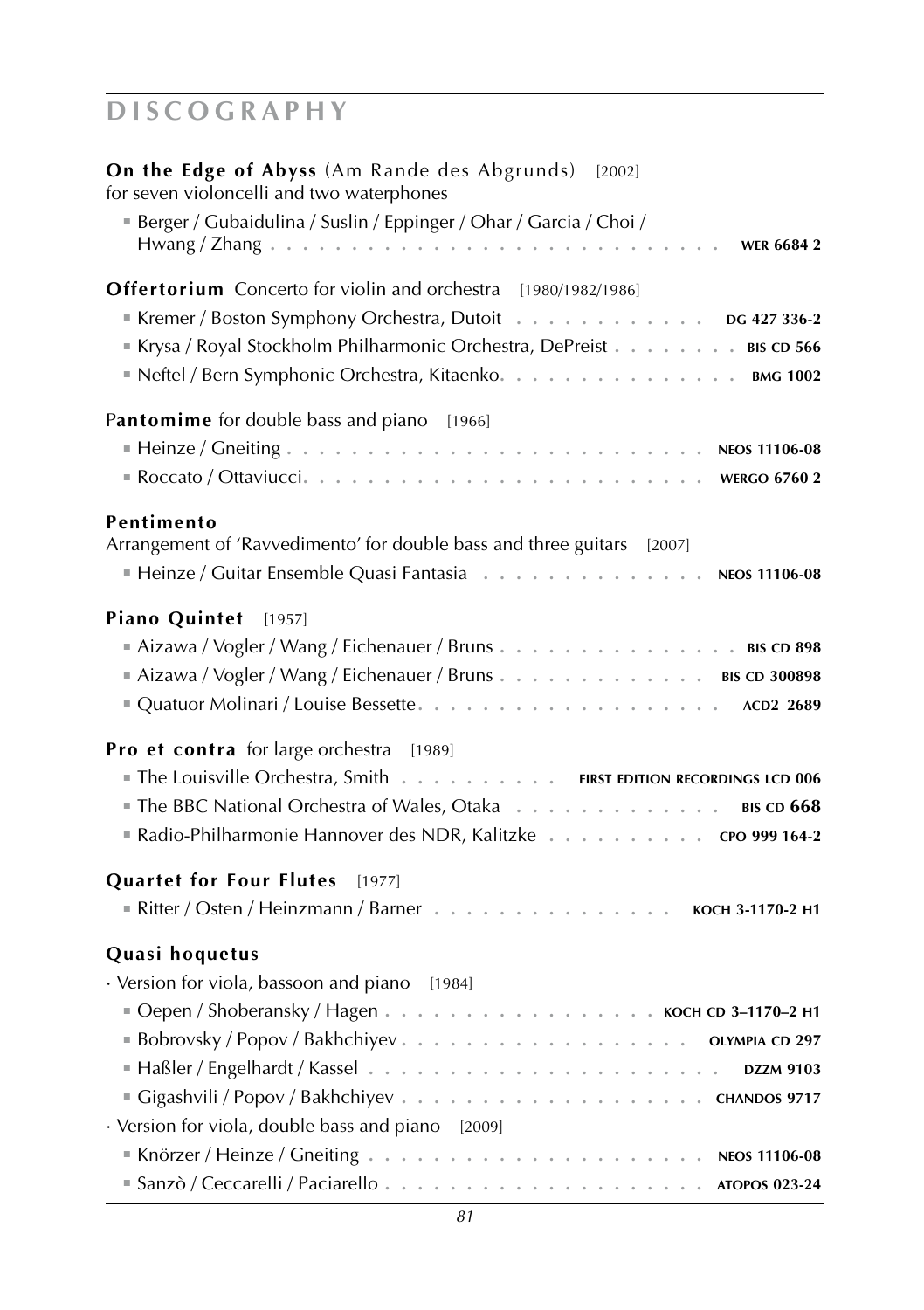# DISCOGRAPHY

**On the Edge of Abyss** (Am Rande des Abgrunds) [2002]
for seven violoncelli and two waterphones

- Berger / Gubaidulina / Suslin / Eppinger / Ohar / Garcia / Choi / Hwang / Zhang . . . . . . . . . . . . . . . . . . . . . . . . . . **WER 6684 2**

**Offertorium** Concerto for violin and orchestra [1980/1982/1986]

- Kremer / Boston Symphony Orchestra, Dutoit . . . . . . . . . . . . **DG 427 336-2**
- Krysa / Royal Stockholm Philharmonic Orchestra, DePreist . . . . . . . . **BIS CD 566**
- Neftel / Bern Symphonic Orchestra, Kitaenko. . . . . . . . . . . . . . . **BMG 1002**

**Pantomime** for double bass and piano [1966]

- Heinze / Gneiting . . . . . . . . . . . . . . . . . . . . . . . . . **NEOS 11106-08**
- Roccato / Ottaviucci. . . . . . . . . . . . . . . . . . . . . . . . **WERGO 6760 2**

**Pentimento**
Arrangement of 'Ravvedimento' for double bass and three guitars [2007]

- Heinze / Guitar Ensemble Quasi Fantasia . . . . . . . . . . . . . . **NEOS 11106-08**

**Piano Quintet** [1957]

- Aizawa / Vogler / Wang / Eichenauer / Bruns . . . . . . . . . . . . . . . **BIS CD 898**
- Aizawa / Vogler / Wang / Eichenauer / Bruns . . . . . . . . . . . . . **BIS CD 300898**
- Quatuor Molinari / Louise Bessette. . . . . . . . . . . . . . . . . . . **ACD2 2689**

**Pro et contra** for large orchestra [1989]

- The Louisville Orchestra, Smith . . . . . . . . . . **FIRST EDITION RECORDINGS LCD 006**
- The BBC National Orchestra of Wales, Otaka . . . . . . . . . . . . . **BIS CD 668**
- Radio-Philharmonie Hannover des NDR, Kalitzke . . . . . . . . . . **CPO 999 164-2**

**Quartet for Four Flutes** [1977]

- Ritter / Osten / Heinzmann / Barner . . . . . . . . . . . . . . . **KOCH 3-1170-2 H1**

**Quasi hoquetus**

· Version for viola, bassoon and piano [1984]

- Oepen / Shoberansky / Hagen . . . . . . . . . . . . . . . . . **KOCH CD 3–1170–2 H1**
- Bobrovsky / Popov / Bakhchiyev . . . . . . . . . . . . . . . . . . **OLYMPIA CD 297**
- Haßler / Engelhardt / Kassel . . . . . . . . . . . . . . . . . . . . . . **DZZM 9103**
- Gigashvili / Popov / Bakhchiyev . . . . . . . . . . . . . . . . . . . **CHANDOS 9717**

· Version for viola, double bass and piano [2009]

- Knörzer / Heinze / Gneiting . . . . . . . . . . . . . . . . . . . . **NEOS 11106-08**
- Sanzò / Ceccarelli / Paciarello . . . . . . . . . . . . . . . . . . . **ATOPOS 023-24**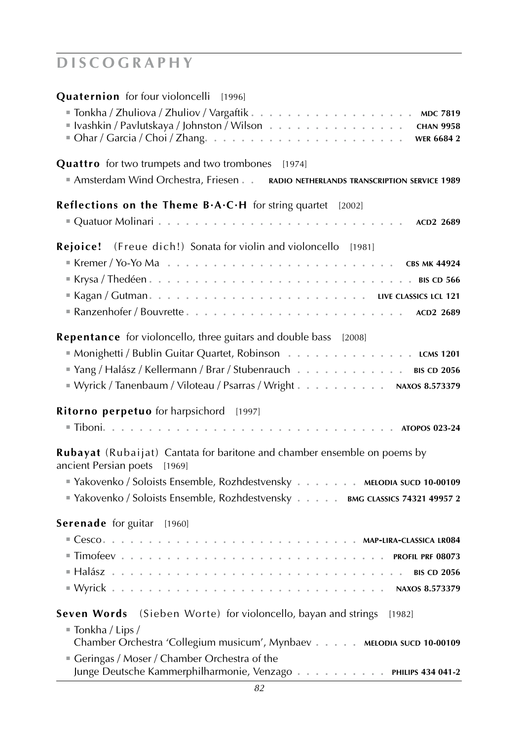## DISCOGRAPHY

**Quaternion** for four violoncelli [1996]

- Tonkha / Zhuliova / Zhuliov / Vargaftik . . . . . . . . . . . . . . . . . . **MDC 7819**
- Ivashkin / Pavlutskaya / Johnston / Wilson . . . . . . . . . . . . . . . **CHAN 9958**
- Ohar / Garcia / Choi / Zhang. . . . . . . . . . . . . . . . . . . . . . **WER 6684 2**

**Quattro** for two trumpets and two trombones [1974]

- Amsterdam Wind Orchestra, Friesen . . **RADIO NETHERLANDS TRANSCRIPTION SERVICE 1989**

**Reflections on the Theme B·A·C·H** for string quartet [2002]

- Quatuor Molinari . . . . . . . . . . . . . . . . . . . . . . . . . **ACD2 2689**

**Rejoice!** (Freue dich!) Sonata for violin and violoncello [1981]

- Kremer / Yo-Yo Ma . . . . . . . . . . . . . . . . . . . . . . . . **CBS MK 44924**
- Krysa / Thedéen . . . . . . . . . . . . . . . . . . . . . . . . . . **BIS CD 566**
- Kagan / Gutman. . . . . . . . . . . . . . . . . . . . . . **LIVE CLASSICS LCL 121**
- Ranzenhofer / Bouvrette . . . . . . . . . . . . . . . . . . . . . . **ACD2 2689**

**Repentance** for violoncello, three guitars and double bass [2008]

- Monighetti / Bublin Guitar Quartet, Robinson . . . . . . . . . . . . . . **LCMS 1201**
- Yang / Halász / Kellermann / Brar / Stubenrauch . . . . . . . . . . . . **BIS CD 2056**
- Wyrick / Tanenbaum / Viloteau / Psarras / Wright . . . . . . . . . . **NAXOS 8.573379**

**Ritorno perpetuo** for harpsichord [1997]

- Tiboni. . . . . . . . . . . . . . . . . . . . . . . . . . . . . . **ATOPOS 023-24**

**Rubayat** (Rubaijat) Cantata for baritone and chamber ensemble on poems by ancient Persian poets [1969]

- Yakovenko / Soloists Ensemble, Rozhdestvensky . . . . . . . **MELODIA SUCD 10-00109**
- Yakovenko / Soloists Ensemble, Rozhdestvensky . . . . . **BMG CLASSICS 74321 49957 2**

**Serenade** for guitar [1960]

- Cesco. . . . . . . . . . . . . . . . . . . . . . . . . . **MAP-LIRA-CLASSICA LR084**
- Timofeev . . . . . . . . . . . . . . . . . . . . . . . . . . . **PROFIL PRF 08073**
- Halász . . . . . . . . . . . . . . . . . . . . . . . . . . . . . . **BIS CD 2056**
- Wyrick . . . . . . . . . . . . . . . . . . . . . . . . . . . . **NAXOS 8.573379**

**Seven Words** (Sieben Worte) for violoncello, bayan and strings [1982]

- Tonkha / Lips / Chamber Orchestra 'Collegium musicum', Mynbaev . . . . . **MELODIA SUCD 10-00109**
- Geringas / Moser / Chamber Orchestra of the Junge Deutsche Kammerphilharmonie, Venzago . . . . . . . . . . **PHILIPS 434 041-2**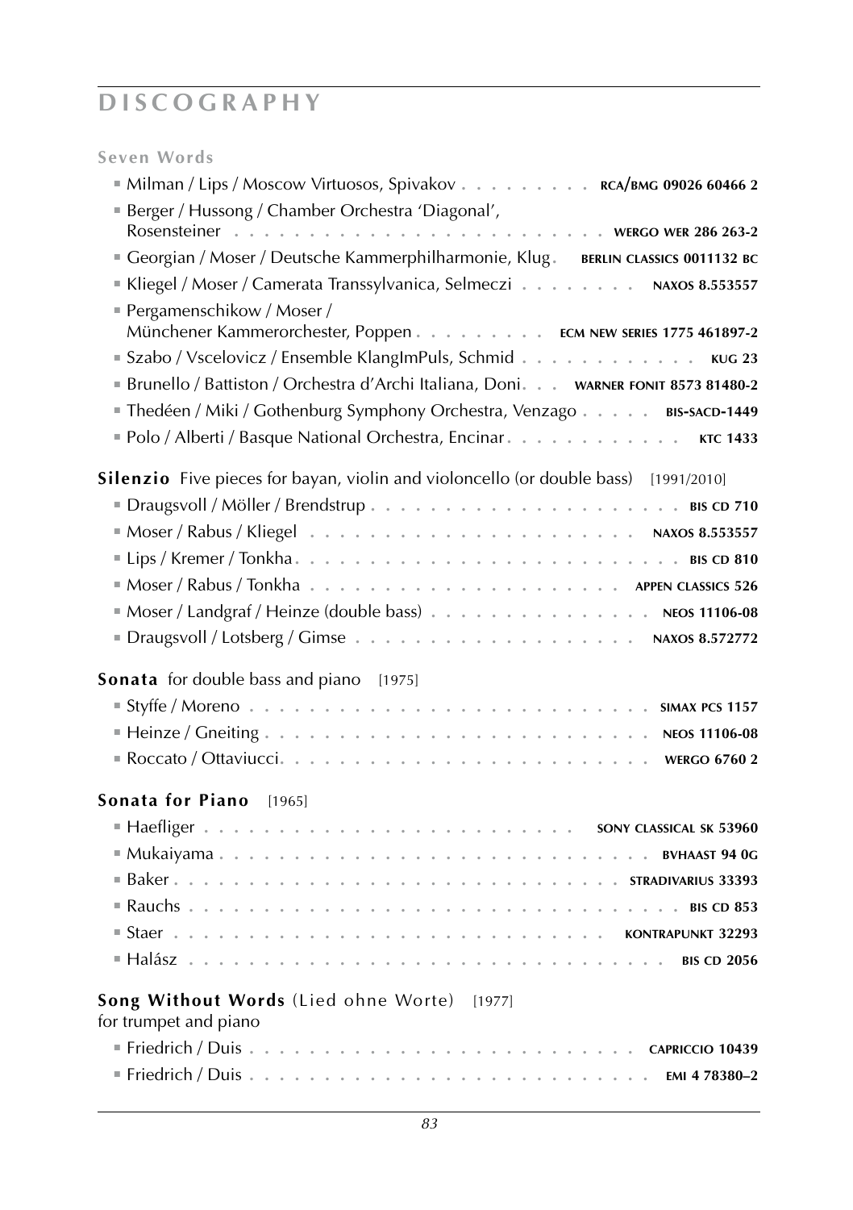# DISCOGRAPHY

**Seven Words**

- Milman / Lips / Moscow Virtuosos, Spivakov . . . . . . . . . RCA/BMG 09026 60466 2
- Berger / Hussong / Chamber Orchestra 'Diagonal', Rosensteiner . . . . . . . . . . . . . . . . . . . . . . . WERGO WER 286 263-2
- Georgian / Moser / Deutsche Kammerphilharmonie, Klug. BERLIN CLASSICS 0011132 BC
- Kliegel / Moser / Camerata Transsylvanica, Selmeczi . . . . . . . . NAXOS 8.553557
- Pergamenschikow / Moser / Münchener Kammerorchester, Poppen . . . . . . . . . ECM NEW SERIES 1775 461897-2
- Szabo / Vscelovicz / Ensemble KlangImPuls, Schmid . . . . . . . . . . . . KUG 23
- Brunello / Battiston / Orchestra d'Archi Italiana, Doni. . . WARNER FONIT 8573 81480-2
- Thedéen / Miki / Gothenburg Symphony Orchestra, Venzago . . . . . BIS-SACD-1449
- Polo / Alberti / Basque National Orchestra, Encinar. . . . . . . . . . . . KTC 1433

**Silenzio** Five pieces for bayan, violin and violoncello (or double bass) [1991/2010]

- Draugsvoll / Möller / Brendstrup . . . . . . . . . . . . . . . . . . . . BIS CD 710
- Moser / Rabus / Kliegel . . . . . . . . . . . . . . . . . . . . NAXOS 8.553557
- Lips / Kremer / Tonkha. . . . . . . . . . . . . . . . . . . . . . . . . BIS CD 810
- Moser / Rabus / Tonkha . . . . . . . . . . . . . . . . . . . . APPEN CLASSICS 526
- Moser / Landgraf / Heinze (double bass) . . . . . . . . . . . . . . . NEOS 11106-08
- Draugsvoll / Lotsberg / Gimse . . . . . . . . . . . . . . . . . . . NAXOS 8.572772

**Sonata** for double bass and piano [1975]

- Styffe / Moreno . . . . . . . . . . . . . . . . . . . . . . . . . . SIMAX PCS 1157
- Heinze / Gneiting . . . . . . . . . . . . . . . . . . . . . . . . . NEOS 11106-08
- Roccato / Ottaviucci. . . . . . . . . . . . . . . . . . . . . . . . . WERGO 6760 2

**Sonata for Piano** [1965]

- Haefliger . . . . . . . . . . . . . . . . . . . . . . . . SONY CLASSICAL SK 53960
- Mukaiyama . . . . . . . . . . . . . . . . . . . . . . . . . . . BVHAAST 94 0G
- Baker . . . . . . . . . . . . . . . . . . . . . . . . . . . . STRADIVARIUS 33393
- Rauchs . . . . . . . . . . . . . . . . . . . . . . . . . . . . . . . BIS CD 853
- Staer . . . . . . . . . . . . . . . . . . . . . . . . . . KONTRAPUNKT 32293
- Halász . . . . . . . . . . . . . . . . . . . . . . . . . . . . . . BIS CD 2056

**Song Without Words** (Lied ohne Worte) [1977]
for trumpet and piano

- Friedrich / Duis . . . . . . . . . . . . . . . . . . . . . . . . CAPRICCIO 10439
- Friedrich / Duis . . . . . . . . . . . . . . . . . . . . . . . . . EMI 4 78380–2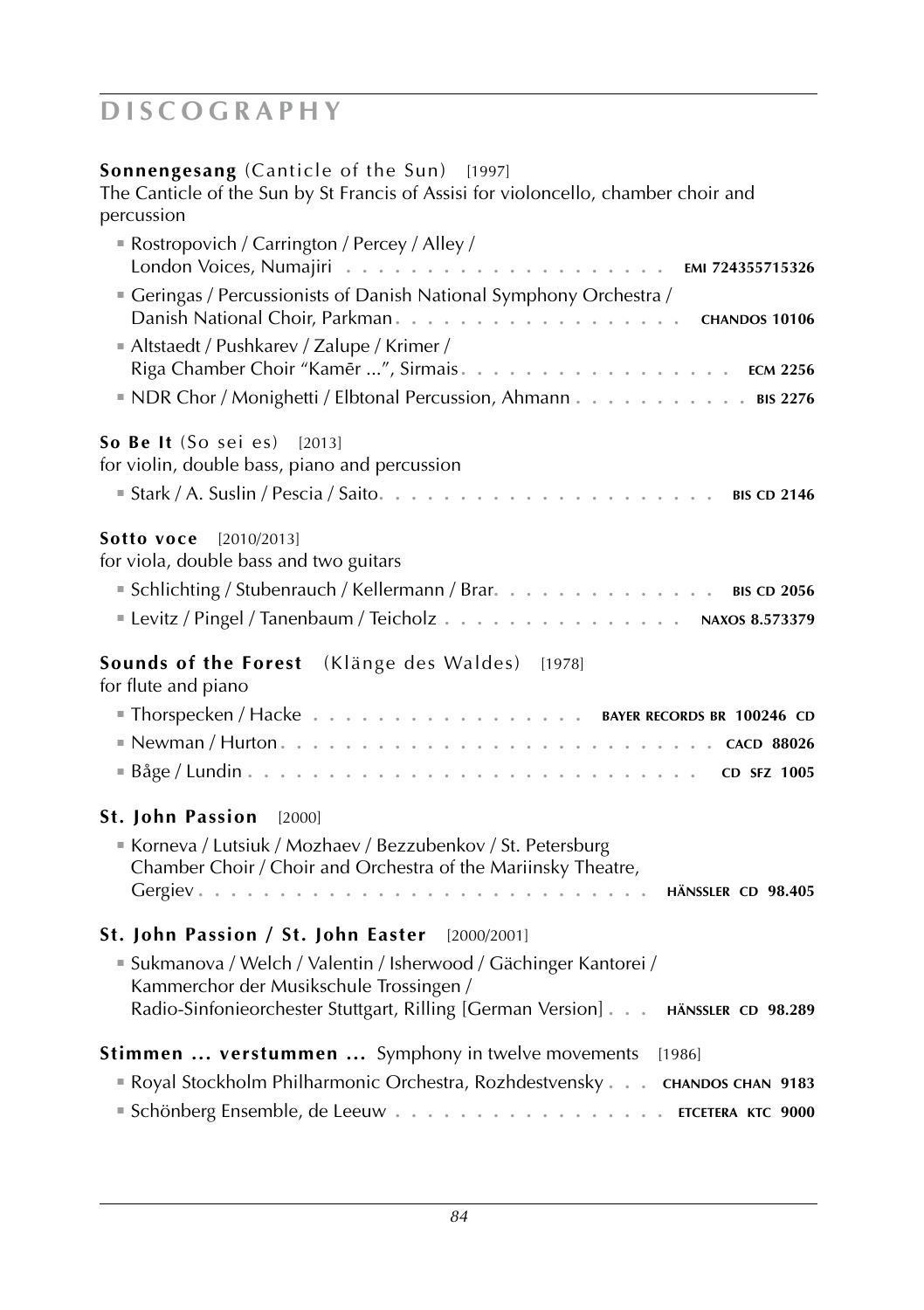# DISCOGRAPHY

**Sonnengesang** (Canticle of the Sun) [1997]
The Canticle of the Sun by St Francis of Assisi for violoncello, chamber choir and percussion

- Rostropovich / Carrington / Percey / Alley / London Voices, Numajiri . . . . . . . . . . . . . . . . . . . . **EMI 724355715326**
- Geringas / Percussionists of Danish National Symphony Orchestra / Danish National Choir, Parkman. . . . . . . . . . . . . . . . . . **CHANDOS 10106**
- Altstaedt / Pushkarev / Zalupe / Krimer / Riga Chamber Choir "Kamēr ...", Sirmais. . . . . . . . . . . . . . . . . **ECM 2256**
- NDR Chor / Monighetti / Elbtonal Percussion, Ahmann . . . . . . . . . . . **BIS 2276**

**So Be It** (So sei es) [2013]
for violin, double bass, piano and percussion

- Stark / A. Suslin / Pescia / Saito. . . . . . . . . . . . . . . . . . . . **BIS CD 2146**

**Sotto voce** [2010/2013]
for viola, double bass and two guitars

- Schlichting / Stubenrauch / Kellermann / Brar. . . . . . . . . . . . . . **BIS CD 2056**
- Levitz / Pingel / Tanenbaum / Teicholz . . . . . . . . . . . . . . . **NAXOS 8.573379**

**Sounds of the Forest** (Klänge des Waldes) [1978]
for flute and piano

- Thorspecken / Hacke . . . . . . . . . . . . . . . . . **BAYER RECORDS BR 100246 CD**
- Newman / Hurton. . . . . . . . . . . . . . . . . . . . . . . . . . **CACD 88026**
- Båge / Lundin . . . . . . . . . . . . . . . . . . . . . . . . . . **CD SFZ 1005**

**St. John Passion** [2000]

- Korneva / Lutsiuk / Mozhaev / Bezzubenkov / St. Petersburg Chamber Choir / Choir and Orchestra of the Mariinsky Theatre, Gergiev . . . . . . . . . . . . . . . . . . . . . . . . . . **HÄNSSLER CD 98.405**

**St. John Passion / St. John Easter** [2000/2001]

- Sukmanova / Welch / Valentin / Isherwood / Gächinger Kantorei / Kammerchor der Musikschule Trossingen / Radio-Sinfonieorchester Stuttgart, Rilling [German Version] . . . **HÄNSSLER CD 98.289**

**Stimmen ... verstummen ...** Symphony in twelve movements [1986]

- Royal Stockholm Philharmonic Orchestra, Rozhdestvensky . . . **CHANDOS CHAN 9183**
- Schönberg Ensemble, de Leeuw . . . . . . . . . . . . . . . . . **ETCETERA KTC 9000**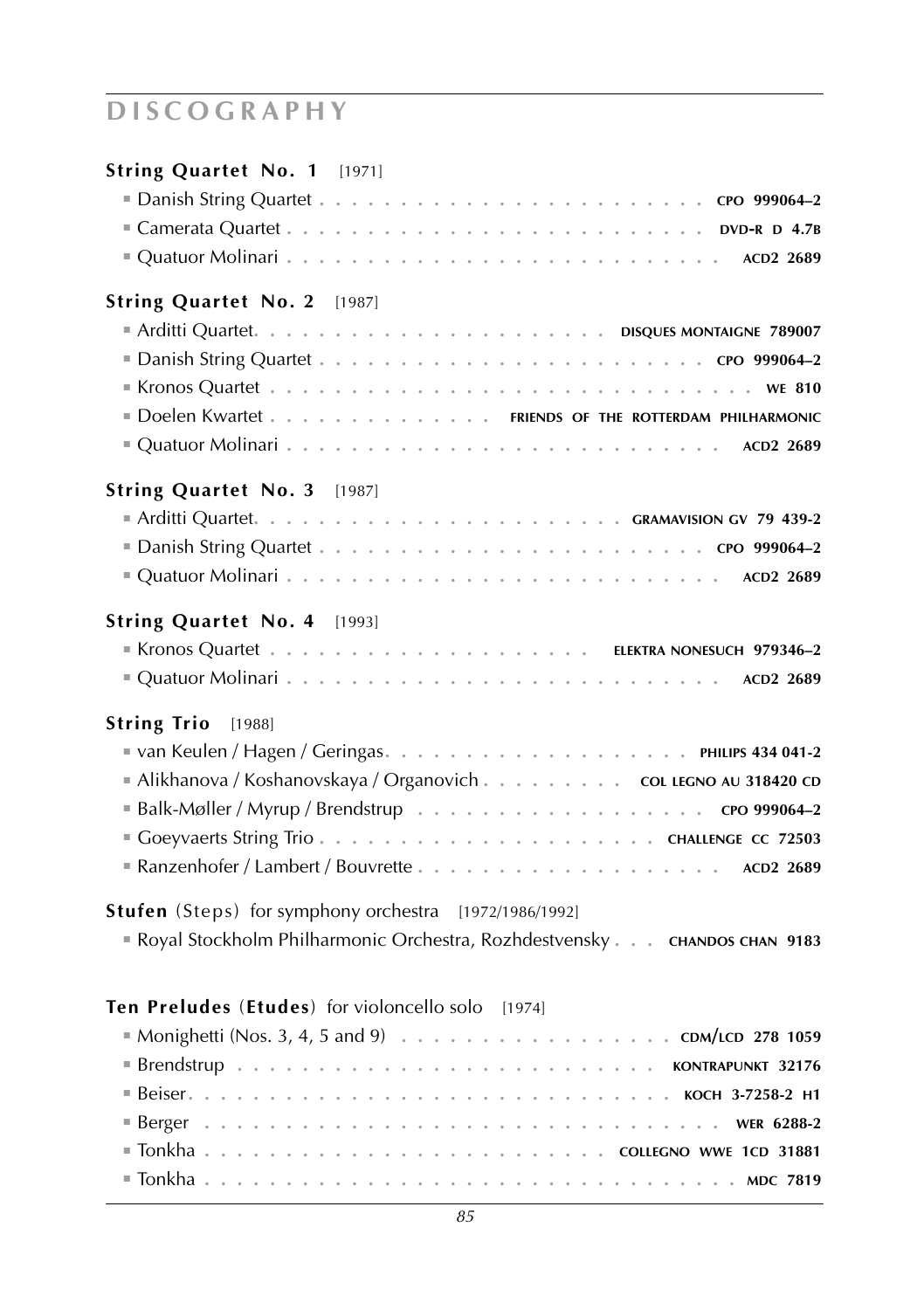# DISCOGRAPHY

**String Quartet No. 1** [1971]

- Danish String Quartet . . . . . . . . . . . . . . . . . . . . . . . CPO 999064–2
- Camerata Quartet . . . . . . . . . . . . . . . . . . . . . . . DVD-R D 4.7B
- Quatuor Molinari . . . . . . . . . . . . . . . . . . . . . . . ACD2 2689

**String Quartet No. 2** [1987]

- Arditti Quartet. . . . . . . . . . . . . . . . . . . . . DISQUES MONTAIGNE 789007
- Danish String Quartet . . . . . . . . . . . . . . . . . . . . . . . CPO 999064–2
- Kronos Quartet . . . . . . . . . . . . . . . . . . . . . . . . . . WE 810
- Doelen Kwartet . . . . . . . . . . . . FRIENDS OF THE ROTTERDAM PHILHARMONIC
- Quatuor Molinari . . . . . . . . . . . . . . . . . . . . . . . ACD2 2689

**String Quartet No. 3** [1987]

- Arditti Quartet. . . . . . . . . . . . . . . . . . . . . GRAMAVISION GV 79 439-2
- Danish String Quartet . . . . . . . . . . . . . . . . . . . . . . . CPO 999064–2
- Quatuor Molinari . . . . . . . . . . . . . . . . . . . . . . . ACD2 2689

**String Quartet No. 4** [1993]

- Kronos Quartet . . . . . . . . . . . . . . . . . . . ELEKTRA NONESUCH 979346–2
- Quatuor Molinari . . . . . . . . . . . . . . . . . . . . . . . ACD2 2689

**String Trio** [1988]

- van Keulen / Hagen / Geringas. . . . . . . . . . . . . . . . . . . PHILIPS 434 041-2
- Alikhanova / Koshanovskaya / Organovich . . . . . . . . . COL LEGNO AU 318420 CD
- Balk-Møller / Myrup / Brendstrup . . . . . . . . . . . . . . . . . CPO 999064–2
- Goeyvaerts String Trio . . . . . . . . . . . . . . . . . . . . CHALLENGE CC 72503
- Ranzenhofer / Lambert / Bouvrette . . . . . . . . . . . . . . . . . ACD2 2689

**Stufen** (Steps) for symphony orchestra [1972/1986/1992]

- Royal Stockholm Philharmonic Orchestra, Rozhdestvensky . . . CHANDOS CHAN 9183

**Ten Preludes** (**Etudes**) for violoncello solo [1974]

- Monighetti (Nos. 3, 4, 5 and 9) . . . . . . . . . . . . . . . . CDM/LCD 278 1059
- Brendstrup . . . . . . . . . . . . . . . . . . . . . . . . KONTRAPUNKT 32176
- Beiser. . . . . . . . . . . . . . . . . . . . . . . . . . KOCH 3-7258-2 H1
- Berger . . . . . . . . . . . . . . . . . . . . . . . . . . . . WER 6288-2
- Tonkha . . . . . . . . . . . . . . . . . . . . . . . COLLEGNO WWE 1CD 31881
- Tonkha . . . . . . . . . . . . . . . . . . . . . . . . . . . . . MDC 7819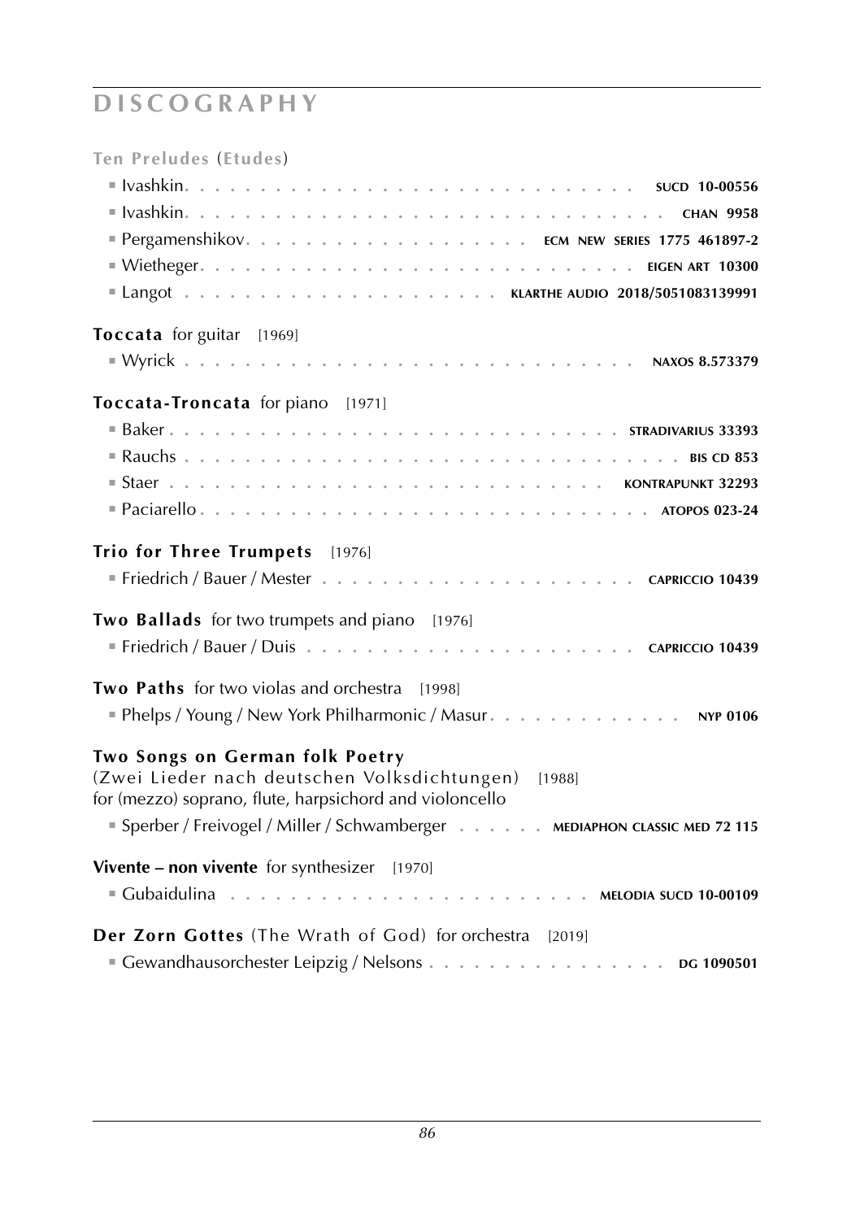# DISCOGRAPHY

**Ten Preludes (Etudes)**

- Ivashkin. . . . . . . . . . . . . . . . . . . . . . . . . . . . SUCD 10-00556
- Ivashkin. . . . . . . . . . . . . . . . . . . . . . . . . . . . . CHAN 9958
- Pergamenshikov. . . . . . . . . . . . . . . . . . . ECM NEW SERIES 1775 461897-2
- Wietheger. . . . . . . . . . . . . . . . . . . . . . . . . . . EIGEN ART 10300
- Langot . . . . . . . . . . . . . . . . . . . . KLARTHE AUDIO 2018/5051083139991

**Toccata** for guitar [1969]

- Wyrick . . . . . . . . . . . . . . . . . . . . . . . . . . . . NAXOS 8.573379

**Toccata-Troncata** for piano [1971]

- Baker . . . . . . . . . . . . . . . . . . . . . . . . . . . STRADIVARIUS 33393
- Rauchs . . . . . . . . . . . . . . . . . . . . . . . . . . . . . . . BIS CD 853
- Staer . . . . . . . . . . . . . . . . . . . . . . . . . . KONTRAPUNKT 32293
- Paciarello . . . . . . . . . . . . . . . . . . . . . . . . . . . . ATOPOS 023-24

**Trio for Three Trumpets** [1976]

- Friedrich / Bauer / Mester . . . . . . . . . . . . . . . . . . . . CAPRICCIO 10439

**Two Ballads** for two trumpets and piano [1976]

- Friedrich / Bauer / Duis . . . . . . . . . . . . . . . . . . . . . CAPRICCIO 10439

**Two Paths** for two violas and orchestra [1998]

- Phelps / Young / New York Philharmonic / Masur. . . . . . . . . . . . . NYP 0106

**Two Songs on German folk Poetry**
(Zwei Lieder nach deutschen Volksdichtungen) [1988]
for (mezzo) soprano, flute, harpsichord and violoncello

- Sperber / Freivogel / Miller / Schwamberger . . . . . . MEDIAPHON CLASSIC MED 72 115

**Vivente – non vivente** for synthesizer [1970]

- Gubaidulina . . . . . . . . . . . . . . . . . . . . . . . MELODIA SUCD 10-00109

**Der Zorn Gottes** (The Wrath of God) for orchestra [2019]

- Gewandhausorchester Leipzig / Nelsons . . . . . . . . . . . . . . . . DG 1090501